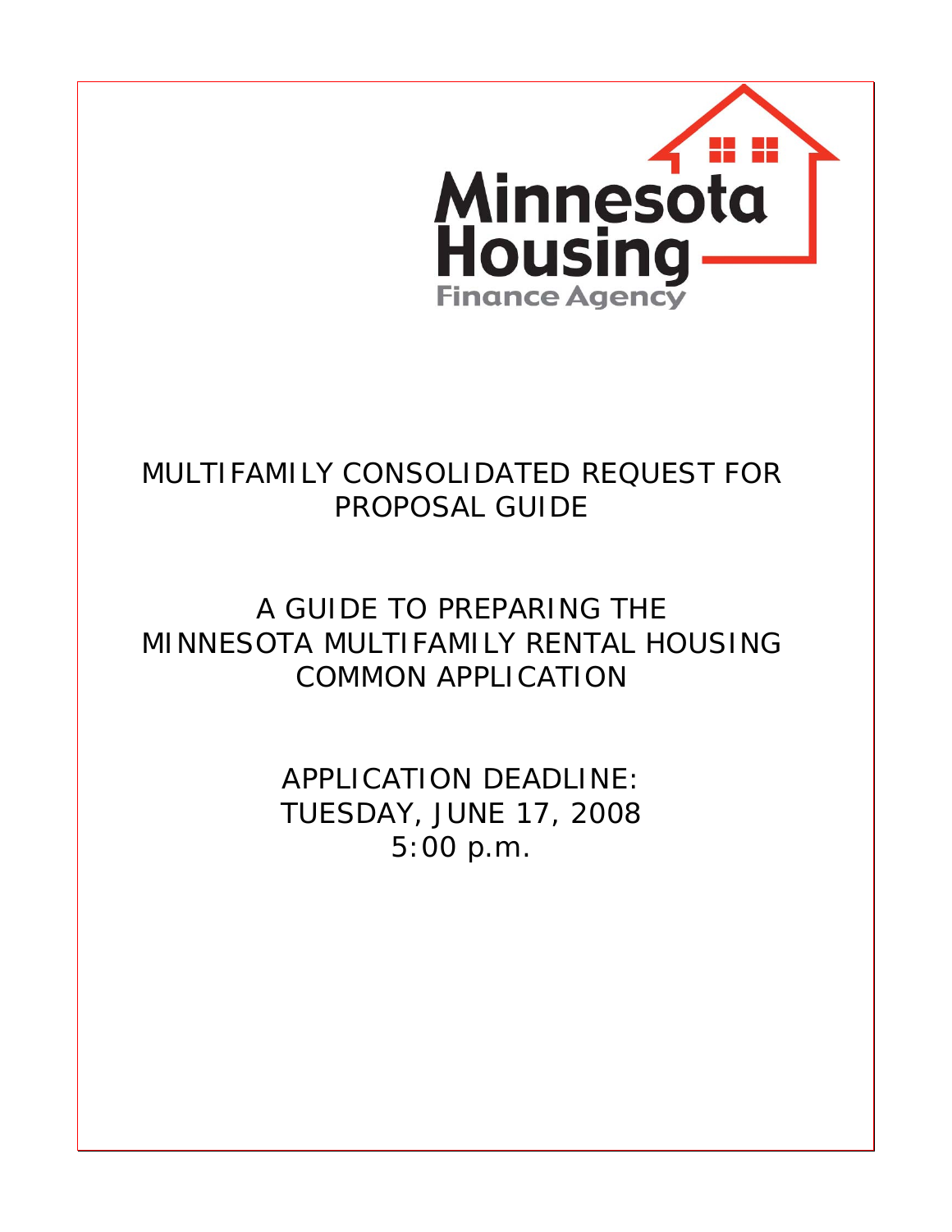Minnesota Housing Finance Agency

# MULTIFAMILY CONSOLIDATED REQUEST FOR PROPOSAL GUIDE

## A GUIDE TO PREPARING THE MINNESOTA MULTIFAMILY RENTAL HOUSING COMMON APPLICATION

APPLICATION DEADLINE:
TUESDAY, JUNE 17, 2008
5:00 p.m.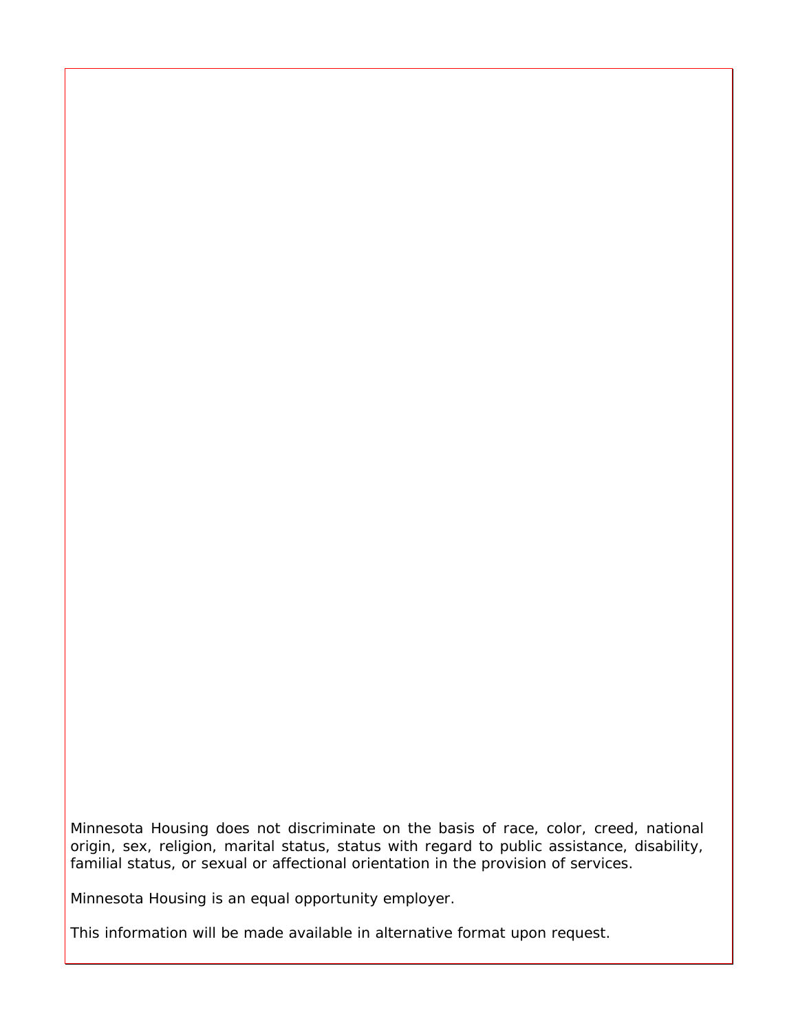Minnesota Housing does not discriminate on the basis of race, color, creed, national origin, sex, religion, marital status, status with regard to public assistance, disability, familial status, or sexual or affectional orientation in the provision of services.

Minnesota Housing is an equal opportunity employer.

This information will be made available in alternative format upon request.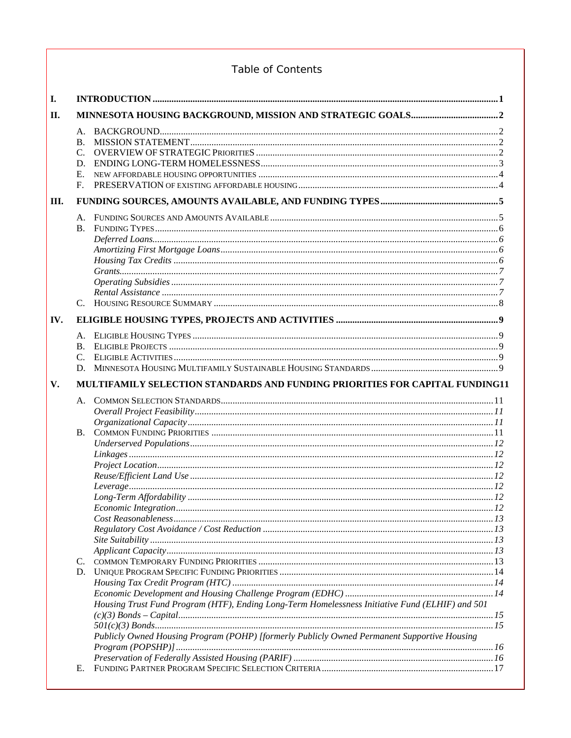# Table of Contents

**I. INTRODUCTION** ... 1

**II. MINNESOTA HOUSING BACKGROUND, MISSION AND STRATEGIC GOALS** ... 2

- A. BACKGROUND ... 2
- B. MISSION STATEMENT ... 2
- C. OVERVIEW OF STRATEGIC PRIORITIES ... 2
- D. ENDING LONG-TERM HOMELESSNESS ... 3
- E. NEW AFFORDABLE HOUSING OPPORTUNITIES ... 4
- F. PRESERVATION OF EXISTING AFFORDABLE HOUSING ... 4

**III. FUNDING SOURCES, AMOUNTS AVAILABLE, AND FUNDING TYPES** ... 5

- A. FUNDING SOURCES AND AMOUNTS AVAILABLE ... 5
- B. FUNDING TYPES ... 6
  - *Deferred Loans* ... 6
  - *Amortizing First Mortgage Loans* ... 6
  - *Housing Tax Credits* ... 6
  - *Grants* ... 7
  - *Operating Subsidies* ... 7
  - *Rental Assistance* ... 7
- C. HOUSING RESOURCE SUMMARY ... 8

**IV. ELIGIBLE HOUSING TYPES, PROJECTS AND ACTIVITIES** ... 9

- A. ELIGIBLE HOUSING TYPES ... 9
- B. ELIGIBLE PROJECTS ... 9
- C. ELIGIBLE ACTIVITIES ... 9
- D. MINNESOTA HOUSING MULTIFAMILY SUSTAINABLE HOUSING STANDARDS ... 9

**V. MULTIFAMILY SELECTION STANDARDS AND FUNDING PRIORITIES FOR CAPITAL FUNDING** ... 11

- A. COMMON SELECTION STANDARDS ... 11
  - *Overall Project Feasibility* ... 11
  - *Organizational Capacity* ... 11
- B. COMMON FUNDING PRIORITIES ... 11
  - *Underserved Populations* ... 12
  - *Linkages* ... 12
  - *Project Location* ... 12
  - *Reuse/Efficient Land Use* ... 12
  - *Leverage* ... 12
  - *Long-Term Affordability* ... 12
  - *Economic Integration* ... 12
  - *Cost Reasonableness* ... 13
  - *Regulatory Cost Avoidance / Cost Reduction* ... 13
  - *Site Suitability* ... 13
  - *Applicant Capacity* ... 13
- C. COMMON TEMPORARY FUNDING PRIORITIES ... 13
- D. UNIQUE PROGRAM SPECIFIC FUNDING PRIORITIES ... 14
  - *Housing Tax Credit Program (HTC)* ... 14
  - *Economic Development and Housing Challenge Program (EDHC)* ... 14
  - *Housing Trust Fund Program (HTF), Ending Long-Term Homelessness Initiative Fund (ELHIF) and 501 (c)(3) Bonds – Capital* ... 15
  - *501(c)(3) Bonds* ... 15
  - *Publicly Owned Housing Program (POHP) [formerly Publicly Owned Permanent Supportive Housing Program (POPSHP)]* ... 16
  - *Preservation of Federally Assisted Housing (PARIF)* ... 16
- E. FUNDING PARTNER PROGRAM SPECIFIC SELECTION CRITERIA ... 17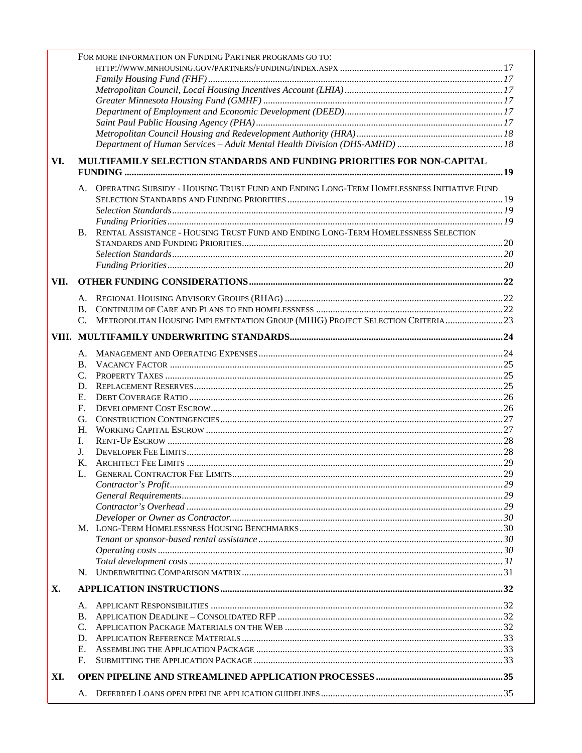FOR MORE INFORMATION ON FUNDING PARTNER PROGRAMS GO TO: HTTP://WWW.MNHOUSING.GOV/PARTNERS/FUNDING/INDEX.ASPX ..... 17

- *Family Housing Fund (FHF)* ..... 17
- *Metropolitan Council, Local Housing Incentives Account (LHIA)* ..... 17
- *Greater Minnesota Housing Fund (GMHF)* ..... 17
- *Department of Employment and Economic Development (DEED)* ..... 17
- *Saint Paul Public Housing Agency (PHA)* ..... 17
- *Metropolitan Council Housing and Redevelopment Authority (HRA)* ..... 18
- *Department of Human Services – Adult Mental Health Division (DHS-AMHD)* ..... 18

**VI. MULTIFAMILY SELECTION STANDARDS AND FUNDING PRIORITIES FOR NON-CAPITAL FUNDING ..... 19**

A. OPERATING SUBSIDY - HOUSING TRUST FUND AND ENDING LONG-TERM HOMELESSNESS INITIATIVE FUND SELECTION STANDARDS AND FUNDING PRIORITIES ..... 19
- *Selection Standards* ..... 19
- *Funding Priorities* ..... 19

B. RENTAL ASSISTANCE - HOUSING TRUST FUND AND ENDING LONG-TERM HOMELESSNESS SELECTION STANDARDS AND FUNDING PRIORITIES ..... 20
- *Selection Standards* ..... 20
- *Funding Priorities* ..... 20

**VII. OTHER FUNDING CONSIDERATIONS ..... 22**

A. REGIONAL HOUSING ADVISORY GROUPS (RHAG) ..... 22
B. CONTINUUM OF CARE AND PLANS TO END HOMELESSNESS ..... 22
C. METROPOLITAN HOUSING IMPLEMENTATION GROUP (MHIG) PROJECT SELECTION CRITERIA ..... 23

**VIII. MULTIFAMILY UNDERWRITING STANDARDS ..... 24**

A. MANAGEMENT AND OPERATING EXPENSES ..... 24
B. VACANCY FACTOR ..... 25
C. PROPERTY TAXES ..... 25
D. REPLACEMENT RESERVES ..... 25
E. DEBT COVERAGE RATIO ..... 26
F. DEVELOPMENT COST ESCROW ..... 26
G. CONSTRUCTION CONTINGENCIES ..... 27
H. WORKING CAPITAL ESCROW ..... 27
I. RENT-UP ESCROW ..... 28
J. DEVELOPER FEE LIMITS ..... 28
K. ARCHITECT FEE LIMITS ..... 29
L. GENERAL CONTRACTOR FEE LIMITS ..... 29
- *Contractor's Profit* ..... 29
- *General Requirements* ..... 29
- *Contractor's Overhead* ..... 29
- *Developer or Owner as Contractor* ..... 30

M. LONG-TERM HOMELESSNESS HOUSING BENCHMARKS ..... 30
- *Tenant or sponsor-based rental assistance* ..... 30
- *Operating costs* ..... 30
- *Total development costs* ..... 31

N. UNDERWRITING COMPARISON MATRIX ..... 31

**X. APPLICATION INSTRUCTIONS ..... 32**

A. APPLICANT RESPONSIBILITIES ..... 32
B. APPLICATION DEADLINE – CONSOLIDATED RFP ..... 32
C. APPLICATION PACKAGE MATERIALS ON THE WEB ..... 32
D. APPLICATION REFERENCE MATERIALS ..... 33
E. ASSEMBLING THE APPLICATION PACKAGE ..... 33
F. SUBMITTING THE APPLICATION PACKAGE ..... 33

**XI. OPEN PIPELINE AND STREAMLINED APPLICATION PROCESSES ..... 35**

A. DEFERRED LOANS OPEN PIPELINE APPLICATION GUIDELINES ..... 35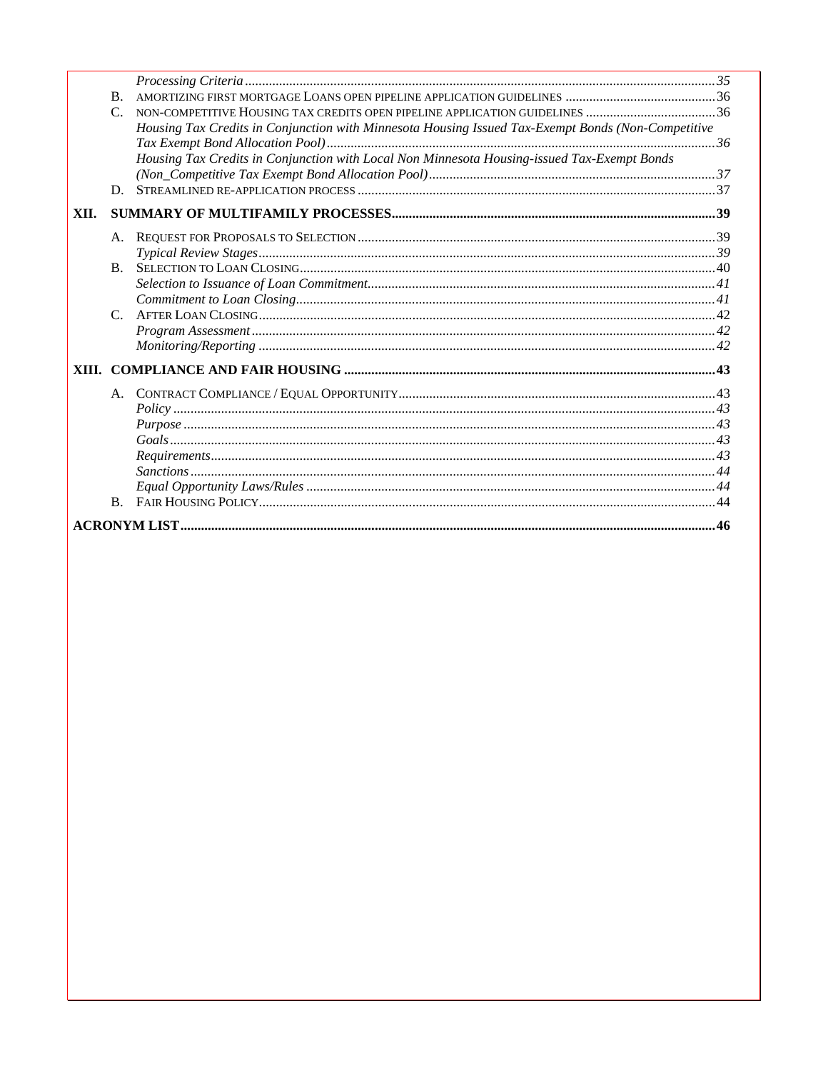*Processing Criteria* ........ 35

B. AMORTIZING FIRST MORTGAGE LOANS OPEN PIPELINE APPLICATION GUIDELINES ........ 36

C. NON-COMPETITIVE HOUSING TAX CREDITS OPEN PIPELINE APPLICATION GUIDELINES ........ 36

*Housing Tax Credits in Conjunction with Minnesota Housing Issued Tax-Exempt Bonds (Non-Competitive Tax Exempt Bond Allocation Pool)* ........ 36

*Housing Tax Credits in Conjunction with Local Non Minnesota Housing-issued Tax-Exempt Bonds (Non_Competitive Tax Exempt Bond Allocation Pool)* ........ 37

D. STREAMLINED RE-APPLICATION PROCESS ........ 37

**XII. SUMMARY OF MULTIFAMILY PROCESSES ........ 39**

A. REQUEST FOR PROPOSALS TO SELECTION ........ 39

*Typical Review Stages* ........ 39

B. SELECTION TO LOAN CLOSING ........ 40

*Selection to Issuance of Loan Commitment* ........ 41

*Commitment to Loan Closing* ........ 41

C. AFTER LOAN CLOSING ........ 42

*Program Assessment* ........ 42

*Monitoring/Reporting* ........ 42

**XIII. COMPLIANCE AND FAIR HOUSING ........ 43**

A. CONTRACT COMPLIANCE / EQUAL OPPORTUNITY ........ 43

*Policy* ........ 43

*Purpose* ........ 43

*Goals* ........ 43

*Requirements* ........ 43

*Sanctions* ........ 44

*Equal Opportunity Laws/Rules* ........ 44

B. FAIR HOUSING POLICY ........ 44

**ACRONYM LIST ........ 46**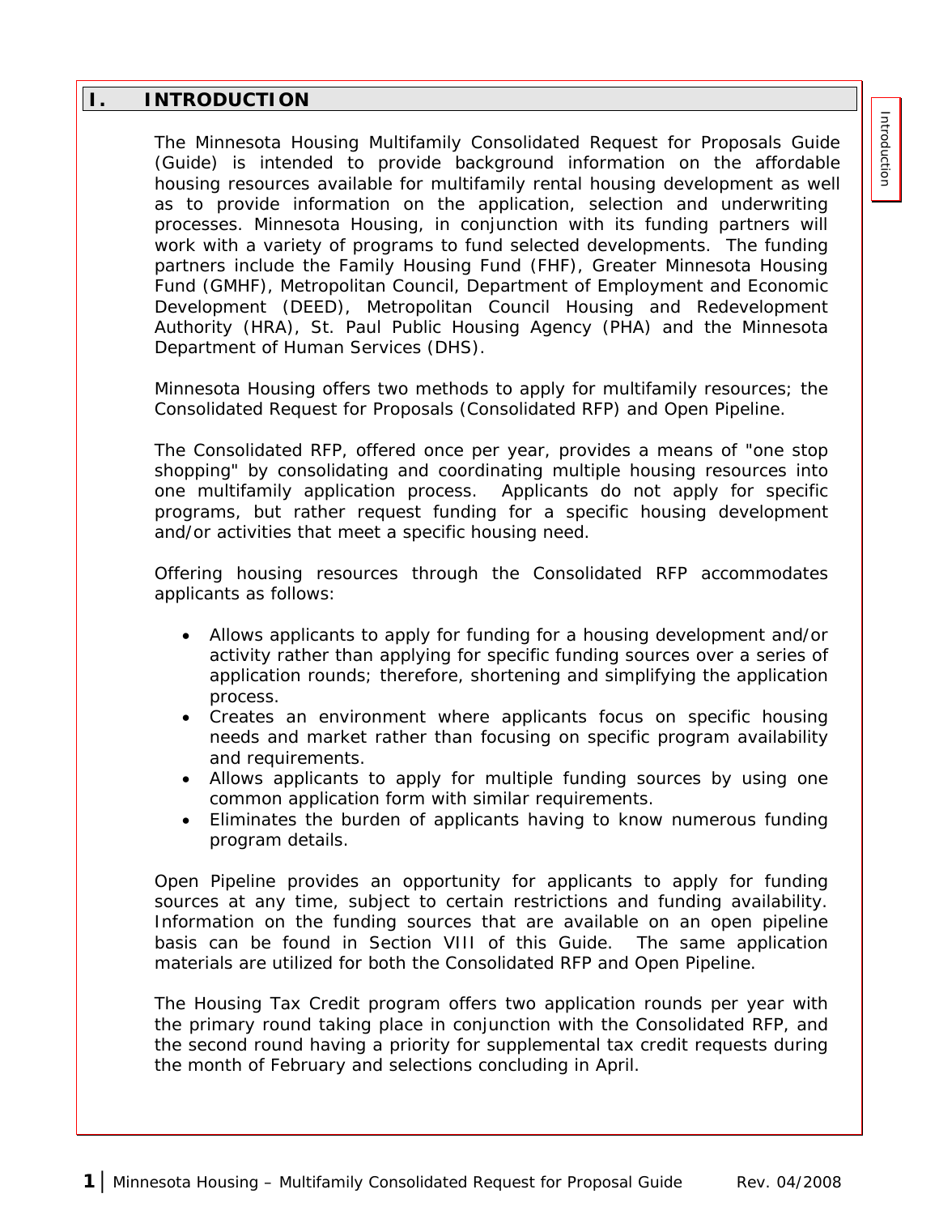# I. INTRODUCTION

The Minnesota Housing Multifamily Consolidated Request for Proposals Guide (Guide) is intended to provide background information on the affordable housing resources available for multifamily rental housing development as well as to provide information on the application, selection and underwriting processes. Minnesota Housing, in conjunction with its funding partners will work with a variety of programs to fund selected developments. The funding partners include the Family Housing Fund (FHF), Greater Minnesota Housing Fund (GMHF), Metropolitan Council, Department of Employment and Economic Development (DEED), Metropolitan Council Housing and Redevelopment Authority (HRA), St. Paul Public Housing Agency (PHA) and the Minnesota Department of Human Services (DHS).

Minnesota Housing offers two methods to apply for multifamily resources; the Consolidated Request for Proposals (Consolidated RFP) and Open Pipeline.

The Consolidated RFP, offered once per year, provides a means of "one stop shopping" by consolidating and coordinating multiple housing resources into one multifamily application process. Applicants do not apply for specific programs, but rather request funding for a specific housing development and/or activities that meet a specific housing need.

Offering housing resources through the Consolidated RFP accommodates applicants as follows:

- Allows applicants to apply for funding for a housing development and/or activity rather than applying for specific funding sources over a series of application rounds; therefore, shortening and simplifying the application process.
- Creates an environment where applicants focus on specific housing needs and market rather than focusing on specific program availability and requirements.
- Allows applicants to apply for multiple funding sources by using one common application form with similar requirements.
- Eliminates the burden of applicants having to know numerous funding program details.

Open Pipeline provides an opportunity for applicants to apply for funding sources at any time, subject to certain restrictions and funding availability. Information on the funding sources that are available on an open pipeline basis can be found in Section VIII of this Guide. The same application materials are utilized for both the Consolidated RFP and Open Pipeline.

The Housing Tax Credit program offers two application rounds per year with the primary round taking place in conjunction with the Consolidated RFP, and the second round having a priority for supplemental tax credit requests during the month of February and selections concluding in April.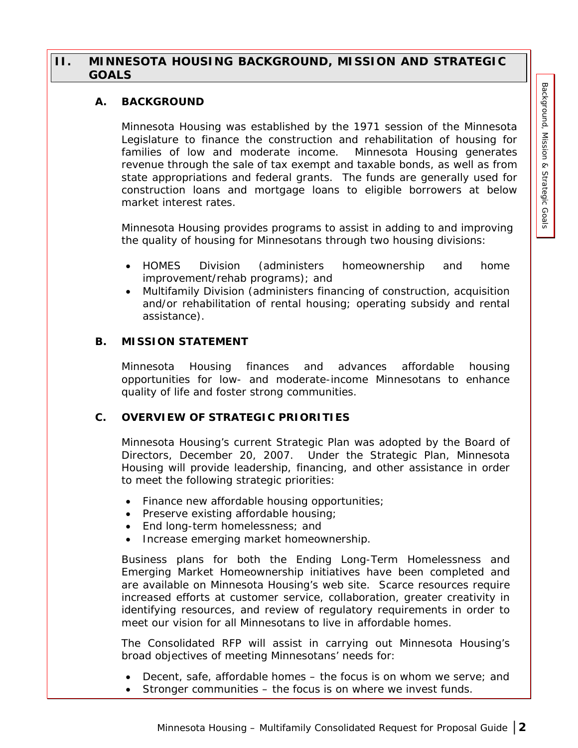## II. MINNESOTA HOUSING BACKGROUND, MISSION AND STRATEGIC GOALS

### A. BACKGROUND

Minnesota Housing was established by the 1971 session of the Minnesota Legislature to finance the construction and rehabilitation of housing for families of low and moderate income. Minnesota Housing generates revenue through the sale of tax exempt and taxable bonds, as well as from state appropriations and federal grants. The funds are generally used for construction loans and mortgage loans to eligible borrowers at below market interest rates.

Minnesota Housing provides programs to assist in adding to and improving the quality of housing for Minnesotans through two housing divisions:

- HOMES Division (administers homeownership and home improvement/rehab programs); and
- Multifamily Division (administers financing of construction, acquisition and/or rehabilitation of rental housing; operating subsidy and rental assistance).

### B. MISSION STATEMENT

Minnesota Housing finances and advances affordable housing opportunities for low- and moderate-income Minnesotans to enhance quality of life and foster strong communities.

### C. OVERVIEW OF STRATEGIC PRIORITIES

Minnesota Housing's current Strategic Plan was adopted by the Board of Directors, December 20, 2007. Under the Strategic Plan, Minnesota Housing will provide leadership, financing, and other assistance in order to meet the following strategic priorities:

- Finance new affordable housing opportunities;
- Preserve existing affordable housing;
- End long-term homelessness; and
- Increase emerging market homeownership.

Business plans for both the Ending Long-Term Homelessness and Emerging Market Homeownership initiatives have been completed and are available on Minnesota Housing's web site. Scarce resources require increased efforts at customer service, collaboration, greater creativity in identifying resources, and review of regulatory requirements in order to meet our vision for all Minnesotans to live in affordable homes.

The Consolidated RFP will assist in carrying out Minnesota Housing's broad objectives of meeting Minnesotans' needs for:

- Decent, safe, affordable homes – the focus is on whom we serve; and
- Stronger communities – the focus is on where we invest funds.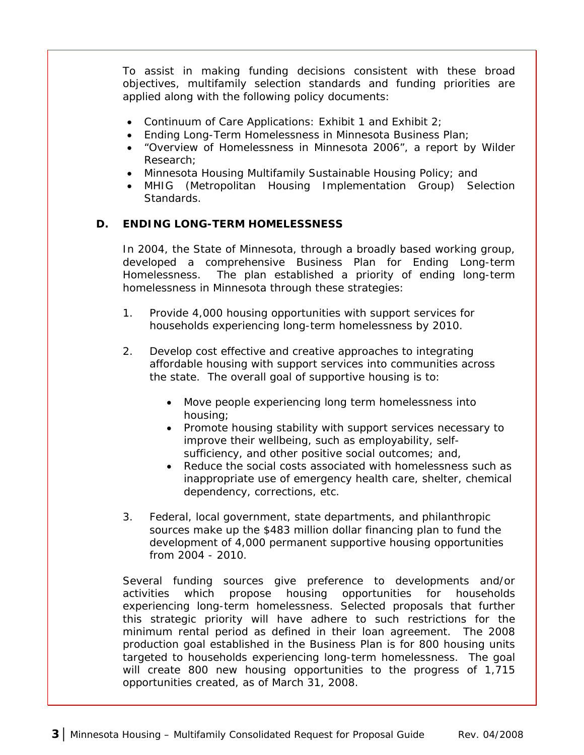To assist in making funding decisions consistent with these broad objectives, multifamily selection standards and funding priorities are applied along with the following policy documents:

- Continuum of Care Applications: Exhibit 1 and Exhibit 2;
- Ending Long-Term Homelessness in Minnesota Business Plan;
- "Overview of Homelessness in Minnesota 2006", a report by Wilder Research;
- Minnesota Housing Multifamily Sustainable Housing Policy; and
- MHIG (Metropolitan Housing Implementation Group) Selection Standards.

**D. ENDING LONG-TERM HOMELESSNESS**

In 2004, the State of Minnesota, through a broadly based working group, developed a comprehensive Business Plan for Ending Long-term Homelessness. The plan established a priority of ending long-term homelessness in Minnesota through these strategies:

1. Provide 4,000 housing opportunities with support services for households experiencing long-term homelessness by 2010.

2. Develop cost effective and creative approaches to integrating affordable housing with support services into communities across the state. The overall goal of supportive housing is to:

   - Move people experiencing long term homelessness into housing;
   - Promote housing stability with support services necessary to improve their wellbeing, such as employability, self-sufficiency, and other positive social outcomes; and,
   - Reduce the social costs associated with homelessness such as inappropriate use of emergency health care, shelter, chemical dependency, corrections, etc.

3. Federal, local government, state departments, and philanthropic sources make up the $483 million dollar financing plan to fund the development of 4,000 permanent supportive housing opportunities from 2004 - 2010.

Several funding sources give preference to developments and/or activities which propose housing opportunities for households experiencing long-term homelessness. Selected proposals that further this strategic priority will have adhere to such restrictions for the minimum rental period as defined in their loan agreement. The 2008 production goal established in the Business Plan is for 800 housing units targeted to households experiencing long-term homelessness. The goal will create 800 new housing opportunities to the progress of 1,715 opportunities created, as of March 31, 2008.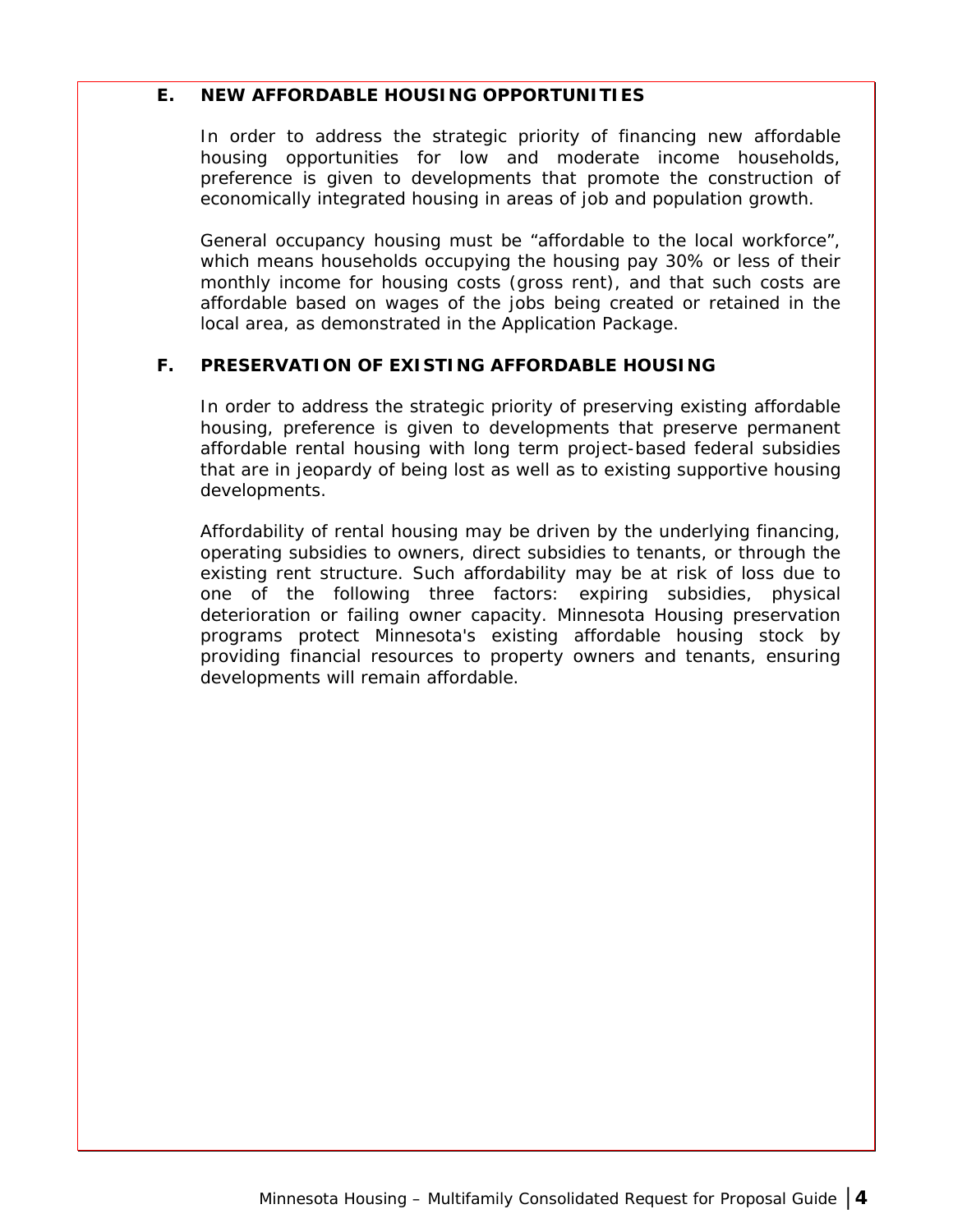## E. NEW AFFORDABLE HOUSING OPPORTUNITIES

In order to address the strategic priority of financing new affordable housing opportunities for low and moderate income households, preference is given to developments that promote the construction of economically integrated housing in areas of job and population growth.

General occupancy housing must be "affordable to the local workforce", which means households occupying the housing pay 30% or less of their monthly income for housing costs (gross rent), and that such costs are affordable based on wages of the jobs being created or retained in the local area, as demonstrated in the Application Package.

## F. PRESERVATION OF EXISTING AFFORDABLE HOUSING

In order to address the strategic priority of preserving existing affordable housing, preference is given to developments that preserve permanent affordable rental housing with long term project-based federal subsidies that are in jeopardy of being lost as well as to existing supportive housing developments.

Affordability of rental housing may be driven by the underlying financing, operating subsidies to owners, direct subsidies to tenants, or through the existing rent structure. Such affordability may be at risk of loss due to one of the following three factors: expiring subsidies, physical deterioration or failing owner capacity. Minnesota Housing preservation programs protect Minnesota's existing affordable housing stock by providing financial resources to property owners and tenants, ensuring developments will remain affordable.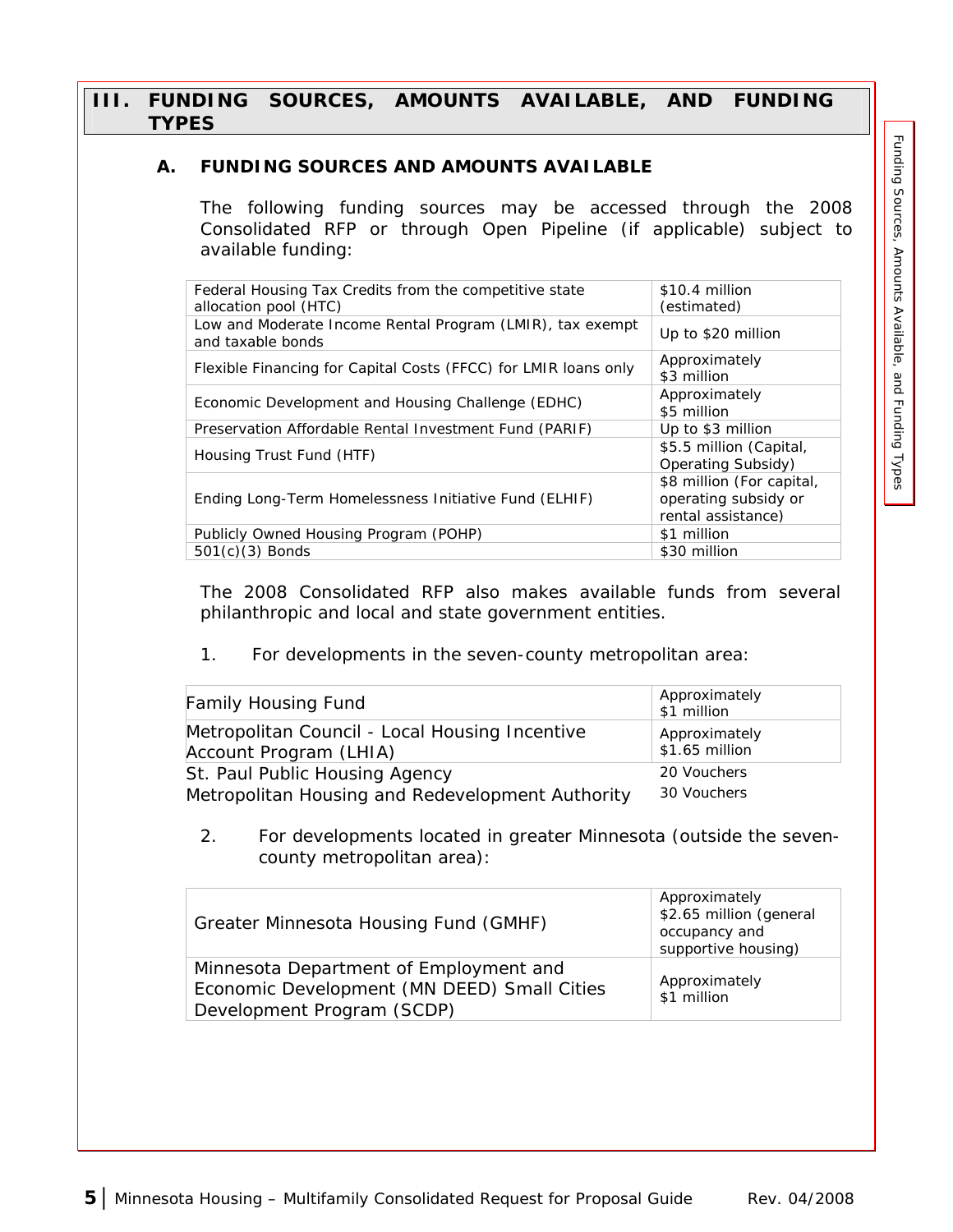## III. FUNDING SOURCES, AMOUNTS AVAILABLE, AND FUNDING TYPES

### A. FUNDING SOURCES AND AMOUNTS AVAILABLE

The following funding sources may be accessed through the 2008 Consolidated RFP or through Open Pipeline (if applicable) subject to available funding:

| Funding Source | Amount |
|---|---|
| Federal Housing Tax Credits from the competitive state allocation pool (HTC) | $10.4 million (estimated) |
| Low and Moderate Income Rental Program (LMIR), tax exempt and taxable bonds | Up to $20 million |
| Flexible Financing for Capital Costs (FFCC) for LMIR loans only | Approximately $3 million |
| Economic Development and Housing Challenge (EDHC) | Approximately $5 million |
| Preservation Affordable Rental Investment Fund (PARIF) | Up to $3 million |
| Housing Trust Fund (HTF) | $5.5 million (Capital, Operating Subsidy) |
| Ending Long-Term Homelessness Initiative Fund (ELHIF) | $8 million (For capital, operating subsidy or rental assistance) |
| Publicly Owned Housing Program (POHP) | $1 million |
| 501(c)(3) Bonds | $30 million |

The 2008 Consolidated RFP also makes available funds from several philanthropic and local and state government entities.

1. For developments in the seven-county metropolitan area:

| Funding Source | Amount |
|---|---|
| Family Housing Fund | Approximately $1 million |
| Metropolitan Council - Local Housing Incentive Account Program (LHIA) | Approximately $1.65 million |
| St. Paul Public Housing Agency | 20 Vouchers |
| Metropolitan Housing and Redevelopment Authority | 30 Vouchers |

2. For developments located in greater Minnesota (outside the seven-county metropolitan area):

| Funding Source | Amount |
|---|---|
| Greater Minnesota Housing Fund (GMHF) | Approximately $2.65 million (general occupancy and supportive housing) |
| Minnesota Department of Employment and Economic Development (MN DEED) Small Cities Development Program (SCDP) | Approximately $1 million |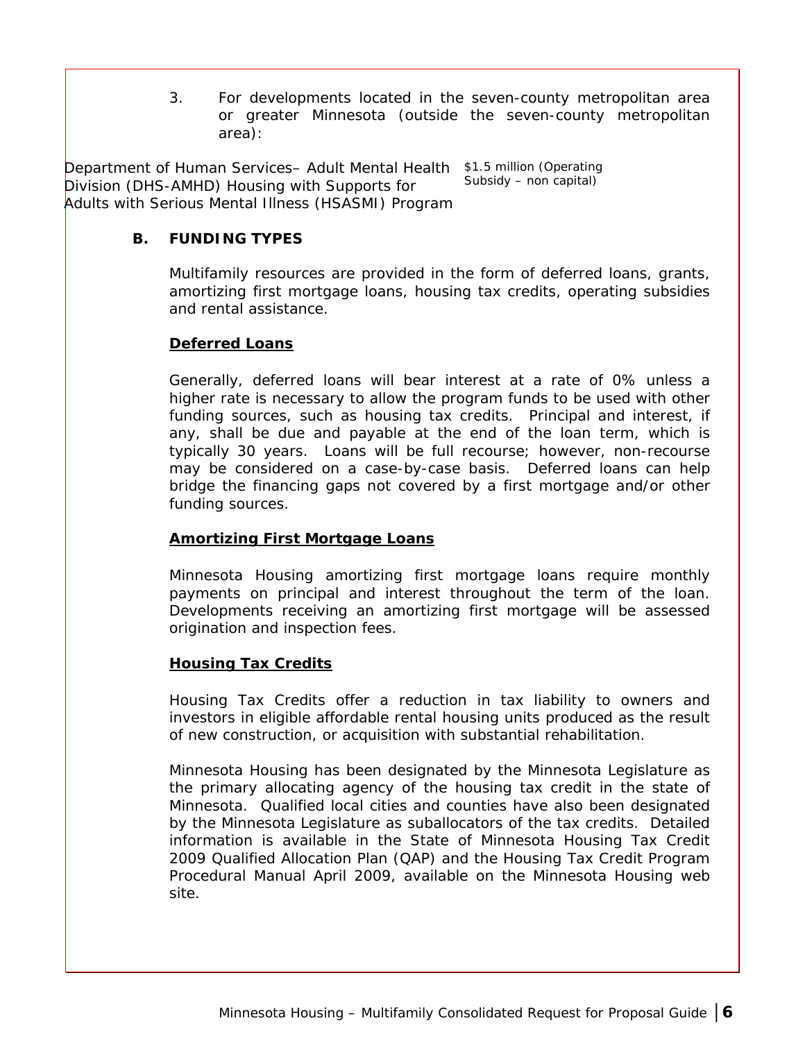3. For developments located in the seven-county metropolitan area or greater Minnesota (outside the seven-county metropolitan area):

| | |
|---|---|
| Department of Human Services– Adult Mental Health Division (DHS-AMHD) Housing with Supports for Adults with Serious Mental Illness (HSASMI) Program | $1.5 million (Operating Subsidy – non capital) |

## B. FUNDING TYPES

Multifamily resources are provided in the form of deferred loans, grants, amortizing first mortgage loans, housing tax credits, operating subsidies and rental assistance.

**Deferred Loans**

Generally, deferred loans will bear interest at a rate of 0% unless a higher rate is necessary to allow the program funds to be used with other funding sources, such as housing tax credits. Principal and interest, if any, shall be due and payable at the end of the loan term, which is typically 30 years. Loans will be full recourse; however, non-recourse may be considered on a case-by-case basis. Deferred loans can help bridge the financing gaps not covered by a first mortgage and/or other funding sources.

**Amortizing First Mortgage Loans**

Minnesota Housing amortizing first mortgage loans require monthly payments on principal and interest throughout the term of the loan. Developments receiving an amortizing first mortgage will be assessed origination and inspection fees.

**Housing Tax Credits**

Housing Tax Credits offer a reduction in tax liability to owners and investors in eligible affordable rental housing units produced as the result of new construction, or acquisition with substantial rehabilitation.

Minnesota Housing has been designated by the Minnesota Legislature as the primary allocating agency of the housing tax credit in the state of Minnesota. Qualified local cities and counties have also been designated by the Minnesota Legislature as suballocators of the tax credits. Detailed information is available in the State of Minnesota Housing Tax Credit 2009 Qualified Allocation Plan (QAP) and the Housing Tax Credit Program Procedural Manual April 2009, available on the Minnesota Housing web site.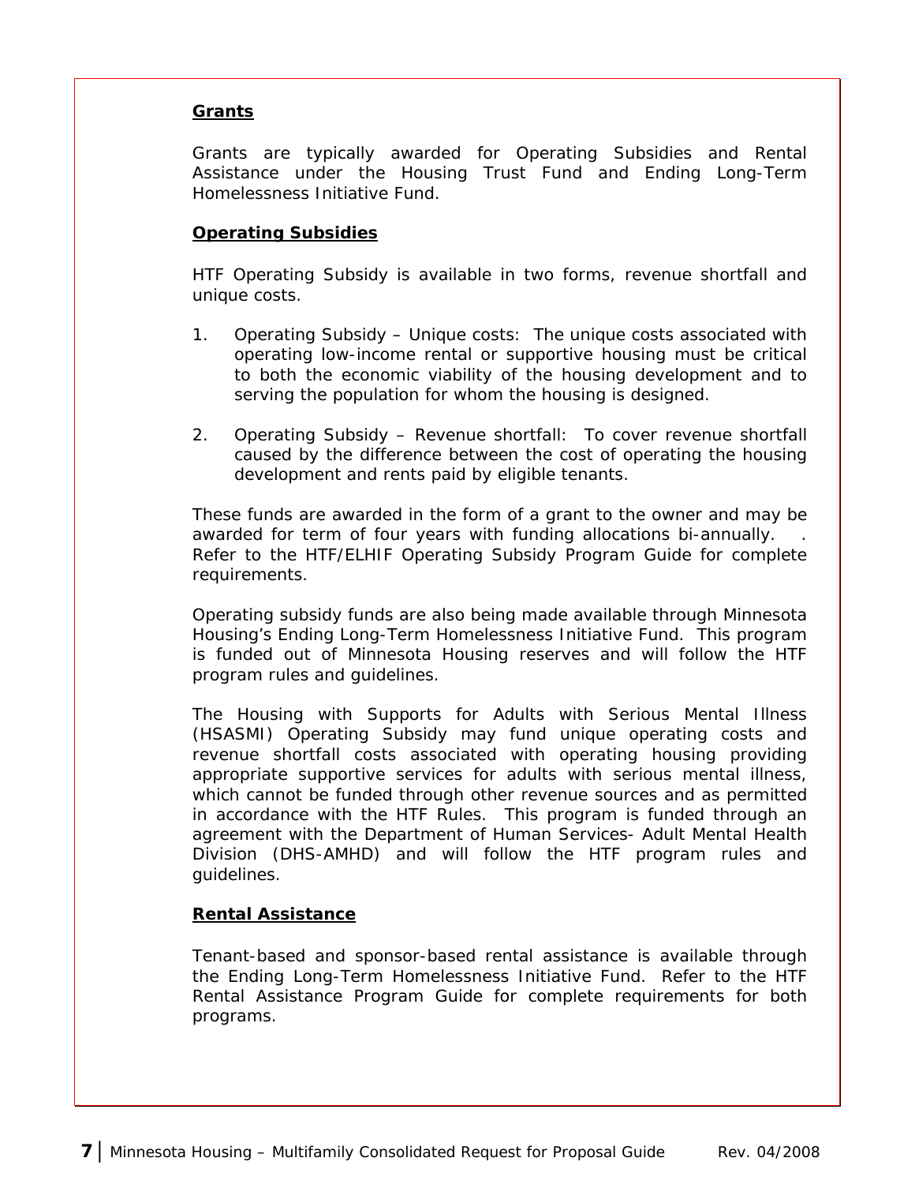**Grants**

Grants are typically awarded for Operating Subsidies and Rental Assistance under the Housing Trust Fund and Ending Long-Term Homelessness Initiative Fund.

**Operating Subsidies**

HTF Operating Subsidy is available in two forms, revenue shortfall and unique costs.

1. Operating Subsidy – Unique costs: The unique costs associated with operating low-income rental or supportive housing must be critical to both the economic viability of the housing development and to serving the population for whom the housing is designed.

2. Operating Subsidy – Revenue shortfall: To cover revenue shortfall caused by the difference between the cost of operating the housing development and rents paid by eligible tenants.

These funds are awarded in the form of a grant to the owner and may be awarded for term of four years with funding allocations bi-annually. . Refer to the HTF/ELHIF Operating Subsidy Program Guide for complete requirements.

Operating subsidy funds are also being made available through Minnesota Housing's Ending Long-Term Homelessness Initiative Fund. This program is funded out of Minnesota Housing reserves and will follow the HTF program rules and guidelines.

The Housing with Supports for Adults with Serious Mental Illness (HSASMI) Operating Subsidy may fund unique operating costs and revenue shortfall costs associated with operating housing providing appropriate supportive services for adults with serious mental illness, which cannot be funded through other revenue sources and as permitted in accordance with the HTF Rules. This program is funded through an agreement with the Department of Human Services- Adult Mental Health Division (DHS-AMHD) and will follow the HTF program rules and guidelines.

**Rental Assistance**

Tenant-based and sponsor-based rental assistance is available through the Ending Long-Term Homelessness Initiative Fund. Refer to the HTF Rental Assistance Program Guide for complete requirements for both programs.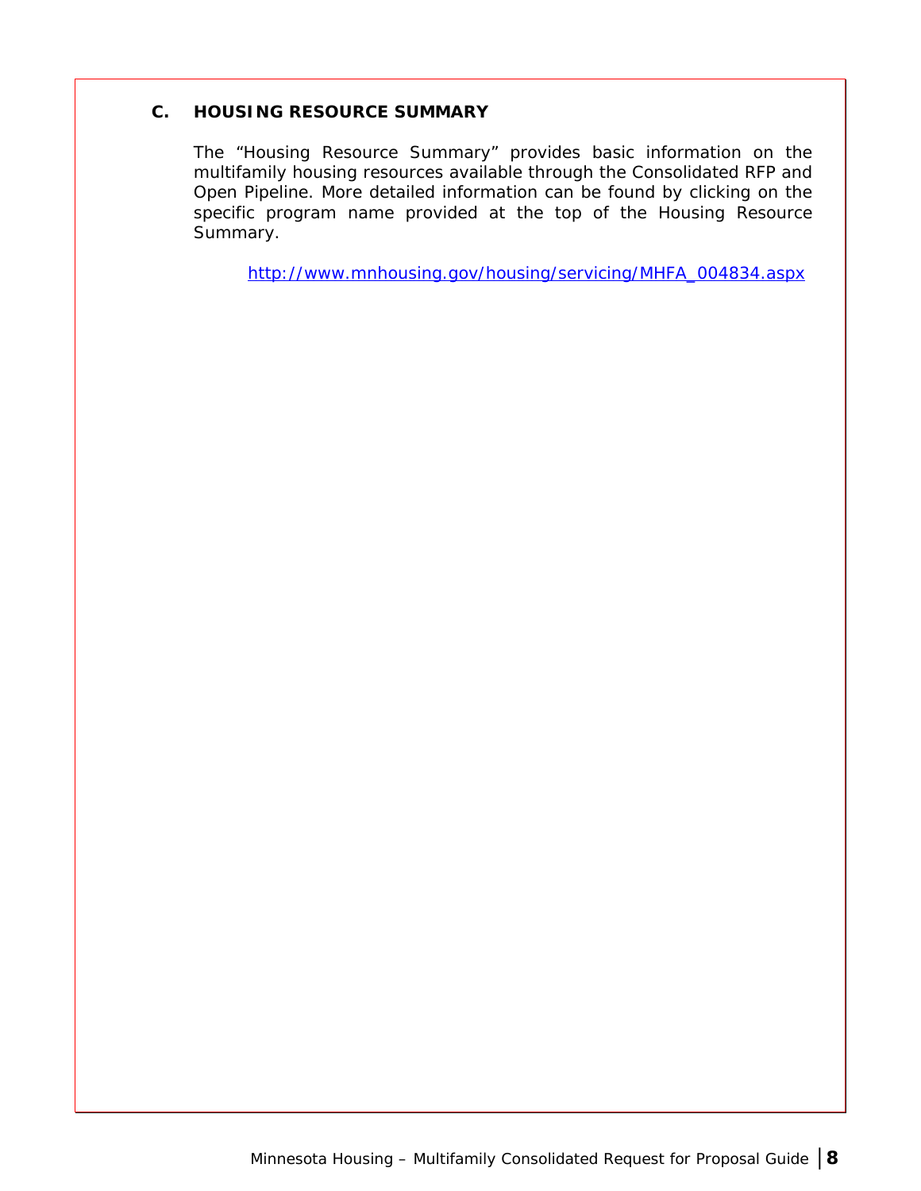## C. HOUSING RESOURCE SUMMARY

The "Housing Resource Summary" provides basic information on the multifamily housing resources available through the Consolidated RFP and Open Pipeline. More detailed information can be found by clicking on the specific program name provided at the top of the Housing Resource Summary.

http://www.mnhousing.gov/housing/servicing/MHFA_004834.aspx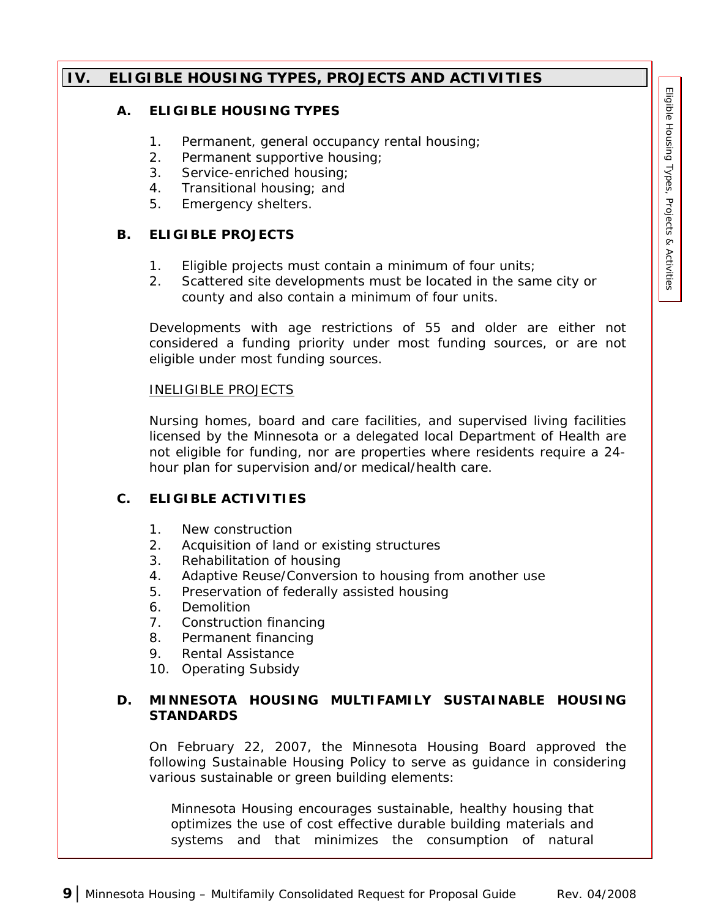## IV. ELIGIBLE HOUSING TYPES, PROJECTS AND ACTIVITIES

### A. ELIGIBLE HOUSING TYPES

1. Permanent, general occupancy rental housing;
2. Permanent supportive housing;
3. Service-enriched housing;
4. Transitional housing; and
5. Emergency shelters.

### B. ELIGIBLE PROJECTS

1. Eligible projects must contain a minimum of four units;
2. Scattered site developments must be located in the same city or county and also contain a minimum of four units.

Developments with age restrictions of 55 and older are either not considered a funding priority under most funding sources, or are not eligible under most funding sources.

<u>INELIGIBLE PROJECTS</u>

Nursing homes, board and care facilities, and supervised living facilities licensed by the Minnesota or a delegated local Department of Health are not eligible for funding, nor are properties where residents require a 24-hour plan for supervision and/or medical/health care.

### C. ELIGIBLE ACTIVITIES

1. New construction
2. Acquisition of land or existing structures
3. Rehabilitation of housing
4. Adaptive Reuse/Conversion to housing from another use
5. Preservation of federally assisted housing
6. Demolition
7. Construction financing
8. Permanent financing
9. Rental Assistance
10. Operating Subsidy

### D. MINNESOTA HOUSING MULTIFAMILY SUSTAINABLE HOUSING STANDARDS

On February 22, 2007, the Minnesota Housing Board approved the following Sustainable Housing Policy to serve as guidance in considering various sustainable or green building elements:

> Minnesota Housing encourages sustainable, healthy housing that optimizes the use of cost effective durable building materials and systems and that minimizes the consumption of natural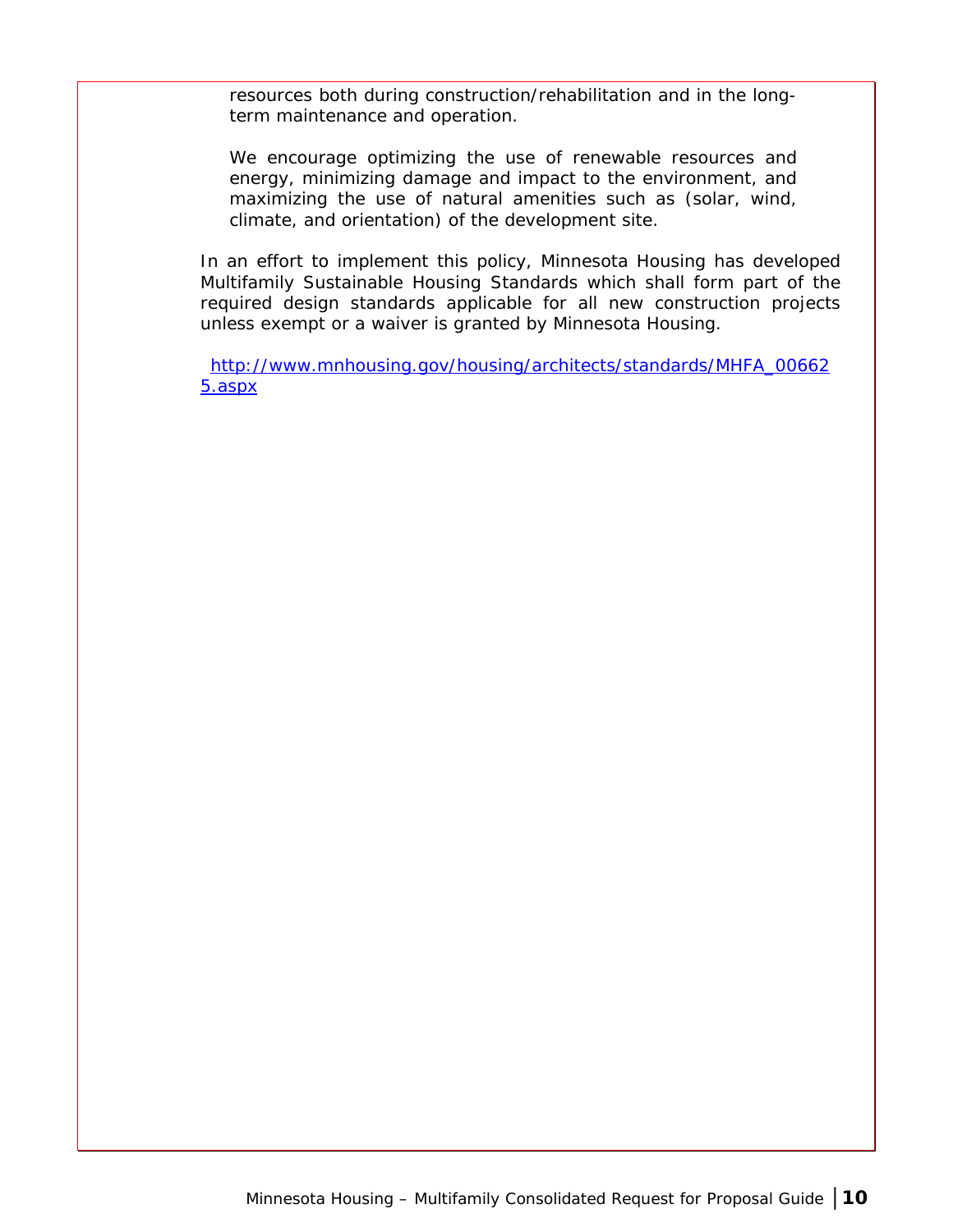resources both during construction/rehabilitation and in the long-term maintenance and operation.

We encourage optimizing the use of renewable resources and energy, minimizing damage and impact to the environment, and maximizing the use of natural amenities such as (solar, wind, climate, and orientation) of the development site.

In an effort to implement this policy, Minnesota Housing has developed Multifamily Sustainable Housing Standards which shall form part of the required design standards applicable for all new construction projects unless exempt or a waiver is granted by Minnesota Housing.

http://www.mnhousing.gov/housing/architects/standards/MHFA_006625.aspx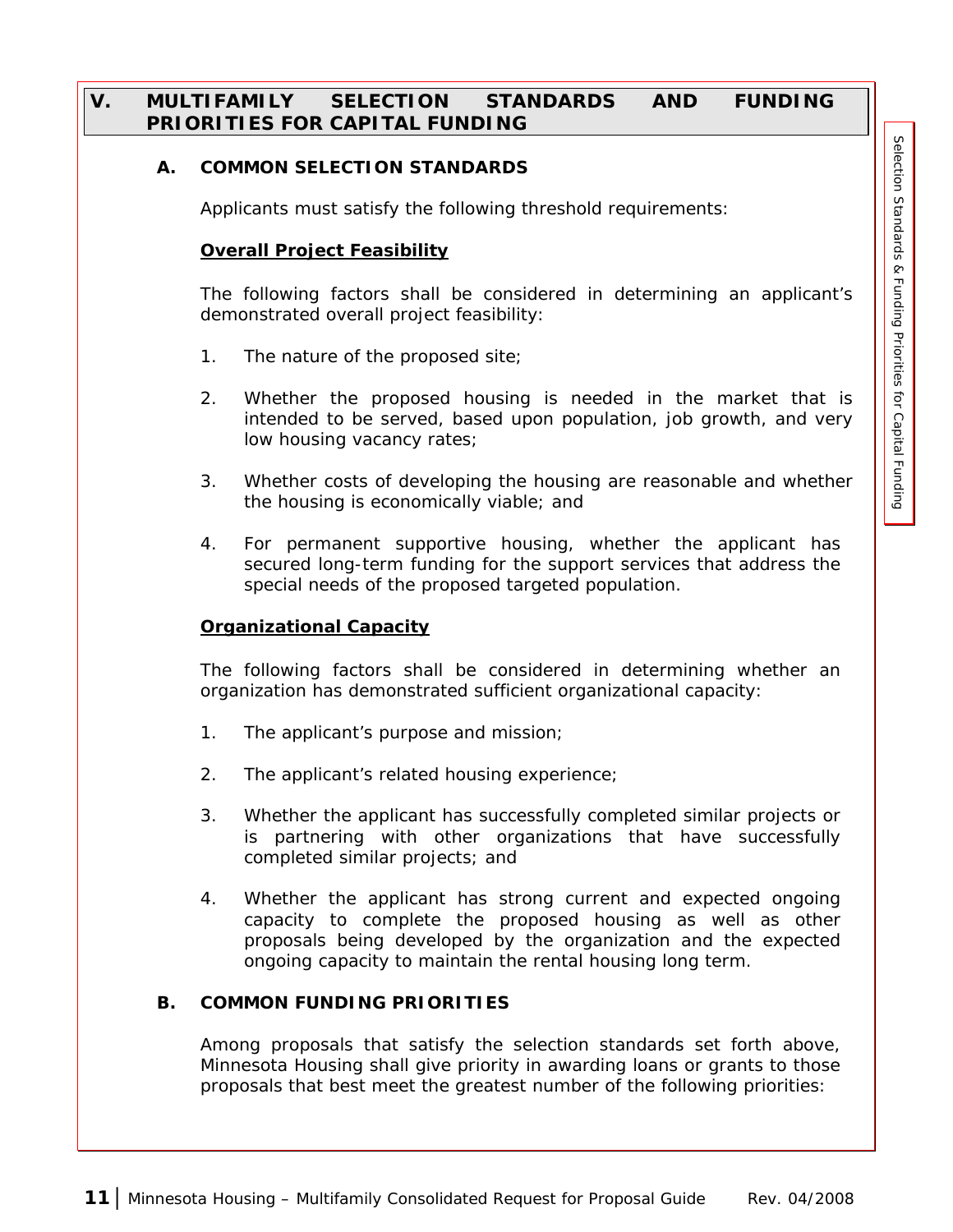## V. MULTIFAMILY SELECTION STANDARDS AND FUNDING PRIORITIES FOR CAPITAL FUNDING

### A. COMMON SELECTION STANDARDS

Applicants must satisfy the following threshold requirements:

**Overall Project Feasibility**

The following factors shall be considered in determining an applicant's demonstrated overall project feasibility:

1. The nature of the proposed site;
2. Whether the proposed housing is needed in the market that is intended to be served, based upon population, job growth, and very low housing vacancy rates;
3. Whether costs of developing the housing are reasonable and whether the housing is economically viable; and
4. For permanent supportive housing, whether the applicant has secured long-term funding for the support services that address the special needs of the proposed targeted population.

**Organizational Capacity**

The following factors shall be considered in determining whether an organization has demonstrated sufficient organizational capacity:

1. The applicant's purpose and mission;
2. The applicant's related housing experience;
3. Whether the applicant has successfully completed similar projects or is partnering with other organizations that have successfully completed similar projects; and
4. Whether the applicant has strong current and expected ongoing capacity to complete the proposed housing as well as other proposals being developed by the organization and the expected ongoing capacity to maintain the rental housing long term.

### B. COMMON FUNDING PRIORITIES

Among proposals that satisfy the selection standards set forth above, Minnesota Housing shall give priority in awarding loans or grants to those proposals that best meet the greatest number of the following priorities: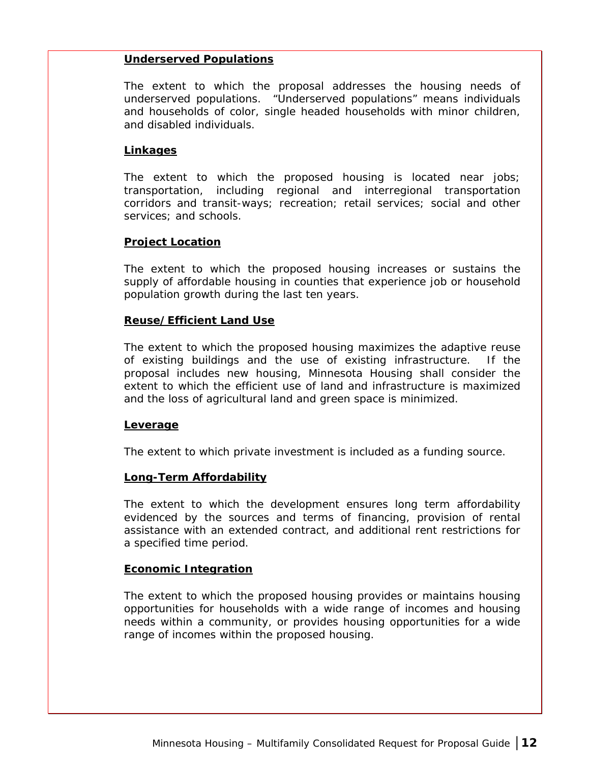**Underserved Populations**

The extent to which the proposal addresses the housing needs of underserved populations. "Underserved populations" means individuals and households of color, single headed households with minor children, and disabled individuals.

**Linkages**

The extent to which the proposed housing is located near jobs; transportation, including regional and interregional transportation corridors and transit-ways; recreation; retail services; social and other services; and schools.

**Project Location**

The extent to which the proposed housing increases or sustains the supply of affordable housing in counties that experience job or household population growth during the last ten years.

**Reuse/Efficient Land Use**

The extent to which the proposed housing maximizes the adaptive reuse of existing buildings and the use of existing infrastructure. If the proposal includes new housing, Minnesota Housing shall consider the extent to which the efficient use of land and infrastructure is maximized and the loss of agricultural land and green space is minimized.

**Leverage**

The extent to which private investment is included as a funding source.

**Long-Term Affordability**

The extent to which the development ensures long term affordability evidenced by the sources and terms of financing, provision of rental assistance with an extended contract, and additional rent restrictions for a specified time period.

**Economic Integration**

The extent to which the proposed housing provides or maintains housing opportunities for households with a wide range of incomes and housing needs within a community, or provides housing opportunities for a wide range of incomes within the proposed housing.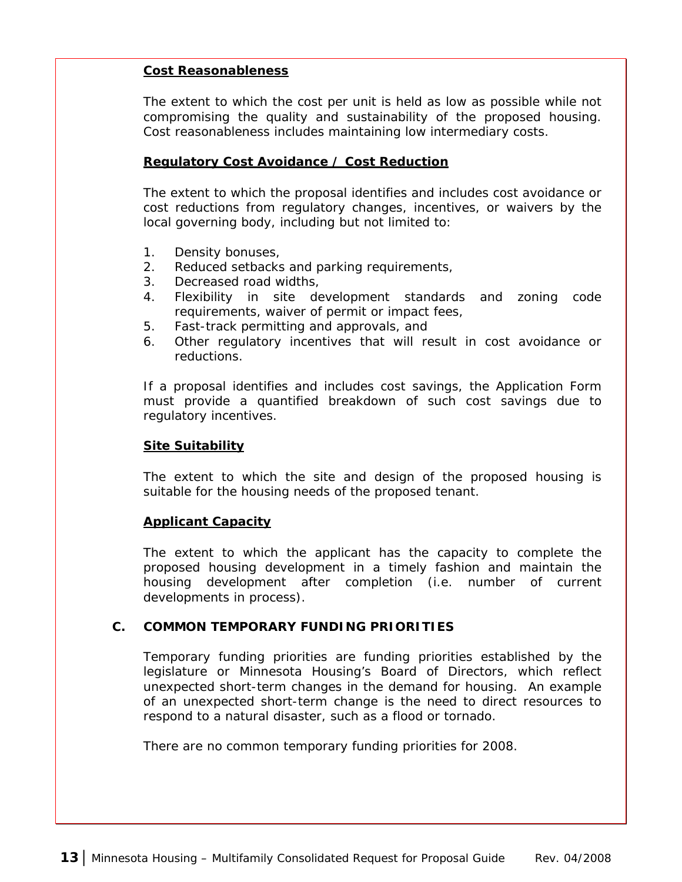**Cost Reasonableness**

The extent to which the cost per unit is held as low as possible while not compromising the quality and sustainability of the proposed housing. Cost reasonableness includes maintaining low intermediary costs.

**Regulatory Cost Avoidance / Cost Reduction**

The extent to which the proposal identifies and includes cost avoidance or cost reductions from regulatory changes, incentives, or waivers by the local governing body, including but not limited to:

1. Density bonuses,
2. Reduced setbacks and parking requirements,
3. Decreased road widths,
4. Flexibility in site development standards and zoning code requirements, waiver of permit or impact fees,
5. Fast-track permitting and approvals, and
6. Other regulatory incentives that will result in cost avoidance or reductions.

If a proposal identifies and includes cost savings, the Application Form must provide a quantified breakdown of such cost savings due to regulatory incentives.

**Site Suitability**

The extent to which the site and design of the proposed housing is suitable for the housing needs of the proposed tenant.

**Applicant Capacity**

The extent to which the applicant has the capacity to complete the proposed housing development in a timely fashion and maintain the housing development after completion (i.e. number of current developments in process).

## C. COMMON TEMPORARY FUNDING PRIORITIES

Temporary funding priorities are funding priorities established by the legislature or Minnesota Housing's Board of Directors, which reflect unexpected short-term changes in the demand for housing. An example of an unexpected short-term change is the need to direct resources to respond to a natural disaster, such as a flood or tornado.

There are no common temporary funding priorities for 2008.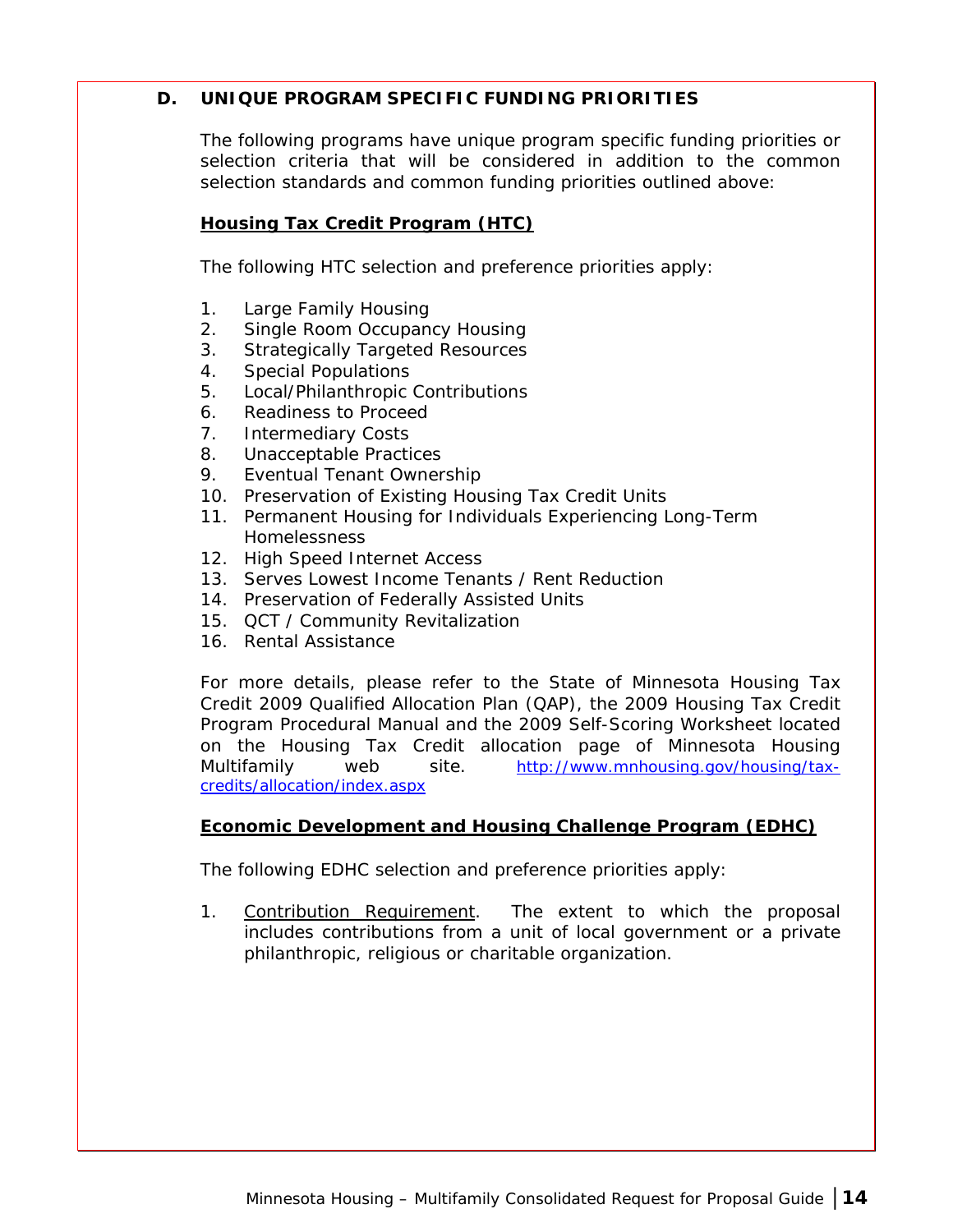## D. UNIQUE PROGRAM SPECIFIC FUNDING PRIORITIES

The following programs have unique program specific funding priorities or selection criteria that will be considered in addition to the common selection standards and common funding priorities outlined above:

### Housing Tax Credit Program (HTC)

The following HTC selection and preference priorities apply:

1. Large Family Housing
2. Single Room Occupancy Housing
3. Strategically Targeted Resources
4. Special Populations
5. Local/Philanthropic Contributions
6. Readiness to Proceed
7. Intermediary Costs
8. Unacceptable Practices
9. Eventual Tenant Ownership
10. Preservation of Existing Housing Tax Credit Units
11. Permanent Housing for Individuals Experiencing Long-Term Homelessness
12. High Speed Internet Access
13. Serves Lowest Income Tenants / Rent Reduction
14. Preservation of Federally Assisted Units
15. QCT / Community Revitalization
16. Rental Assistance

For more details, please refer to the State of Minnesota Housing Tax Credit 2009 Qualified Allocation Plan (QAP), the 2009 Housing Tax Credit Program Procedural Manual and the 2009 Self-Scoring Worksheet located on the Housing Tax Credit allocation page of Minnesota Housing Multifamily web site. http://www.mnhousing.gov/housing/tax-credits/allocation/index.aspx

### Economic Development and Housing Challenge Program (EDHC)

The following EDHC selection and preference priorities apply:

1. Contribution Requirement. The extent to which the proposal includes contributions from a unit of local government or a private philanthropic, religious or charitable organization.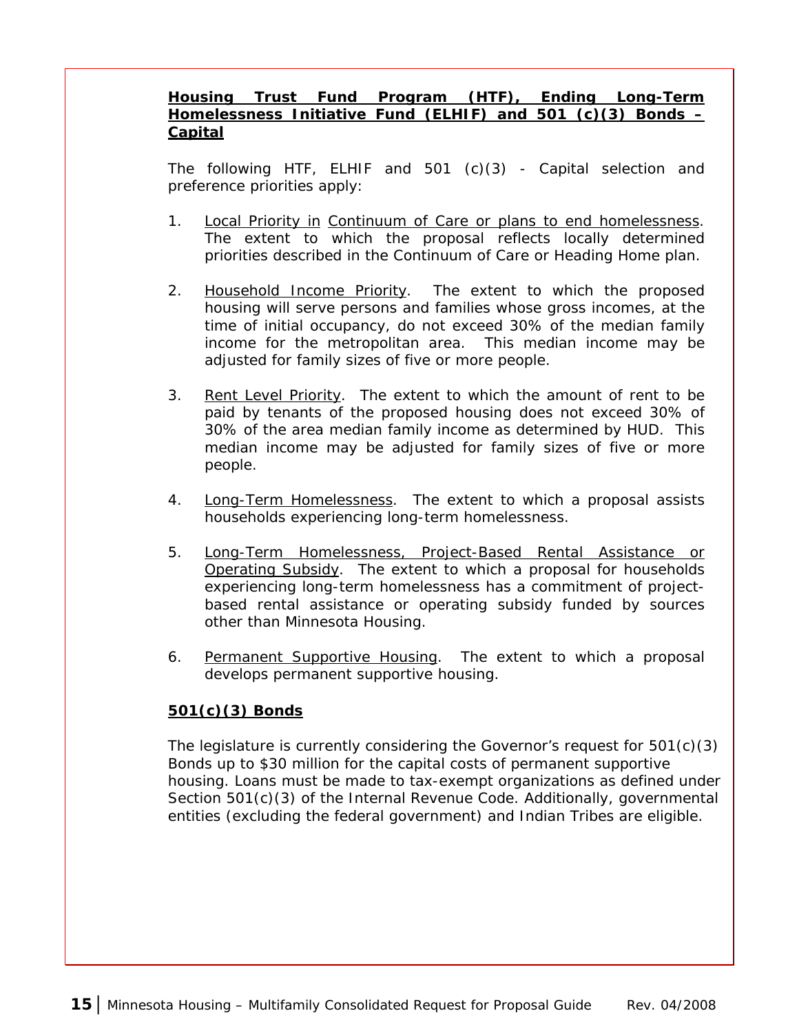**Housing Trust Fund Program (HTF), Ending Long-Term Homelessness Initiative Fund (ELHIF) and 501 (c)(3) Bonds – Capital**

The following HTF, ELHIF and 501 (c)(3) - Capital selection and preference priorities apply:

1. Local Priority in Continuum of Care or plans to end homelessness. The extent to which the proposal reflects locally determined priorities described in the Continuum of Care or Heading Home plan.

2. Household Income Priority. The extent to which the proposed housing will serve persons and families whose gross incomes, at the time of initial occupancy, do not exceed 30% of the median family income for the metropolitan area. This median income may be adjusted for family sizes of five or more people.

3. Rent Level Priority. The extent to which the amount of rent to be paid by tenants of the proposed housing does not exceed 30% of 30% of the area median family income as determined by HUD. This median income may be adjusted for family sizes of five or more people.

4. Long-Term Homelessness. The extent to which a proposal assists households experiencing long-term homelessness.

5. Long-Term Homelessness, Project-Based Rental Assistance or Operating Subsidy. The extent to which a proposal for households experiencing long-term homelessness has a commitment of project-based rental assistance or operating subsidy funded by sources other than Minnesota Housing.

6. Permanent Supportive Housing. The extent to which a proposal develops permanent supportive housing.

**501(c)(3) Bonds**

The legislature is currently considering the Governor's request for 501(c)(3) Bonds up to $30 million for the capital costs of permanent supportive housing. Loans must be made to tax-exempt organizations as defined under Section 501(c)(3) of the Internal Revenue Code. Additionally, governmental entities (excluding the federal government) and Indian Tribes are eligible.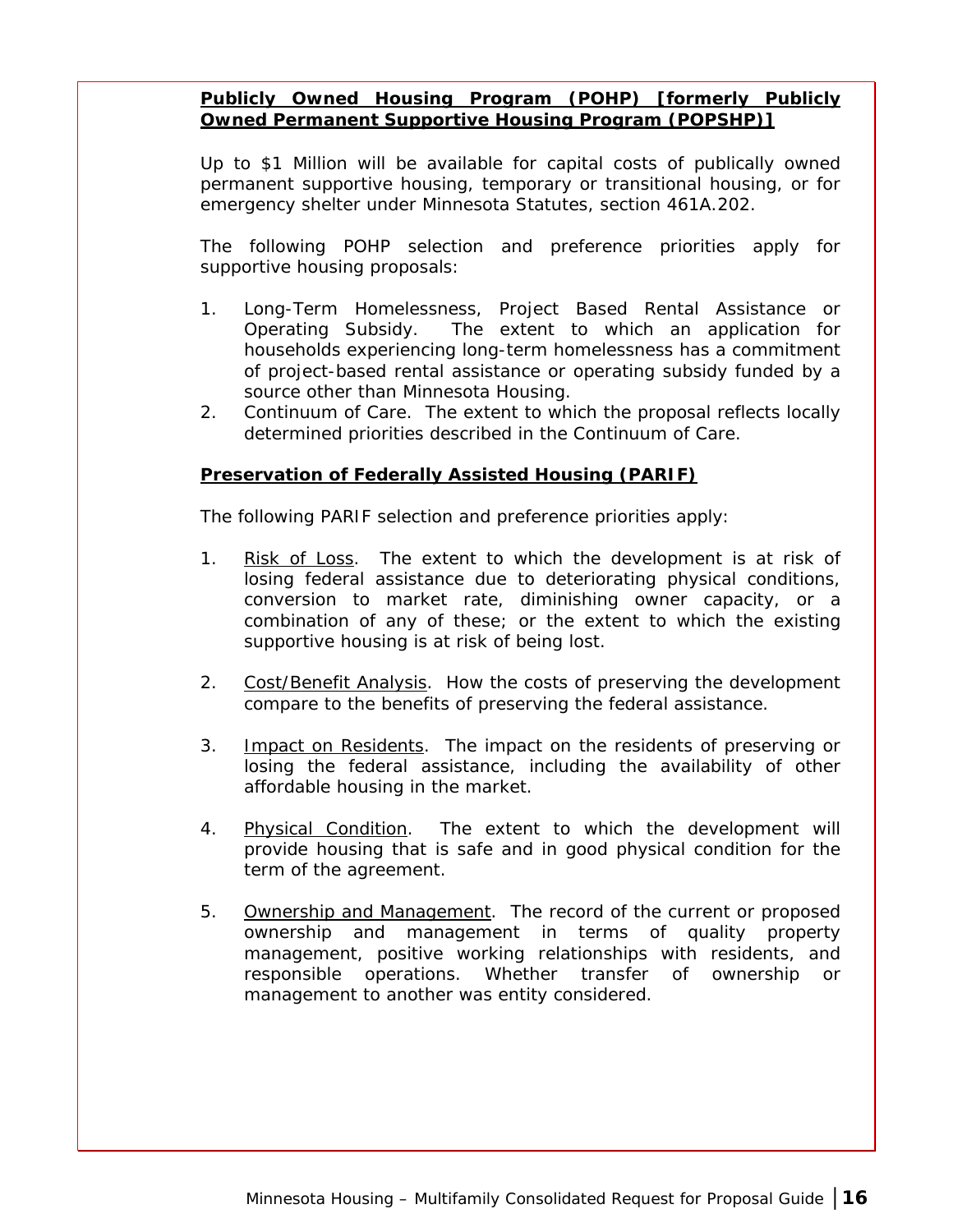**Publicly Owned Housing Program (POHP) [formerly Publicly Owned Permanent Supportive Housing Program (POPSHP)]**

Up to $1 Million will be available for capital costs of publically owned permanent supportive housing, temporary or transitional housing, or for emergency shelter under Minnesota Statutes, section 461A.202.

The following POHP selection and preference priorities apply for supportive housing proposals:

1. Long-Term Homelessness, Project Based Rental Assistance or Operating Subsidy. The extent to which an application for households experiencing long-term homelessness has a commitment of project-based rental assistance or operating subsidy funded by a source other than Minnesota Housing.
2. Continuum of Care. The extent to which the proposal reflects locally determined priorities described in the Continuum of Care.

**Preservation of Federally Assisted Housing (PARIF)**

The following PARIF selection and preference priorities apply:

1. Risk of Loss. The extent to which the development is at risk of losing federal assistance due to deteriorating physical conditions, conversion to market rate, diminishing owner capacity, or a combination of any of these; or the extent to which the existing supportive housing is at risk of being lost.

2. Cost/Benefit Analysis. How the costs of preserving the development compare to the benefits of preserving the federal assistance.

3. Impact on Residents. The impact on the residents of preserving or losing the federal assistance, including the availability of other affordable housing in the market.

4. Physical Condition. The extent to which the development will provide housing that is safe and in good physical condition for the term of the agreement.

5. Ownership and Management. The record of the current or proposed ownership and management in terms of quality property management, positive working relationships with residents, and responsible operations. Whether transfer of ownership or management to another was entity considered.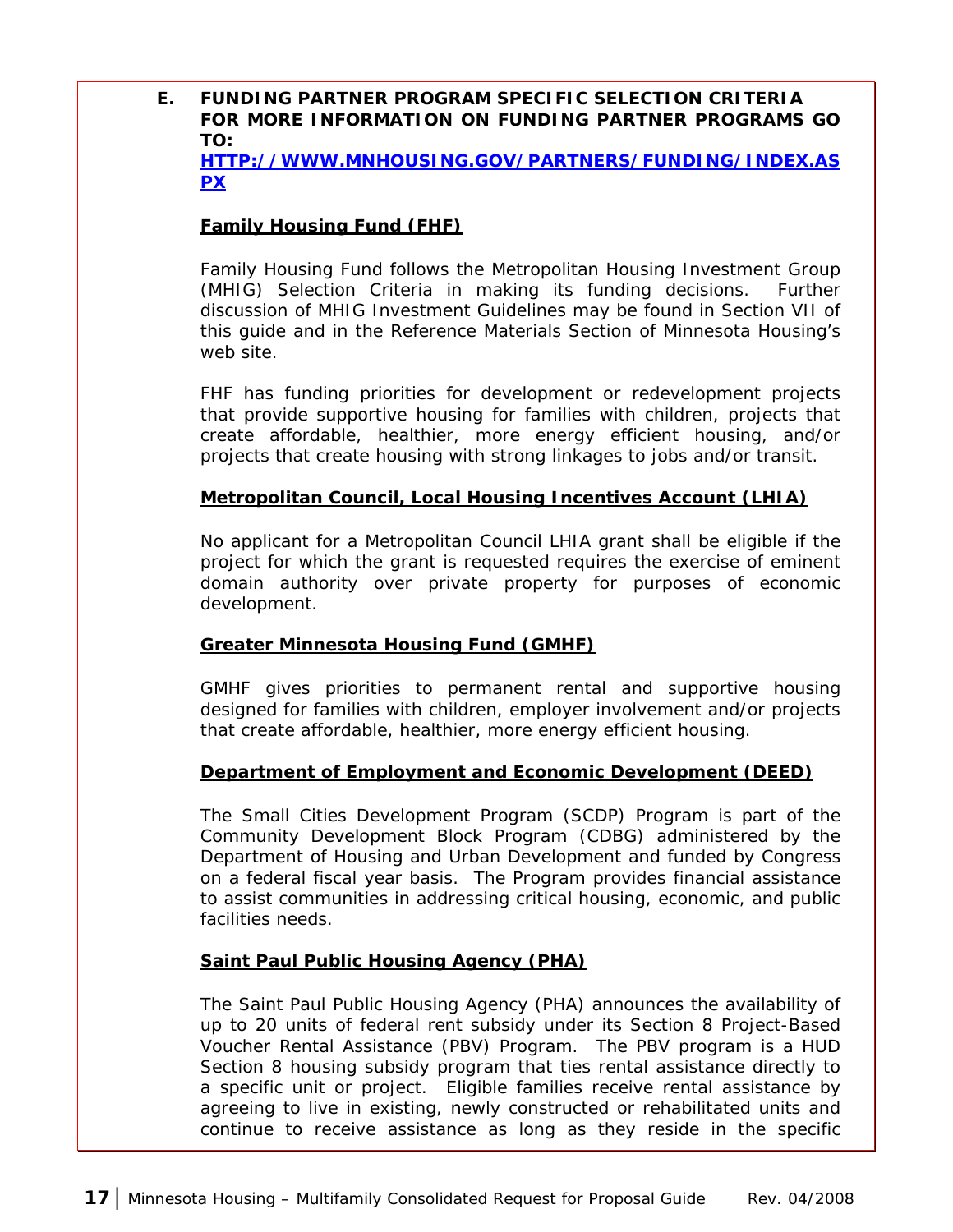## E. FUNDING PARTNER PROGRAM SPECIFIC SELECTION CRITERIA FOR MORE INFORMATION ON FUNDING PARTNER PROGRAMS GO TO: [HTTP://WWW.MNHOUSING.GOV/PARTNERS/FUNDING/INDEX.ASPX](HTTP://WWW.MNHOUSING.GOV/PARTNERS/FUNDING/INDEX.ASPX)

### Family Housing Fund (FHF)

Family Housing Fund follows the Metropolitan Housing Investment Group (MHIG) Selection Criteria in making its funding decisions. Further discussion of MHIG Investment Guidelines may be found in Section VII of this guide and in the Reference Materials Section of Minnesota Housing's web site.

FHF has funding priorities for development or redevelopment projects that provide supportive housing for families with children, projects that create affordable, healthier, more energy efficient housing, and/or projects that create housing with strong linkages to jobs and/or transit.

### Metropolitan Council, Local Housing Incentives Account (LHIA)

No applicant for a Metropolitan Council LHIA grant shall be eligible if the project for which the grant is requested requires the exercise of eminent domain authority over private property for purposes of economic development.

### Greater Minnesota Housing Fund (GMHF)

GMHF gives priorities to permanent rental and supportive housing designed for families with children, employer involvement and/or projects that create affordable, healthier, more energy efficient housing.

### Department of Employment and Economic Development (DEED)

The Small Cities Development Program (SCDP) Program is part of the Community Development Block Program (CDBG) administered by the Department of Housing and Urban Development and funded by Congress on a federal fiscal year basis. The Program provides financial assistance to assist communities in addressing critical housing, economic, and public facilities needs.

### Saint Paul Public Housing Agency (PHA)

The Saint Paul Public Housing Agency (PHA) announces the availability of up to 20 units of federal rent subsidy under its Section 8 Project-Based Voucher Rental Assistance (PBV) Program. The PBV program is a HUD Section 8 housing subsidy program that ties rental assistance directly to a specific unit or project. Eligible families receive rental assistance by agreeing to live in existing, newly constructed or rehabilitated units and continue to receive assistance as long as they reside in the specific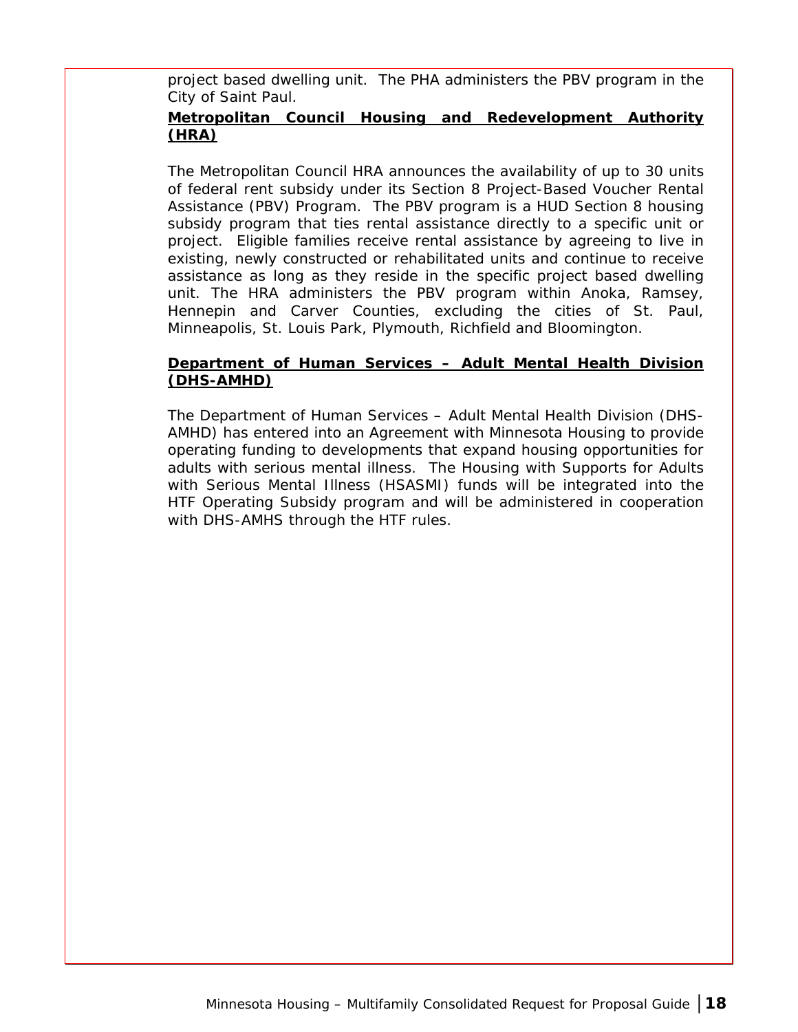project based dwelling unit.  The PHA administers the PBV program in the City of Saint Paul.

**Metropolitan Council Housing and Redevelopment Authority (HRA)**

The Metropolitan Council HRA announces the availability of up to 30 units of federal rent subsidy under its Section 8 Project-Based Voucher Rental Assistance (PBV) Program.  The PBV program is a HUD Section 8 housing subsidy program that ties rental assistance directly to a specific unit or project.  Eligible families receive rental assistance by agreeing to live in existing, newly constructed or rehabilitated units and continue to receive assistance as long as they reside in the specific project based dwelling unit. The HRA administers the PBV program within Anoka, Ramsey, Hennepin and Carver Counties, excluding the cities of St. Paul, Minneapolis, St. Louis Park, Plymouth, Richfield and Bloomington.

**Department of Human Services – Adult Mental Health Division (DHS-AMHD)**

The Department of Human Services – Adult Mental Health Division (DHS-AMHD) has entered into an Agreement with Minnesota Housing to provide operating funding to developments that expand housing opportunities for adults with serious mental illness.  The Housing with Supports for Adults with Serious Mental Illness (HSASMI) funds will be integrated into the HTF Operating Subsidy program and will be administered in cooperation with DHS-AMHS through the HTF rules.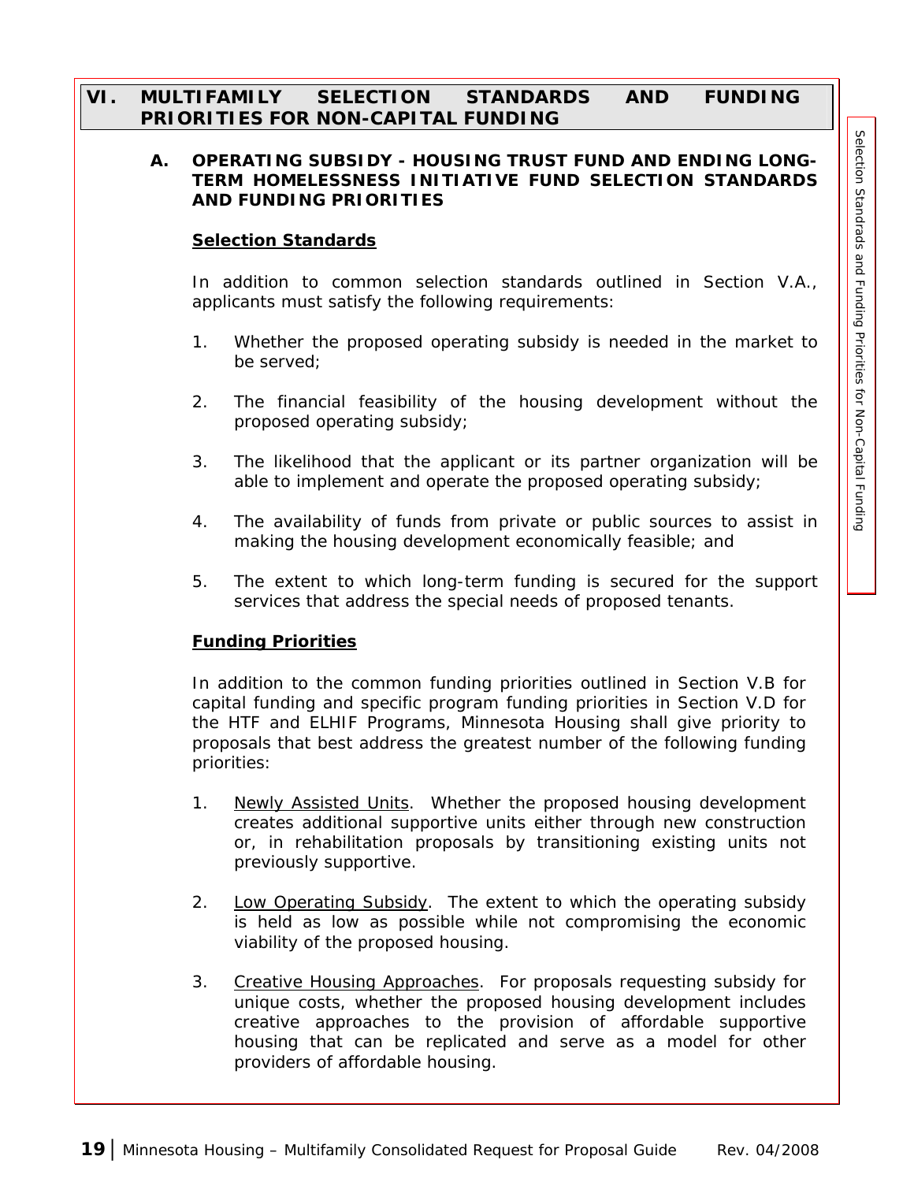## VI. MULTIFAMILY SELECTION STANDARDS AND FUNDING PRIORITIES FOR NON-CAPITAL FUNDING

### A. OPERATING SUBSIDY - HOUSING TRUST FUND AND ENDING LONG-TERM HOMELESSNESS INITIATIVE FUND SELECTION STANDARDS AND FUNDING PRIORITIES

**Selection Standards**

In addition to common selection standards outlined in Section V.A., applicants must satisfy the following requirements:

1. Whether the proposed operating subsidy is needed in the market to be served;

2. The financial feasibility of the housing development without the proposed operating subsidy;

3. The likelihood that the applicant or its partner organization will be able to implement and operate the proposed operating subsidy;

4. The availability of funds from private or public sources to assist in making the housing development economically feasible; and

5. The extent to which long-term funding is secured for the support services that address the special needs of proposed tenants.

**Funding Priorities**

In addition to the common funding priorities outlined in Section V.B for capital funding and specific program funding priorities in Section V.D for the HTF and ELHIF Programs, Minnesota Housing shall give priority to proposals that best address the greatest number of the following funding priorities:

1. Newly Assisted Units. Whether the proposed housing development creates additional supportive units either through new construction or, in rehabilitation proposals by transitioning existing units not previously supportive.

2. Low Operating Subsidy. The extent to which the operating subsidy is held as low as possible while not compromising the economic viability of the proposed housing.

3. Creative Housing Approaches. For proposals requesting subsidy for unique costs, whether the proposed housing development includes creative approaches to the provision of affordable supportive housing that can be replicated and serve as a model for other providers of affordable housing.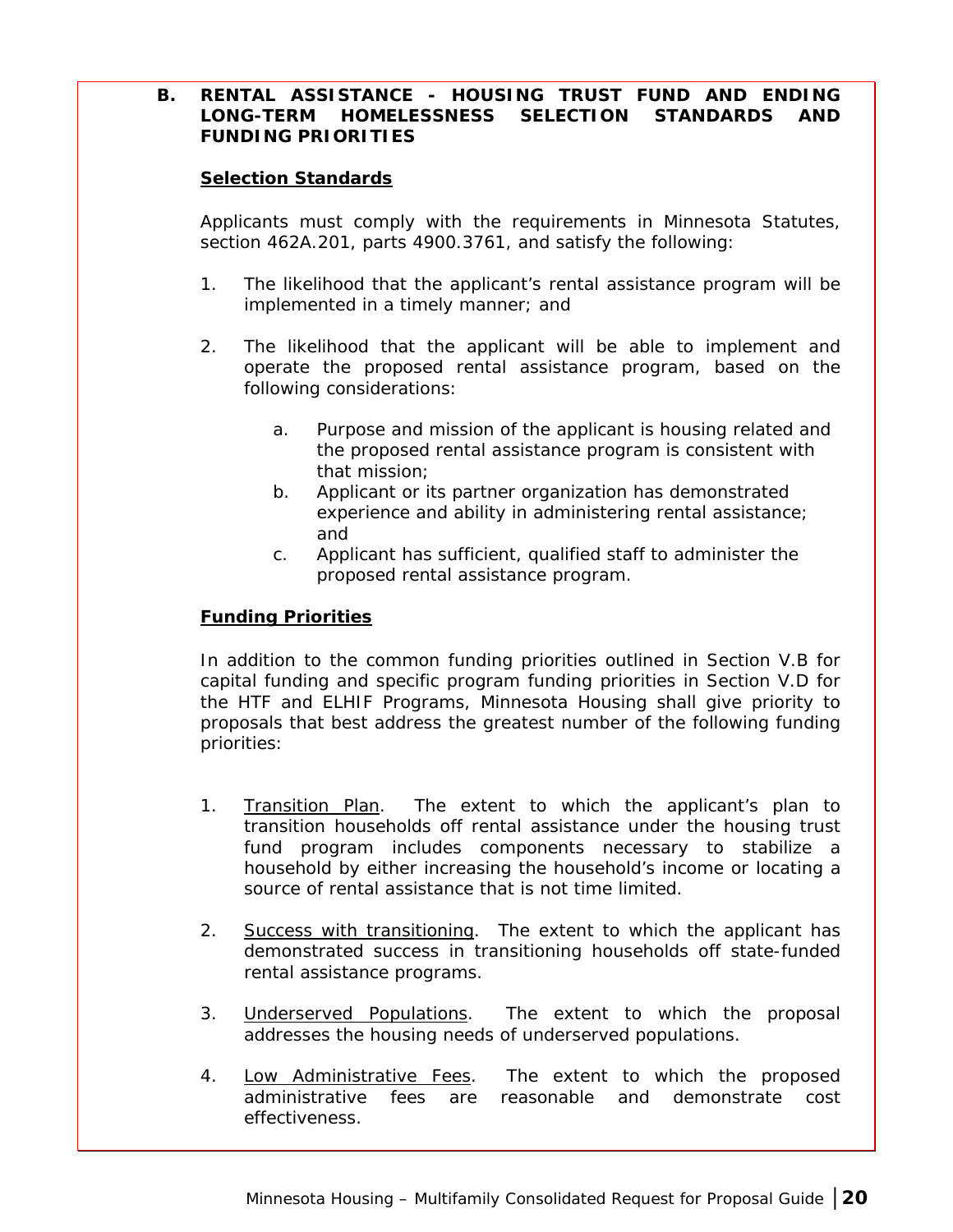## B. RENTAL ASSISTANCE - HOUSING TRUST FUND AND ENDING LONG-TERM HOMELESSNESS SELECTION STANDARDS AND FUNDING PRIORITIES

**Selection Standards**

Applicants must comply with the requirements in Minnesota Statutes, section 462A.201, parts 4900.3761, and satisfy the following:

1. The likelihood that the applicant's rental assistance program will be implemented in a timely manner; and

2. The likelihood that the applicant will be able to implement and operate the proposed rental assistance program, based on the following considerations:

   a. Purpose and mission of the applicant is housing related and the proposed rental assistance program is consistent with that mission;
   b. Applicant or its partner organization has demonstrated experience and ability in administering rental assistance; and
   c. Applicant has sufficient, qualified staff to administer the proposed rental assistance program.

**Funding Priorities**

In addition to the common funding priorities outlined in Section V.B for capital funding and specific program funding priorities in Section V.D for the HTF and ELHIF Programs, Minnesota Housing shall give priority to proposals that best address the greatest number of the following funding priorities:

1. Transition Plan. The extent to which the applicant's plan to transition households off rental assistance under the housing trust fund program includes components necessary to stabilize a household by either increasing the household's income or locating a source of rental assistance that is not time limited.

2. Success with transitioning. The extent to which the applicant has demonstrated success in transitioning households off state-funded rental assistance programs.

3. Underserved Populations. The extent to which the proposal addresses the housing needs of underserved populations.

4. Low Administrative Fees. The extent to which the proposed administrative fees are reasonable and demonstrate cost effectiveness.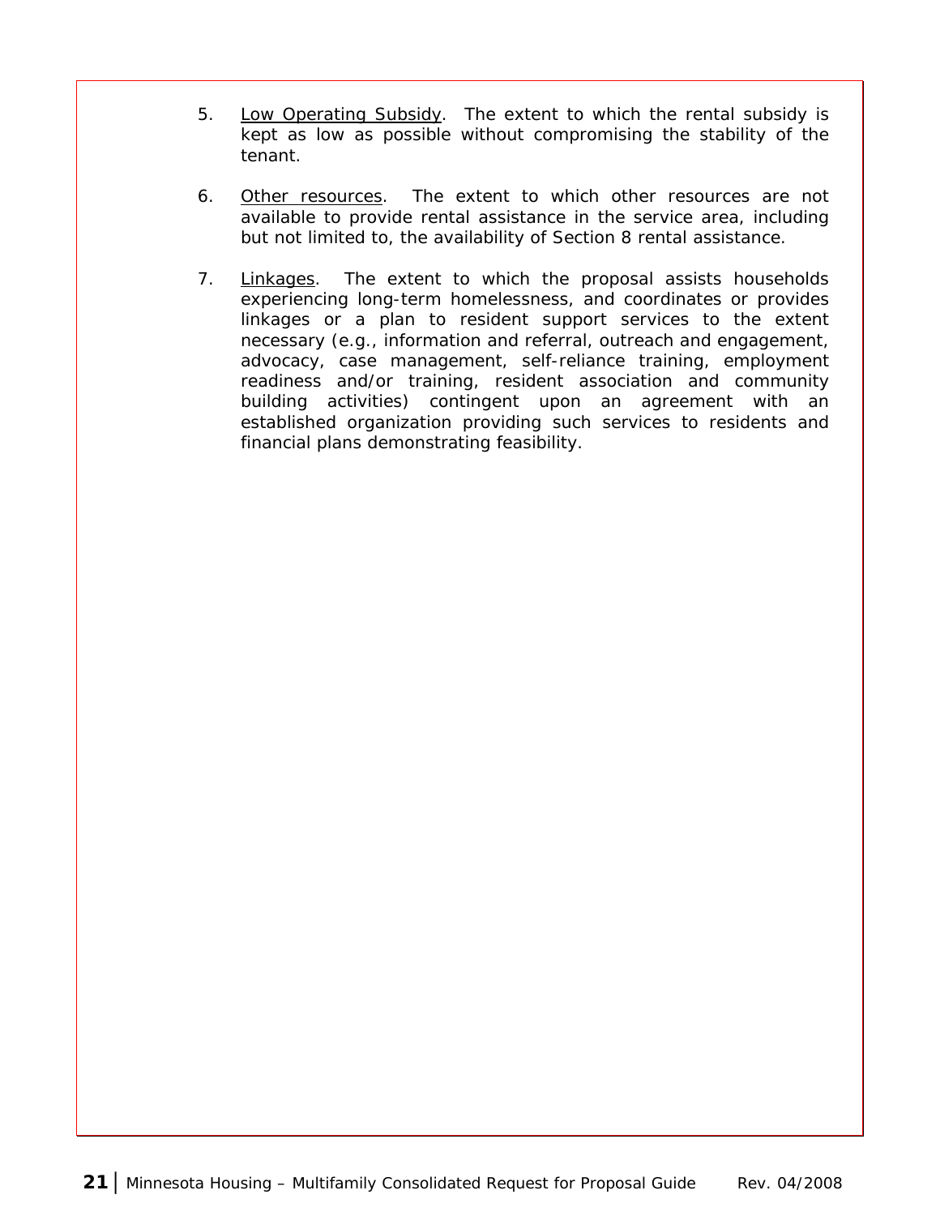5. Low Operating Subsidy. The extent to which the rental subsidy is kept as low as possible without compromising the stability of the tenant.

6. Other resources. The extent to which other resources are not available to provide rental assistance in the service area, including but not limited to, the availability of Section 8 rental assistance.

7. Linkages. The extent to which the proposal assists households experiencing long-term homelessness, and coordinates or provides linkages or a plan to resident support services to the extent necessary (e.g., information and referral, outreach and engagement, advocacy, case management, self-reliance training, employment readiness and/or training, resident association and community building activities) contingent upon an agreement with an established organization providing such services to residents and financial plans demonstrating feasibility.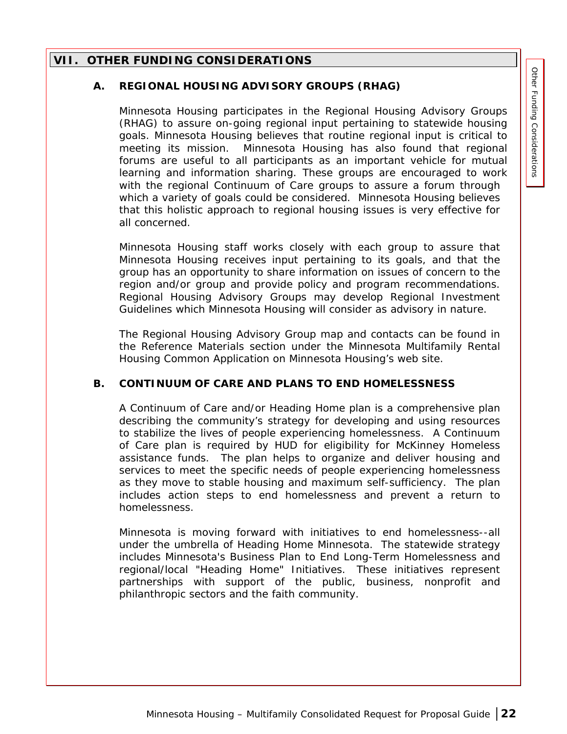## VII. OTHER FUNDING CONSIDERATIONS

### A. REGIONAL HOUSING ADVISORY GROUPS (RHAG)

Minnesota Housing participates in the Regional Housing Advisory Groups (RHAG) to assure on-going regional input pertaining to statewide housing goals. Minnesota Housing believes that routine regional input is critical to meeting its mission. Minnesota Housing has also found that regional forums are useful to all participants as an important vehicle for mutual learning and information sharing. These groups are encouraged to work with the regional Continuum of Care groups to assure a forum through which a variety of goals could be considered. Minnesota Housing believes that this holistic approach to regional housing issues is very effective for all concerned.

Minnesota Housing staff works closely with each group to assure that Minnesota Housing receives input pertaining to its goals, and that the group has an opportunity to share information on issues of concern to the region and/or group and provide policy and program recommendations. Regional Housing Advisory Groups may develop Regional Investment Guidelines which Minnesota Housing will consider as advisory in nature.

The Regional Housing Advisory Group map and contacts can be found in the Reference Materials section under the Minnesota Multifamily Rental Housing Common Application on Minnesota Housing's web site.

### B. CONTINUUM OF CARE AND PLANS TO END HOMELESSNESS

A Continuum of Care and/or Heading Home plan is a comprehensive plan describing the community's strategy for developing and using resources to stabilize the lives of people experiencing homelessness. A Continuum of Care plan is required by HUD for eligibility for McKinney Homeless assistance funds. The plan helps to organize and deliver housing and services to meet the specific needs of people experiencing homelessness as they move to stable housing and maximum self-sufficiency. The plan includes action steps to end homelessness and prevent a return to homelessness.

Minnesota is moving forward with initiatives to end homelessness--all under the umbrella of Heading Home Minnesota. The statewide strategy includes Minnesota's Business Plan to End Long-Term Homelessness and regional/local "Heading Home" Initiatives. These initiatives represent partnerships with support of the public, business, nonprofit and philanthropic sectors and the faith community.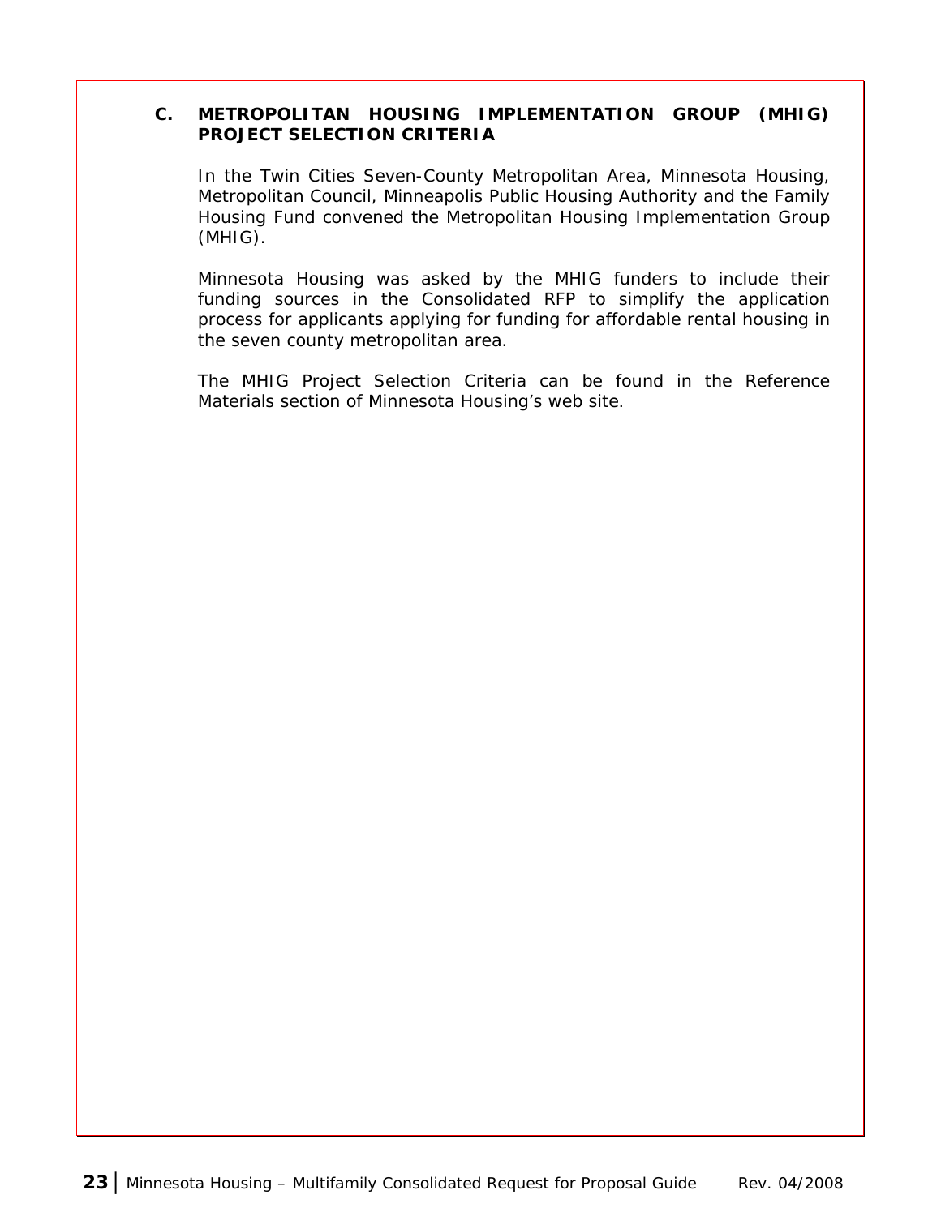## C. METROPOLITAN HOUSING IMPLEMENTATION GROUP (MHIG) PROJECT SELECTION CRITERIA

In the Twin Cities Seven-County Metropolitan Area, Minnesota Housing, Metropolitan Council, Minneapolis Public Housing Authority and the Family Housing Fund convened the Metropolitan Housing Implementation Group (MHIG).

Minnesota Housing was asked by the MHIG funders to include their funding sources in the Consolidated RFP to simplify the application process for applicants applying for funding for affordable rental housing in the seven county metropolitan area.

The MHIG Project Selection Criteria can be found in the Reference Materials section of Minnesota Housing's web site.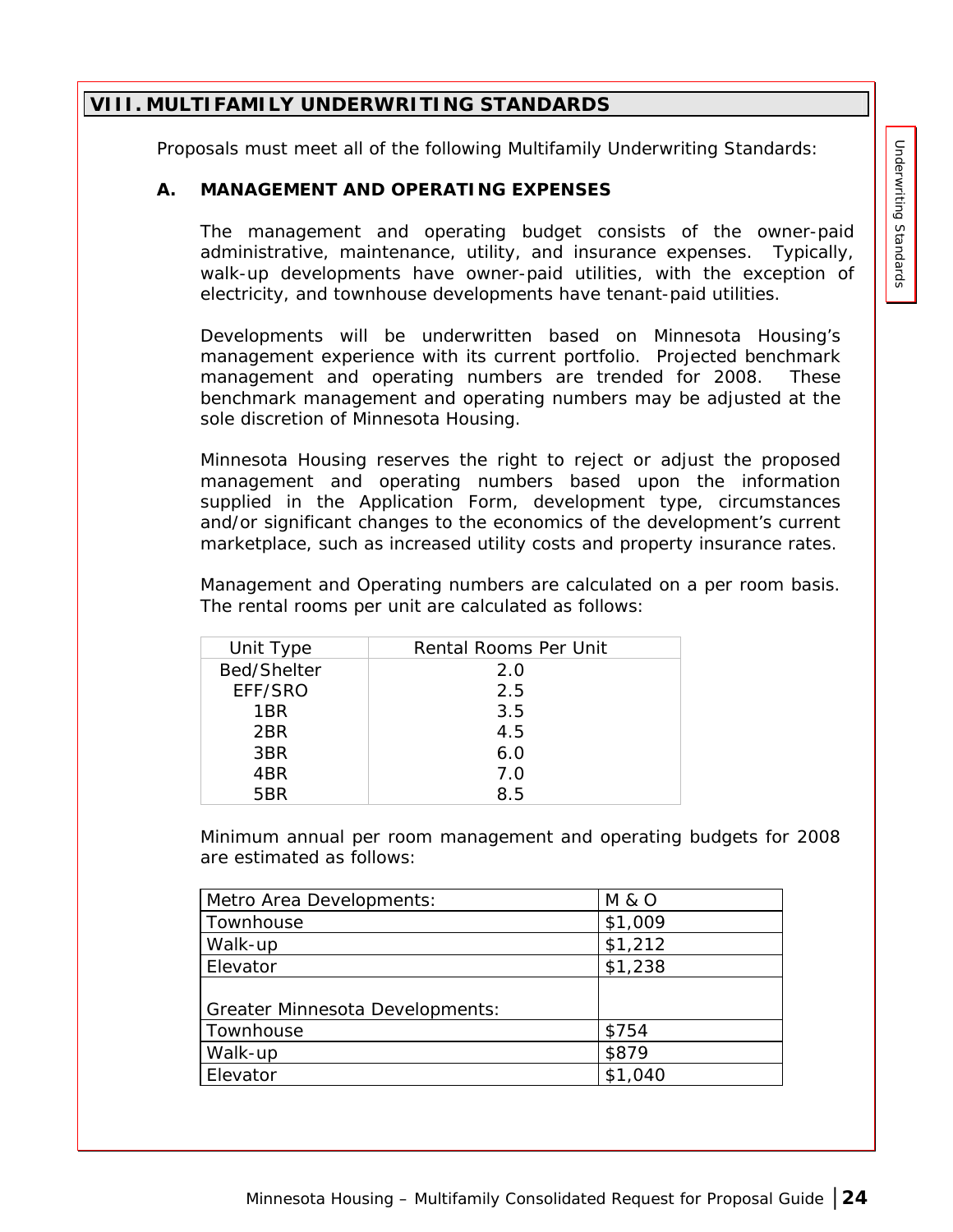## VIII. MULTIFAMILY UNDERWRITING STANDARDS

Proposals must meet all of the following Multifamily Underwriting Standards:

### A. MANAGEMENT AND OPERATING EXPENSES

The management and operating budget consists of the owner-paid administrative, maintenance, utility, and insurance expenses. Typically, walk-up developments have owner-paid utilities, with the exception of electricity, and townhouse developments have tenant-paid utilities.

Developments will be underwritten based on Minnesota Housing's management experience with its current portfolio. Projected benchmark management and operating numbers are trended for 2008. These benchmark management and operating numbers may be adjusted at the sole discretion of Minnesota Housing.

Minnesota Housing reserves the right to reject or adjust the proposed management and operating numbers based upon the information supplied in the Application Form, development type, circumstances and/or significant changes to the economics of the development's current marketplace, such as increased utility costs and property insurance rates.

Management and Operating numbers are calculated on a per room basis. The rental rooms per unit are calculated as follows:

| Unit Type | Rental Rooms Per Unit |
|---|---|
| Bed/Shelter | 2.0 |
| EFF/SRO | 2.5 |
| 1BR | 3.5 |
| 2BR | 4.5 |
| 3BR | 6.0 |
| 4BR | 7.0 |
| 5BR | 8.5 |

Minimum annual per room management and operating budgets for 2008 are estimated as follows:

| Metro Area Developments: | M & O |
|---|---|
| Townhouse | $1,009 |
| Walk-up | $1,212 |
| Elevator | $1,238 |
| Greater Minnesota Developments: | |
| Townhouse | $754 |
| Walk-up | $879 |
| Elevator | $1,040 |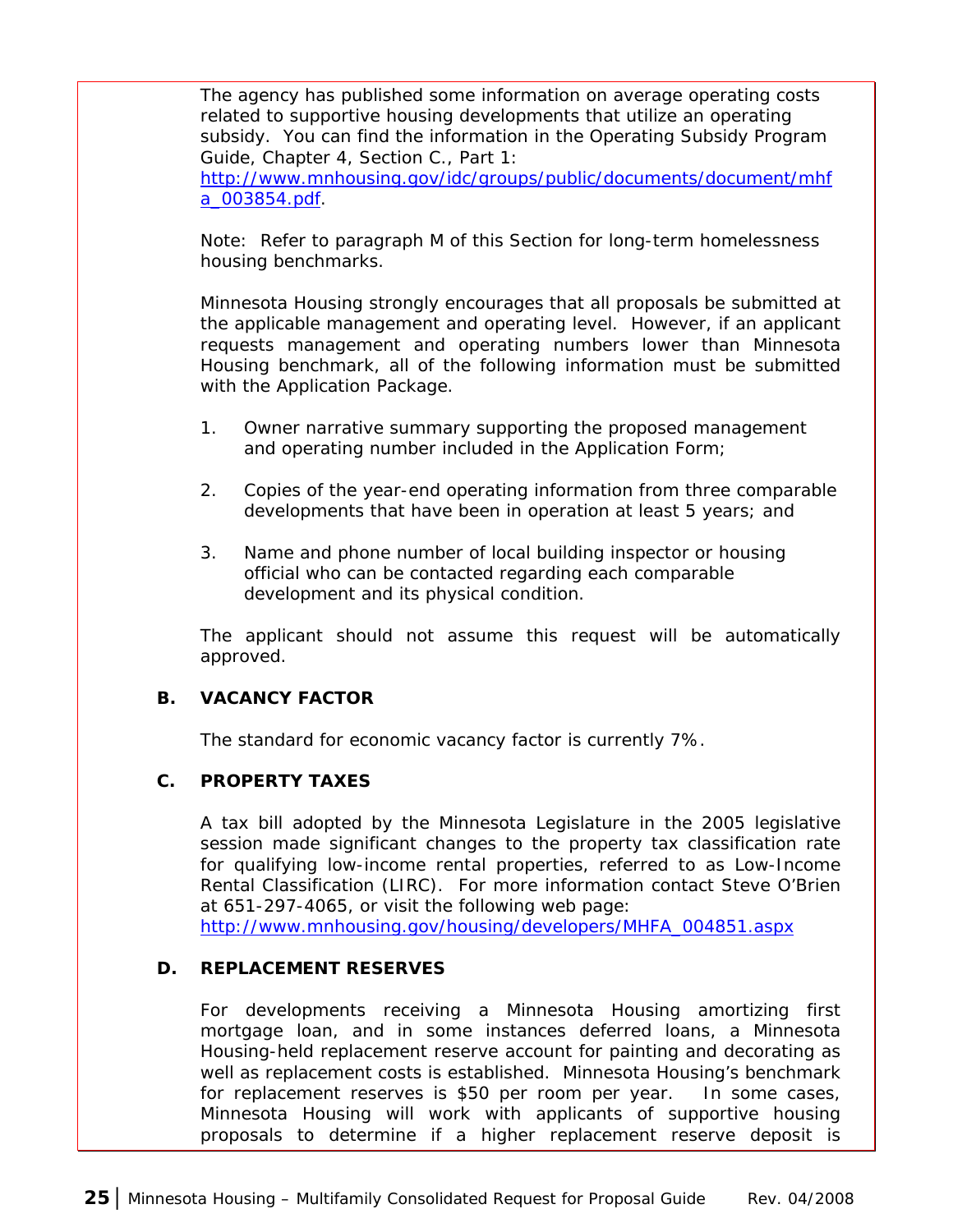The agency has published some information on average operating costs related to supportive housing developments that utilize an operating subsidy. You can find the information in the Operating Subsidy Program Guide, Chapter 4, Section C., Part 1: [http://www.mnhousing.gov/idc/groups/public/documents/document/mhfa_003854.pdf](http://www.mnhousing.gov/idc/groups/public/documents/document/mhfa_003854.pdf).

Note: Refer to paragraph M of this Section for long-term homelessness housing benchmarks.

Minnesota Housing strongly encourages that all proposals be submitted at the applicable management and operating level. However, if an applicant requests management and operating numbers lower than Minnesota Housing benchmark, all of the following information must be submitted with the Application Package.

1. Owner narrative summary supporting the proposed management and operating number included in the Application Form;

2. Copies of the year-end operating information from three comparable developments that have been in operation at least 5 years; and

3. Name and phone number of local building inspector or housing official who can be contacted regarding each comparable development and its physical condition.

The applicant should not assume this request will be automatically approved.

### B. VACANCY FACTOR

The standard for economic vacancy factor is currently 7%.

### C. PROPERTY TAXES

A tax bill adopted by the Minnesota Legislature in the 2005 legislative session made significant changes to the property tax classification rate for qualifying low-income rental properties, referred to as Low-Income Rental Classification (LIRC). For more information contact Steve O'Brien at 651-297-4065, or visit the following web page: [http://www.mnhousing.gov/housing/developers/MHFA_004851.aspx](http://www.mnhousing.gov/housing/developers/MHFA_004851.aspx)

### D. REPLACEMENT RESERVES

For developments receiving a Minnesota Housing amortizing first mortgage loan, and in some instances deferred loans, a Minnesota Housing-held replacement reserve account for painting and decorating as well as replacement costs is established. Minnesota Housing's benchmark for replacement reserves is $50 per room per year. In some cases, Minnesota Housing will work with applicants of supportive housing proposals to determine if a higher replacement reserve deposit is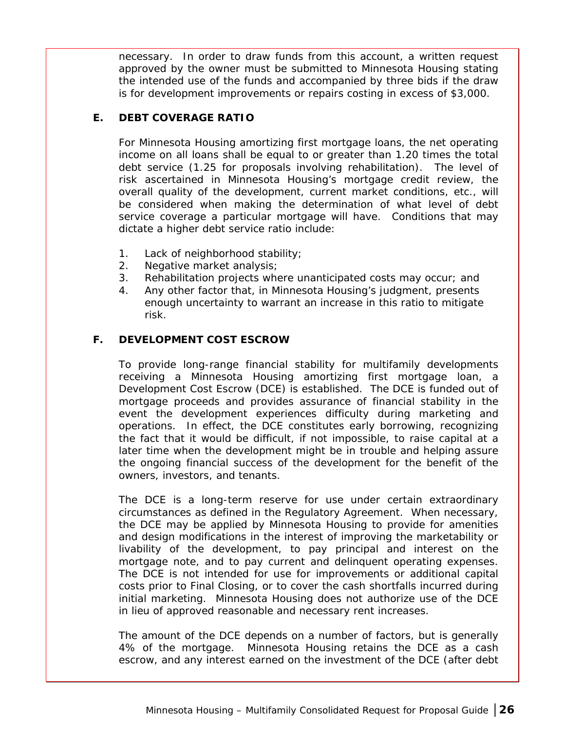necessary. In order to draw funds from this account, a written request approved by the owner must be submitted to Minnesota Housing stating the intended use of the funds and accompanied by three bids if the draw is for development improvements or repairs costing in excess of $3,000.

## E. DEBT COVERAGE RATIO

For Minnesota Housing amortizing first mortgage loans, the net operating income on all loans shall be equal to or greater than 1.20 times the total debt service (1.25 for proposals involving rehabilitation). The level of risk ascertained in Minnesota Housing's mortgage credit review, the overall quality of the development, current market conditions, etc., will be considered when making the determination of what level of debt service coverage a particular mortgage will have. Conditions that may dictate a higher debt service ratio include:

1. Lack of neighborhood stability;
2. Negative market analysis;
3. Rehabilitation projects where unanticipated costs may occur; and
4. Any other factor that, in Minnesota Housing's judgment, presents enough uncertainty to warrant an increase in this ratio to mitigate risk.

## F. DEVELOPMENT COST ESCROW

To provide long-range financial stability for multifamily developments receiving a Minnesota Housing amortizing first mortgage loan, a Development Cost Escrow (DCE) is established. The DCE is funded out of mortgage proceeds and provides assurance of financial stability in the event the development experiences difficulty during marketing and operations. In effect, the DCE constitutes early borrowing, recognizing the fact that it would be difficult, if not impossible, to raise capital at a later time when the development might be in trouble and helping assure the ongoing financial success of the development for the benefit of the owners, investors, and tenants.

The DCE is a long-term reserve for use under certain extraordinary circumstances as defined in the Regulatory Agreement. When necessary, the DCE may be applied by Minnesota Housing to provide for amenities and design modifications in the interest of improving the marketability or livability of the development, to pay principal and interest on the mortgage note, and to pay current and delinquent operating expenses. The DCE is not intended for use for improvements or additional capital costs prior to Final Closing, or to cover the cash shortfalls incurred during initial marketing. Minnesota Housing does not authorize use of the DCE in lieu of approved reasonable and necessary rent increases.

The amount of the DCE depends on a number of factors, but is generally 4% of the mortgage. Minnesota Housing retains the DCE as a cash escrow, and any interest earned on the investment of the DCE (after debt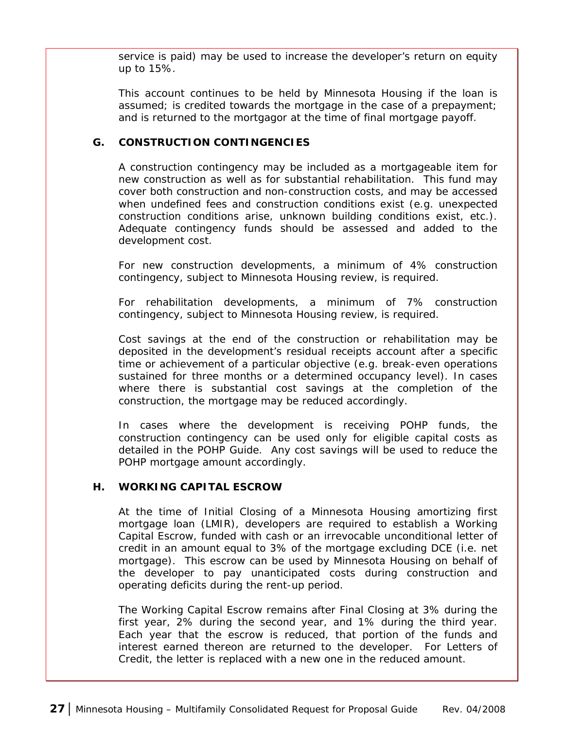service is paid) may be used to increase the developer's return on equity up to 15%.

This account continues to be held by Minnesota Housing if the loan is assumed; is credited towards the mortgage in the case of a prepayment; and is returned to the mortgagor at the time of final mortgage payoff.

### G. CONSTRUCTION CONTINGENCIES

A construction contingency may be included as a mortgageable item for new construction as well as for substantial rehabilitation. This fund may cover both construction and non-construction costs, and may be accessed when undefined fees and construction conditions exist (e.g. unexpected construction conditions arise, unknown building conditions exist, etc.). Adequate contingency funds should be assessed and added to the development cost.

For new construction developments, a minimum of 4% construction contingency, subject to Minnesota Housing review, is required.

For rehabilitation developments, a minimum of 7% construction contingency, subject to Minnesota Housing review, is required.

Cost savings at the end of the construction or rehabilitation may be deposited in the development's residual receipts account after a specific time or achievement of a particular objective (e.g. break-even operations sustained for three months or a determined occupancy level). In cases where there is substantial cost savings at the completion of the construction, the mortgage may be reduced accordingly.

In cases where the development is receiving POHP funds, the construction contingency can be used only for eligible capital costs as detailed in the POHP Guide. Any cost savings will be used to reduce the POHP mortgage amount accordingly.

### H. WORKING CAPITAL ESCROW

At the time of Initial Closing of a Minnesota Housing amortizing first mortgage loan (LMIR), developers are required to establish a Working Capital Escrow, funded with cash or an irrevocable unconditional letter of credit in an amount equal to 3% of the mortgage excluding DCE (i.e. net mortgage). This escrow can be used by Minnesota Housing on behalf of the developer to pay unanticipated costs during construction and operating deficits during the rent-up period.

The Working Capital Escrow remains after Final Closing at 3% during the first year, 2% during the second year, and 1% during the third year. Each year that the escrow is reduced, that portion of the funds and interest earned thereon are returned to the developer. For Letters of Credit, the letter is replaced with a new one in the reduced amount.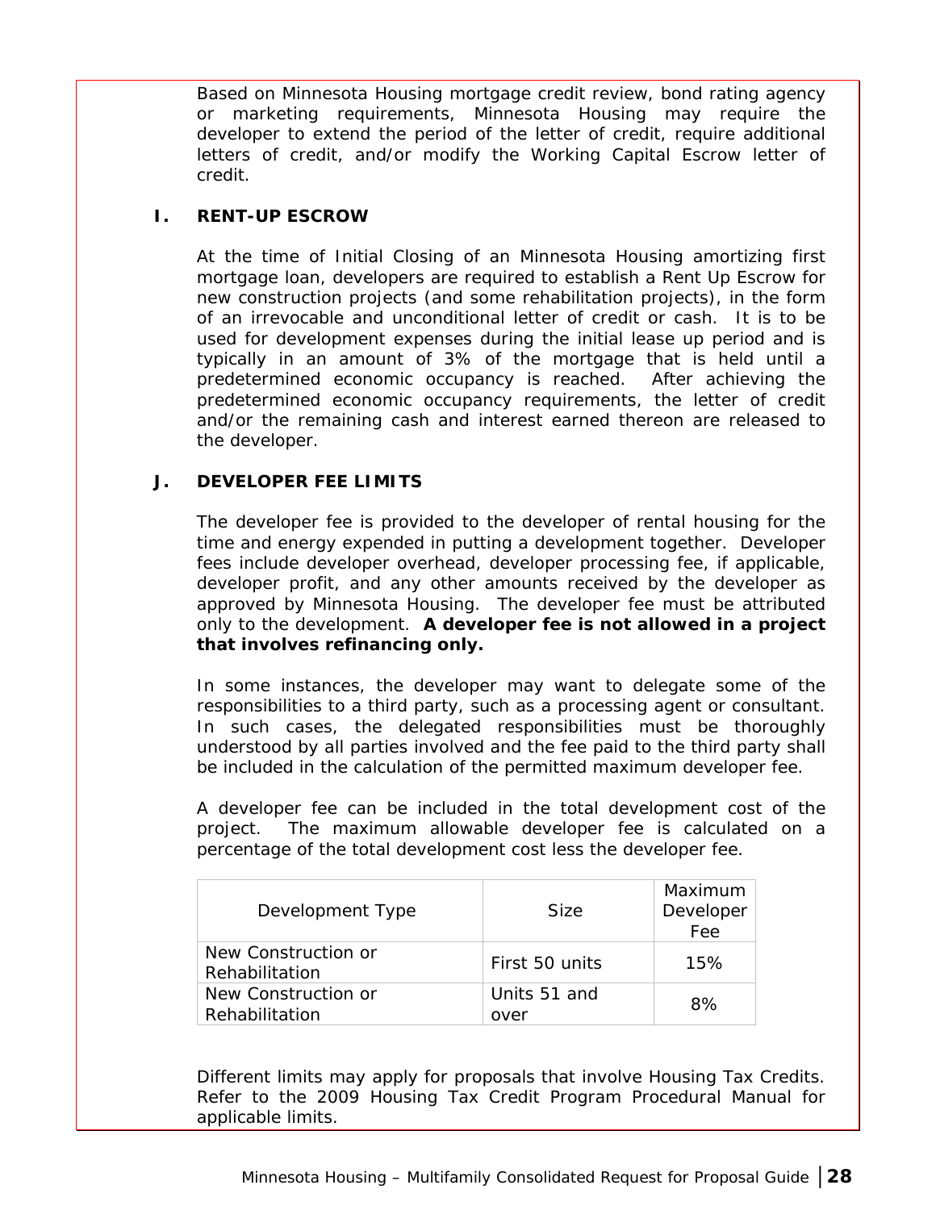Based on Minnesota Housing mortgage credit review, bond rating agency or marketing requirements, Minnesota Housing may require the developer to extend the period of the letter of credit, require additional letters of credit, and/or modify the Working Capital Escrow letter of credit.

## I. RENT-UP ESCROW

At the time of Initial Closing of an Minnesota Housing amortizing first mortgage loan, developers are required to establish a Rent Up Escrow for new construction projects (and some rehabilitation projects), in the form of an irrevocable and unconditional letter of credit or cash. It is to be used for development expenses during the initial lease up period and is typically in an amount of 3% of the mortgage that is held until a predetermined economic occupancy is reached. After achieving the predetermined economic occupancy requirements, the letter of credit and/or the remaining cash and interest earned thereon are released to the developer.

## J. DEVELOPER FEE LIMITS

The developer fee is provided to the developer of rental housing for the time and energy expended in putting a development together. Developer fees include developer overhead, developer processing fee, if applicable, developer profit, and any other amounts received by the developer as approved by Minnesota Housing. The developer fee must be attributed only to the development. **A developer fee is not allowed in a project that involves refinancing only.**

In some instances, the developer may want to delegate some of the responsibilities to a third party, such as a processing agent or consultant. In such cases, the delegated responsibilities must be thoroughly understood by all parties involved and the fee paid to the third party shall be included in the calculation of the permitted maximum developer fee.

A developer fee can be included in the total development cost of the project. The maximum allowable developer fee is calculated on a percentage of the total development cost less the developer fee.

| Development Type | Size | Maximum Developer Fee |
|---|---|---|
| New Construction or Rehabilitation | First 50 units | 15% |
| New Construction or Rehabilitation | Units 51 and over | 8% |

Different limits may apply for proposals that involve Housing Tax Credits. Refer to the 2009 Housing Tax Credit Program Procedural Manual for applicable limits.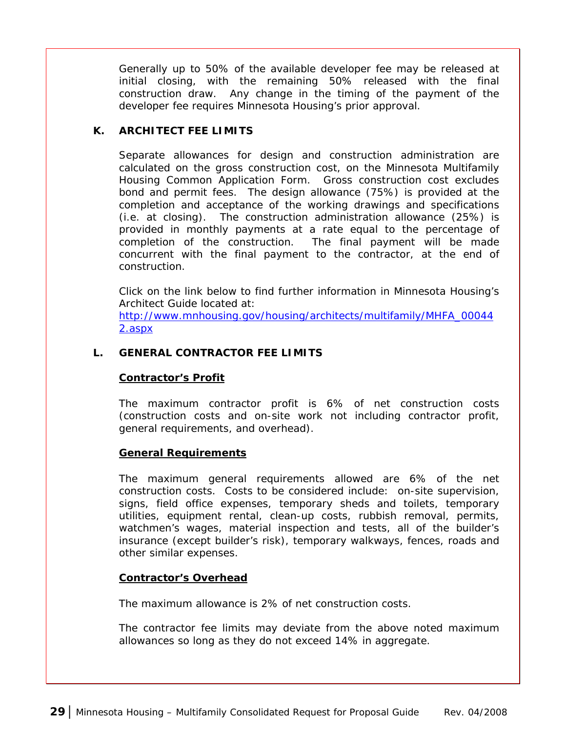Generally up to 50% of the available developer fee may be released at initial closing, with the remaining 50% released with the final construction draw. Any change in the timing of the payment of the developer fee requires Minnesota Housing's prior approval.

### K. ARCHITECT FEE LIMITS

Separate allowances for design and construction administration are calculated on the gross construction cost, on the Minnesota Multifamily Housing Common Application Form. Gross construction cost excludes bond and permit fees. The design allowance (75%) is provided at the completion and acceptance of the working drawings and specifications (i.e. at closing). The construction administration allowance (25%) is provided in monthly payments at a rate equal to the percentage of completion of the construction. The final payment will be made concurrent with the final payment to the contractor, at the end of construction.

Click on the link below to find further information in Minnesota Housing's Architect Guide located at:
[http://www.mnhousing.gov/housing/architects/multifamily/MHFA_000442.aspx](http://www.mnhousing.gov/housing/architects/multifamily/MHFA_000442.aspx)

### L. GENERAL CONTRACTOR FEE LIMITS

**Contractor's Profit**

The maximum contractor profit is 6% of net construction costs (construction costs and on-site work not including contractor profit, general requirements, and overhead).

**General Requirements**

The maximum general requirements allowed are 6% of the net construction costs. Costs to be considered include: on-site supervision, signs, field office expenses, temporary sheds and toilets, temporary utilities, equipment rental, clean-up costs, rubbish removal, permits, watchmen's wages, material inspection and tests, all of the builder's insurance (except builder's risk), temporary walkways, fences, roads and other similar expenses.

**Contractor's Overhead**

The maximum allowance is 2% of net construction costs.

The contractor fee limits may deviate from the above noted maximum allowances so long as they do not exceed 14% in aggregate.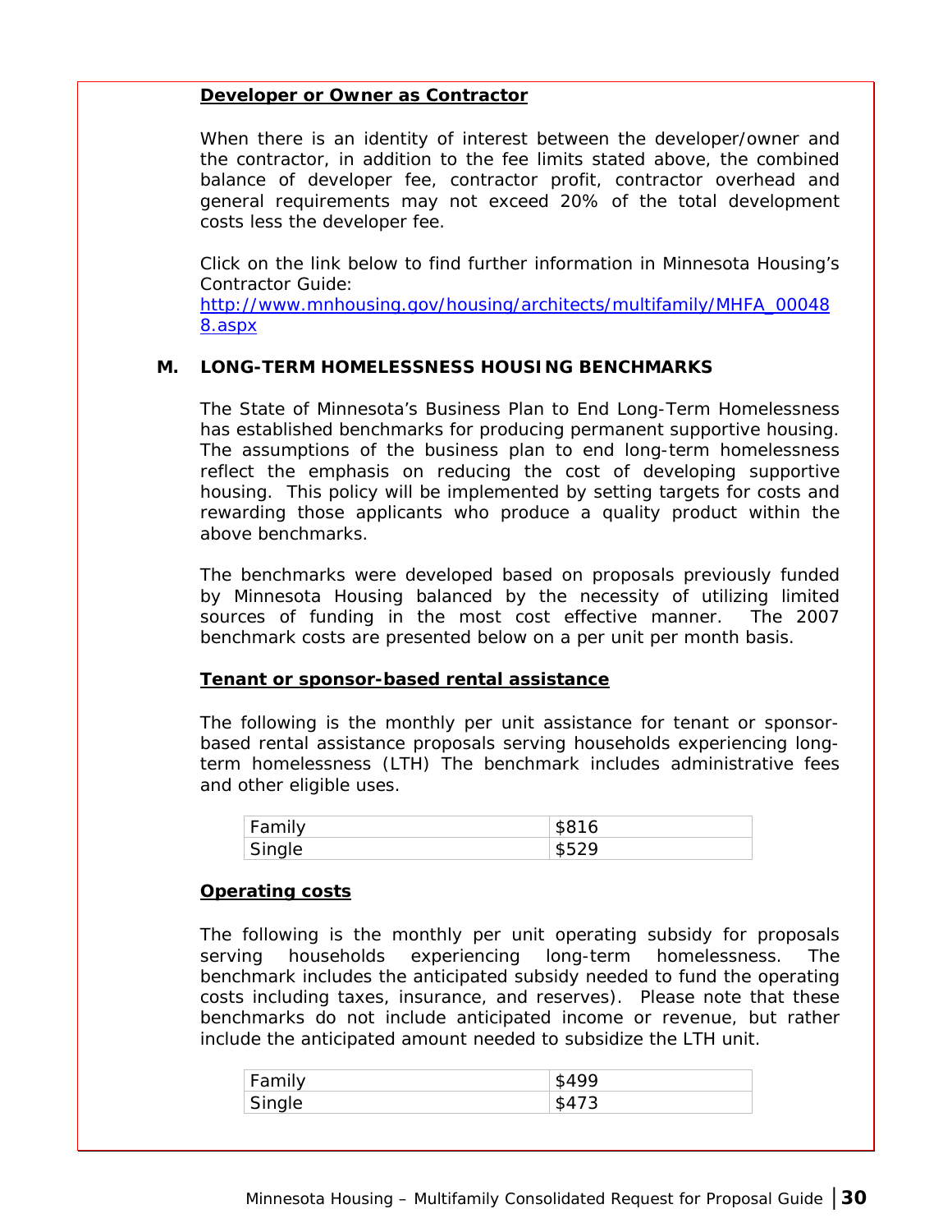**Developer or Owner as Contractor**

When there is an identity of interest between the developer/owner and the contractor, in addition to the fee limits stated above, the combined balance of developer fee, contractor profit, contractor overhead and general requirements may not exceed 20% of the total development costs less the developer fee.

Click on the link below to find further information in Minnesota Housing's Contractor Guide:
[http://www.mnhousing.gov/housing/architects/multifamily/MHFA_000488.aspx](http://www.mnhousing.gov/housing/architects/multifamily/MHFA_000488.aspx)

## M. LONG-TERM HOMELESSNESS HOUSING BENCHMARKS

The State of Minnesota's Business Plan to End Long-Term Homelessness has established benchmarks for producing permanent supportive housing. The assumptions of the business plan to end long-term homelessness reflect the emphasis on reducing the cost of developing supportive housing. This policy will be implemented by setting targets for costs and rewarding those applicants who produce a quality product within the above benchmarks.

The benchmarks were developed based on proposals previously funded by Minnesota Housing balanced by the necessity of utilizing limited sources of funding in the most cost effective manner. The 2007 benchmark costs are presented below on a per unit per month basis.

**Tenant or sponsor-based rental assistance**

The following is the monthly per unit assistance for tenant or sponsor-based rental assistance proposals serving households experiencing long-term homelessness (LTH) The benchmark includes administrative fees and other eligible uses.

| | |
|---|---|
| Family | $816 |
| Single | $529 |

**Operating costs**

The following is the monthly per unit operating subsidy for proposals serving households experiencing long-term homelessness. The benchmark includes the anticipated subsidy needed to fund the operating costs including taxes, insurance, and reserves). Please note that these benchmarks do not include anticipated income or revenue, but rather include the anticipated amount needed to subsidize the LTH unit.

| | |
|---|---|
| Family | $499 |
| Single | $473 |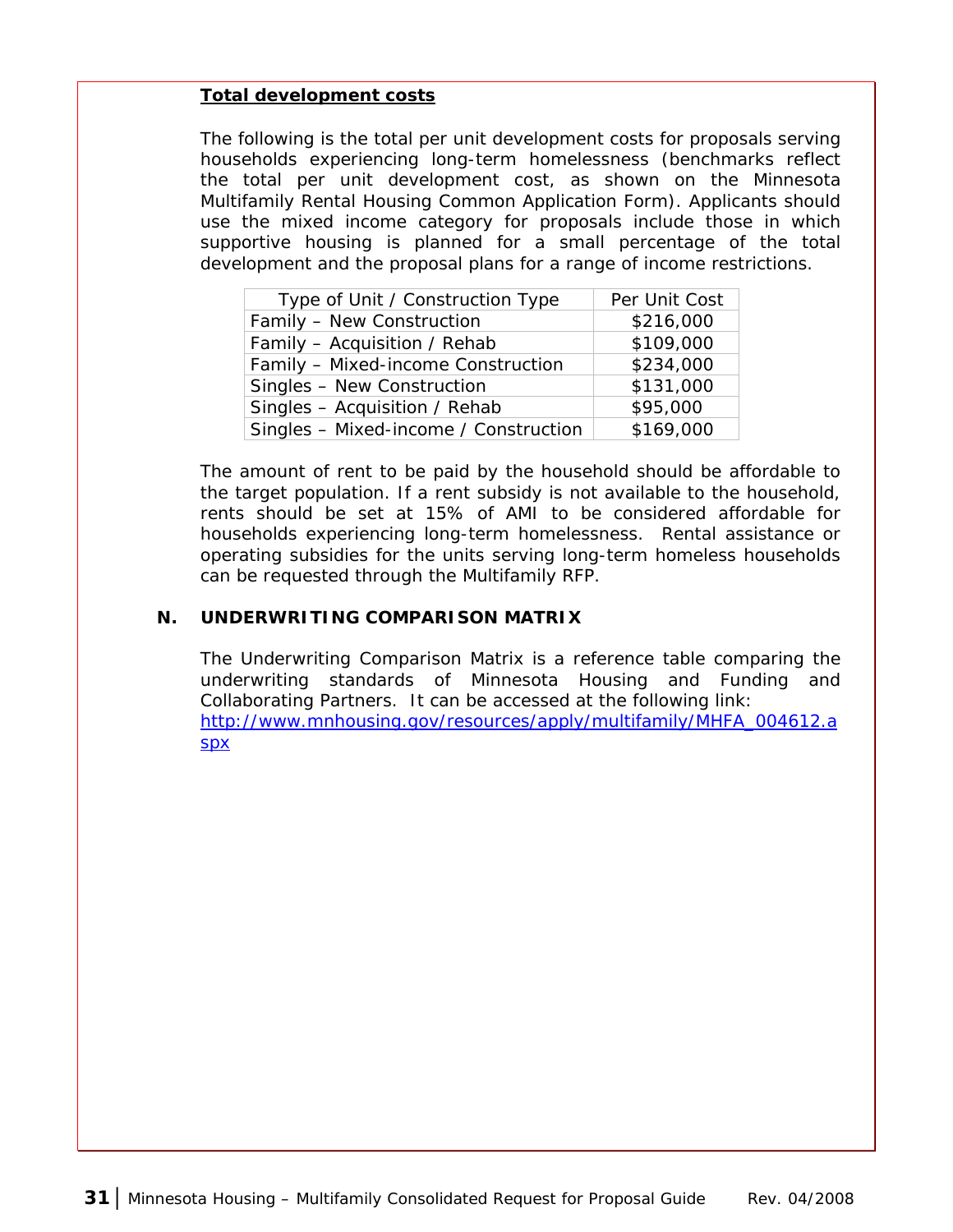**Total development costs**

The following is the total per unit development costs for proposals serving households experiencing long-term homelessness (benchmarks reflect the total per unit development cost, as shown on the Minnesota Multifamily Rental Housing Common Application Form). Applicants should use the mixed income category for proposals include those in which supportive housing is planned for a small percentage of the total development and the proposal plans for a range of income restrictions.

| Type of Unit / Construction Type | Per Unit Cost |
|---|---|
| Family – New Construction | $216,000 |
| Family – Acquisition / Rehab | $109,000 |
| Family – Mixed-income Construction | $234,000 |
| Singles – New Construction | $131,000 |
| Singles – Acquisition / Rehab | $95,000 |
| Singles – Mixed-income / Construction | $169,000 |

The amount of rent to be paid by the household should be affordable to the target population. If a rent subsidy is not available to the household, rents should be set at 15% of AMI to be considered affordable for households experiencing long-term homelessness. Rental assistance or operating subsidies for the units serving long-term homeless households can be requested through the Multifamily RFP.

## N. UNDERWRITING COMPARISON MATRIX

The Underwriting Comparison Matrix is a reference table comparing the underwriting standards of Minnesota Housing and Funding and Collaborating Partners. It can be accessed at the following link: http://www.mnhousing.gov/resources/apply/multifamily/MHFA_004612.aspx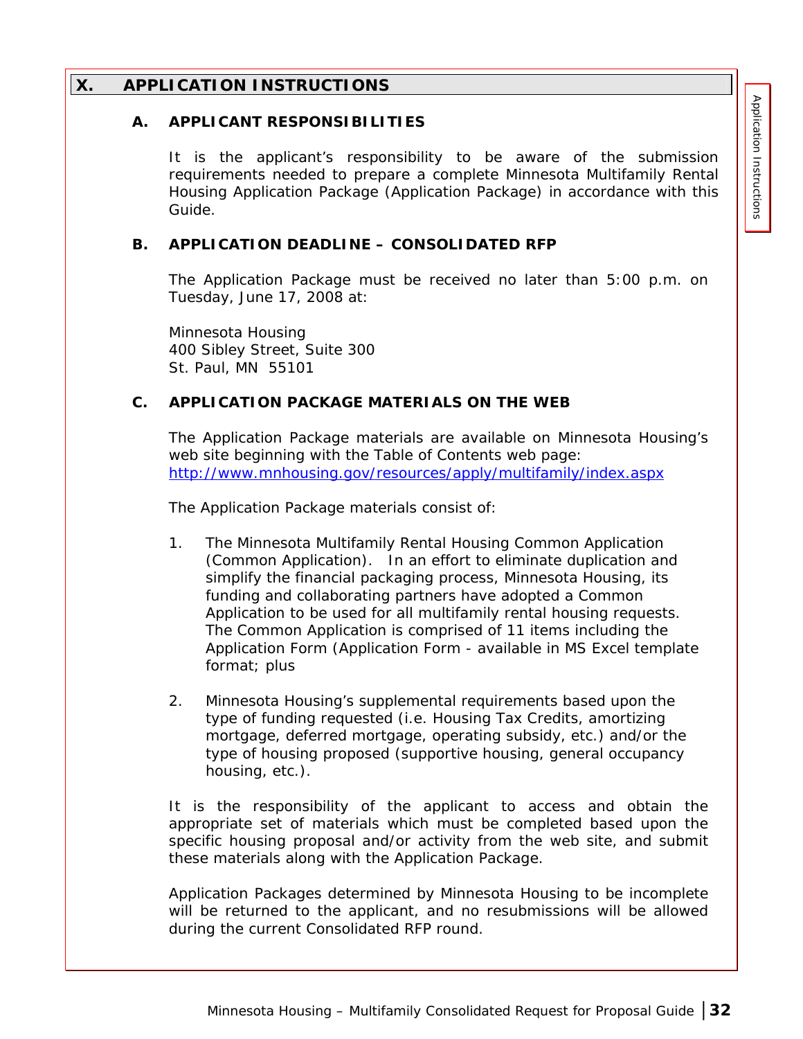## X. APPLICATION INSTRUCTIONS

### A. APPLICANT RESPONSIBILITIES

It is the applicant's responsibility to be aware of the submission requirements needed to prepare a complete Minnesota Multifamily Rental Housing Application Package (Application Package) in accordance with this Guide.

### B. APPLICATION DEADLINE – CONSOLIDATED RFP

The Application Package must be received no later than 5:00 p.m. on Tuesday, June 17, 2008 at:

Minnesota Housing  
400 Sibley Street, Suite 300  
St. Paul, MN 55101

### C. APPLICATION PACKAGE MATERIALS ON THE WEB

The Application Package materials are available on Minnesota Housing's web site beginning with the Table of Contents web page: http://www.mnhousing.gov/resources/apply/multifamily/index.aspx

The Application Package materials consist of:

1. The Minnesota Multifamily Rental Housing Common Application (Common Application). In an effort to eliminate duplication and simplify the financial packaging process, Minnesota Housing, its funding and collaborating partners have adopted a Common Application to be used for all multifamily rental housing requests. The Common Application is comprised of 11 items including the Application Form (Application Form - available in MS Excel template format; plus

2. Minnesota Housing's supplemental requirements based upon the type of funding requested (i.e. Housing Tax Credits, amortizing mortgage, deferred mortgage, operating subsidy, etc.) and/or the type of housing proposed (supportive housing, general occupancy housing, etc.).

It is the responsibility of the applicant to access and obtain the appropriate set of materials which must be completed based upon the specific housing proposal and/or activity from the web site, and submit these materials along with the Application Package.

Application Packages determined by Minnesota Housing to be incomplete will be returned to the applicant, and no resubmissions will be allowed during the current Consolidated RFP round.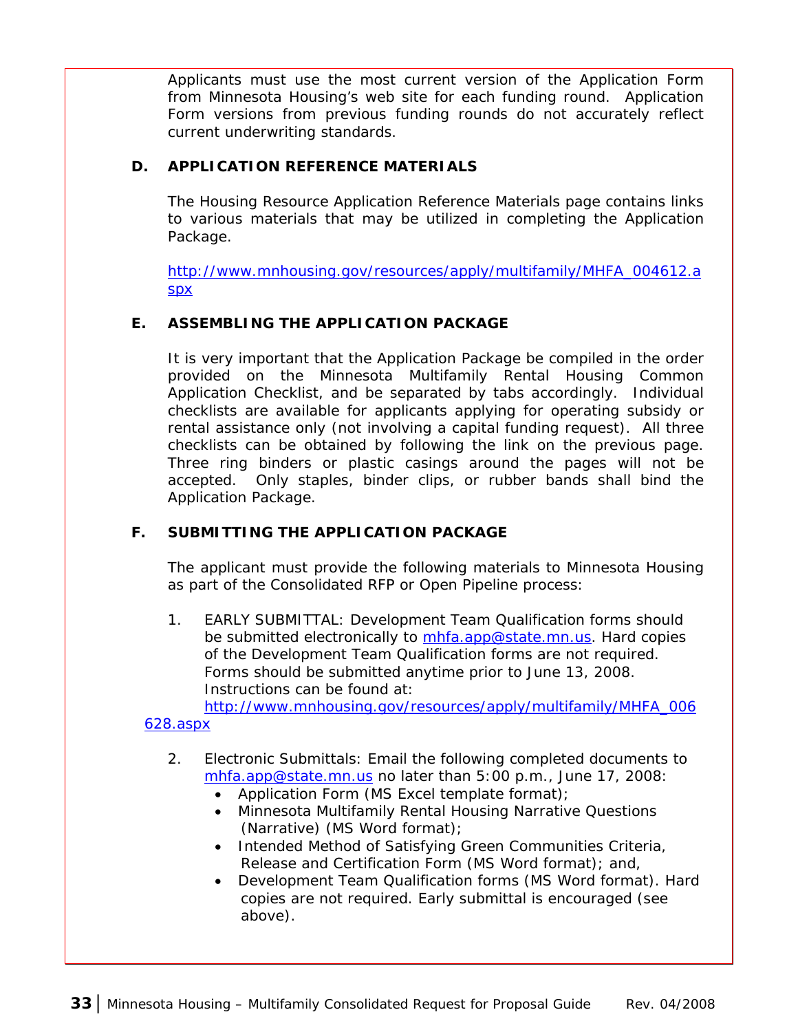Applicants must use the most current version of the Application Form from Minnesota Housing's web site for each funding round. Application Form versions from previous funding rounds do not accurately reflect current underwriting standards.

### D. APPLICATION REFERENCE MATERIALS

The Housing Resource Application Reference Materials page contains links to various materials that may be utilized in completing the Application Package.

http://www.mnhousing.gov/resources/apply/multifamily/MHFA_004612.aspx

### E. ASSEMBLING THE APPLICATION PACKAGE

It is very important that the Application Package be compiled in the order provided on the Minnesota Multifamily Rental Housing Common Application Checklist, and be separated by tabs accordingly. Individual checklists are available for applicants applying for operating subsidy or rental assistance only (not involving a capital funding request). All three checklists can be obtained by following the link on the previous page. Three ring binders or plastic casings around the pages will not be accepted. Only staples, binder clips, or rubber bands shall bind the Application Package.

### F. SUBMITTING THE APPLICATION PACKAGE

The applicant must provide the following materials to Minnesota Housing as part of the Consolidated RFP or Open Pipeline process:

1. EARLY SUBMITTAL: Development Team Qualification forms should be submitted electronically to mhfa.app@state.mn.us. Hard copies of the Development Team Qualification forms are not required. Forms should be submitted anytime prior to June 13, 2008. Instructions can be found at: http://www.mnhousing.gov/resources/apply/multifamily/MHFA_006628.aspx

2. Electronic Submittals: Email the following completed documents to mhfa.app@state.mn.us no later than 5:00 p.m., June 17, 2008:
   - Application Form (MS Excel template format);
   - Minnesota Multifamily Rental Housing Narrative Questions (Narrative) (MS Word format);
   - Intended Method of Satisfying Green Communities Criteria, Release and Certification Form (MS Word format); and,
   - Development Team Qualification forms (MS Word format). Hard copies are not required. Early submittal is encouraged (see above).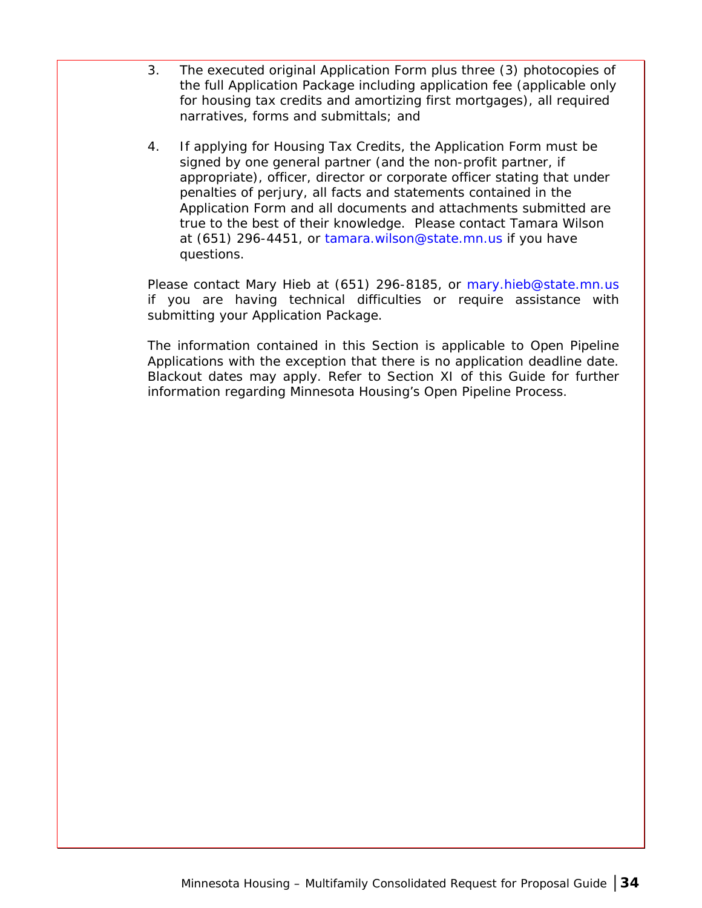3. The executed original Application Form plus three (3) photocopies of the full Application Package including application fee (applicable only for housing tax credits and amortizing first mortgages), all required narratives, forms and submittals; and

4. If applying for Housing Tax Credits, the Application Form must be signed by one general partner (and the non-profit partner, if appropriate), officer, director or corporate officer stating that under penalties of perjury, all facts and statements contained in the Application Form and all documents and attachments submitted are true to the best of their knowledge. Please contact Tamara Wilson at (651) 296-4451, or tamara.wilson@state.mn.us if you have questions.

Please contact Mary Hieb at (651) 296-8185, or mary.hieb@state.mn.us if you are having technical difficulties or require assistance with submitting your Application Package.

The information contained in this Section is applicable to Open Pipeline Applications with the exception that there is no application deadline date. Blackout dates may apply. Refer to Section XI of this Guide for further information regarding Minnesota Housing's Open Pipeline Process.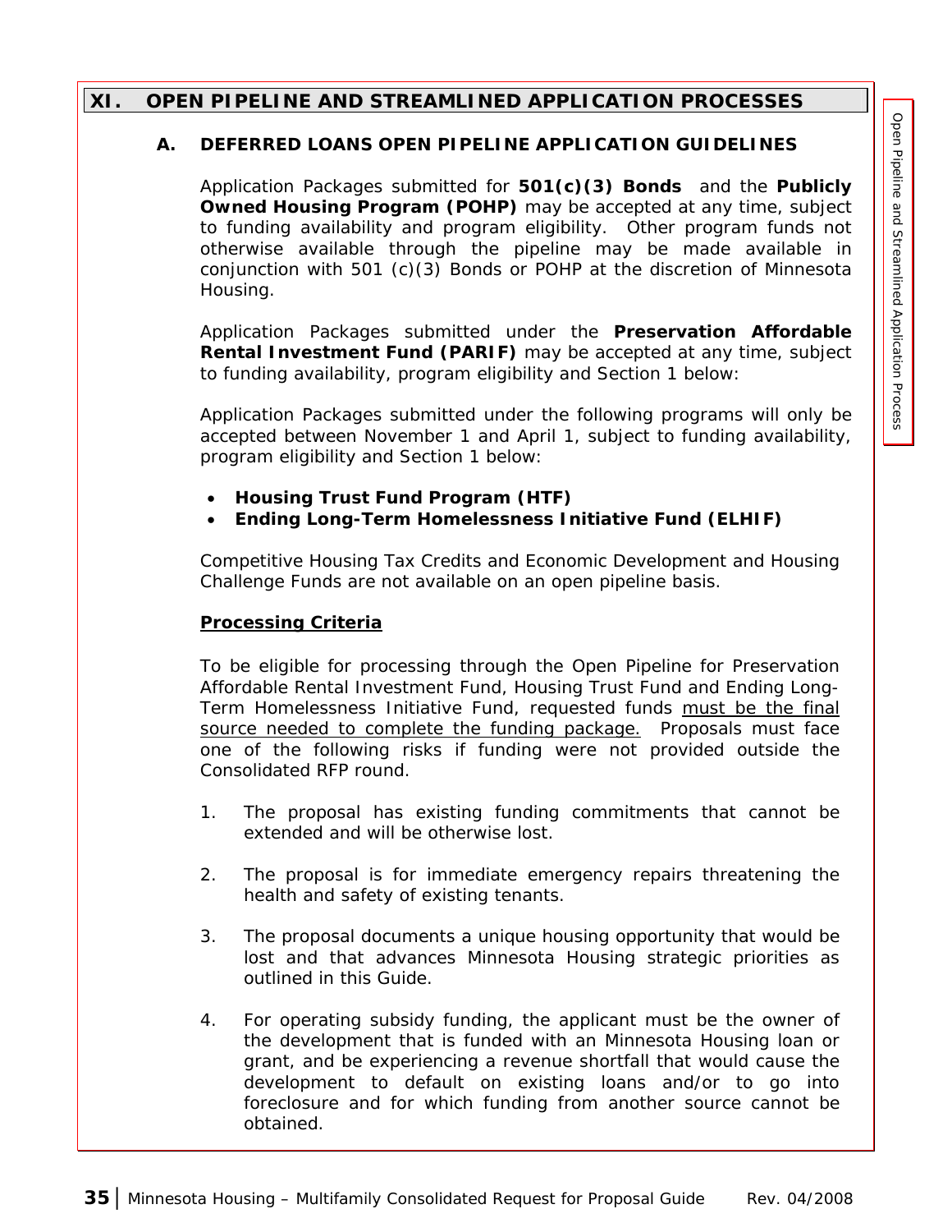## XI. OPEN PIPELINE AND STREAMLINED APPLICATION PROCESSES

### A. DEFERRED LOANS OPEN PIPELINE APPLICATION GUIDELINES

Application Packages submitted for **501(c)(3) Bonds** and the **Publicly Owned Housing Program (POHP)** may be accepted at any time, subject to funding availability and program eligibility. Other program funds not otherwise available through the pipeline may be made available in conjunction with 501 (c)(3) Bonds or POHP at the discretion of Minnesota Housing.

Application Packages submitted under the **Preservation Affordable Rental Investment Fund (PARIF)** may be accepted at any time, subject to funding availability, program eligibility and Section 1 below:

Application Packages submitted under the following programs will only be accepted between November 1 and April 1, subject to funding availability, program eligibility and Section 1 below:

- **Housing Trust Fund Program (HTF)**
- **Ending Long-Term Homelessness Initiative Fund (ELHIF)**

Competitive Housing Tax Credits and Economic Development and Housing Challenge Funds are not available on an open pipeline basis.

**Processing Criteria**

To be eligible for processing through the Open Pipeline for Preservation Affordable Rental Investment Fund, Housing Trust Fund and Ending Long-Term Homelessness Initiative Fund, requested funds must be the final source needed to complete the funding package. Proposals must face one of the following risks if funding were not provided outside the Consolidated RFP round.

1. The proposal has existing funding commitments that cannot be extended and will be otherwise lost.

2. The proposal is for immediate emergency repairs threatening the health and safety of existing tenants.

3. The proposal documents a unique housing opportunity that would be lost and that advances Minnesota Housing strategic priorities as outlined in this Guide.

4. For operating subsidy funding, the applicant must be the owner of the development that is funded with an Minnesota Housing loan or grant, and be experiencing a revenue shortfall that would cause the development to default on existing loans and/or to go into foreclosure and for which funding from another source cannot be obtained.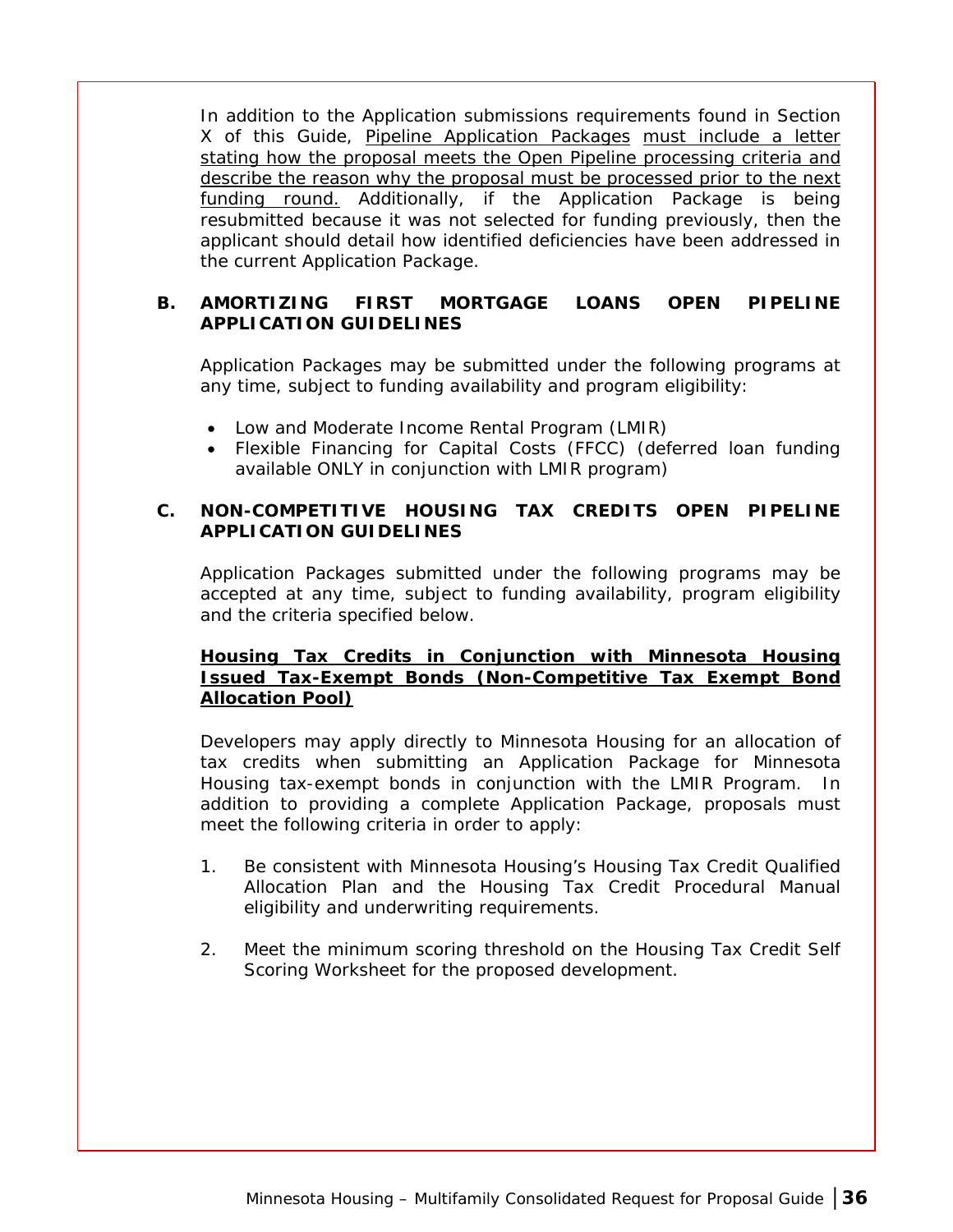In addition to the Application submissions requirements found in Section X of this Guide, Pipeline Application Packages must include a letter stating how the proposal meets the Open Pipeline processing criteria and describe the reason why the proposal must be processed prior to the next funding round. Additionally, if the Application Package is being resubmitted because it was not selected for funding previously, then the applicant should detail how identified deficiencies have been addressed in the current Application Package.

### B. AMORTIZING FIRST MORTGAGE LOANS OPEN PIPELINE APPLICATION GUIDELINES

Application Packages may be submitted under the following programs at any time, subject to funding availability and program eligibility:

- Low and Moderate Income Rental Program (LMIR)
- Flexible Financing for Capital Costs (FFCC) (deferred loan funding available ONLY in conjunction with LMIR program)

### C. NON-COMPETITIVE HOUSING TAX CREDITS OPEN PIPELINE APPLICATION GUIDELINES

Application Packages submitted under the following programs may be accepted at any time, subject to funding availability, program eligibility and the criteria specified below.

**Housing Tax Credits in Conjunction with Minnesota Housing Issued Tax-Exempt Bonds (Non-Competitive Tax Exempt Bond Allocation Pool)**

Developers may apply directly to Minnesota Housing for an allocation of tax credits when submitting an Application Package for Minnesota Housing tax-exempt bonds in conjunction with the LMIR Program. In addition to providing a complete Application Package, proposals must meet the following criteria in order to apply:

1. Be consistent with Minnesota Housing's Housing Tax Credit Qualified Allocation Plan and the Housing Tax Credit Procedural Manual eligibility and underwriting requirements.

2. Meet the minimum scoring threshold on the Housing Tax Credit Self Scoring Worksheet for the proposed development.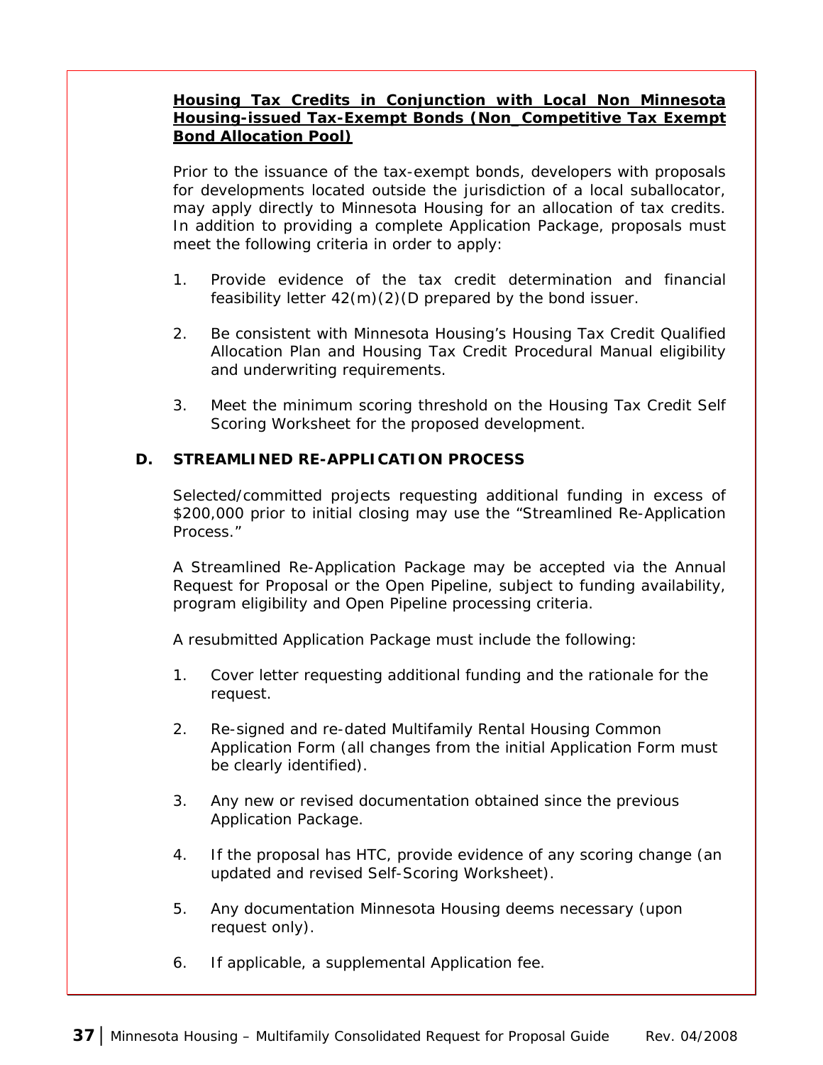**Housing Tax Credits in Conjunction with Local Non Minnesota Housing-issued Tax-Exempt Bonds (Non_Competitive Tax Exempt Bond Allocation Pool)**

Prior to the issuance of the tax-exempt bonds, developers with proposals for developments located outside the jurisdiction of a local suballocator, may apply directly to Minnesota Housing for an allocation of tax credits. In addition to providing a complete Application Package, proposals must meet the following criteria in order to apply:

1. Provide evidence of the tax credit determination and financial feasibility letter 42(m)(2)(D prepared by the bond issuer.
2. Be consistent with Minnesota Housing's Housing Tax Credit Qualified Allocation Plan and Housing Tax Credit Procedural Manual eligibility and underwriting requirements.
3. Meet the minimum scoring threshold on the Housing Tax Credit Self Scoring Worksheet for the proposed development.

## D. STREAMLINED RE-APPLICATION PROCESS

Selected/committed projects requesting additional funding in excess of $200,000 prior to initial closing may use the "Streamlined Re-Application Process."

A Streamlined Re-Application Package may be accepted via the Annual Request for Proposal or the Open Pipeline, subject to funding availability, program eligibility and Open Pipeline processing criteria.

A resubmitted Application Package must include the following:

1. Cover letter requesting additional funding and the rationale for the request.
2. Re-signed and re-dated Multifamily Rental Housing Common Application Form (all changes from the initial Application Form must be clearly identified).
3. Any new or revised documentation obtained since the previous Application Package.
4. If the proposal has HTC, provide evidence of any scoring change (an updated and revised Self-Scoring Worksheet).
5. Any documentation Minnesota Housing deems necessary (upon request only).
6. If applicable, a supplemental Application fee.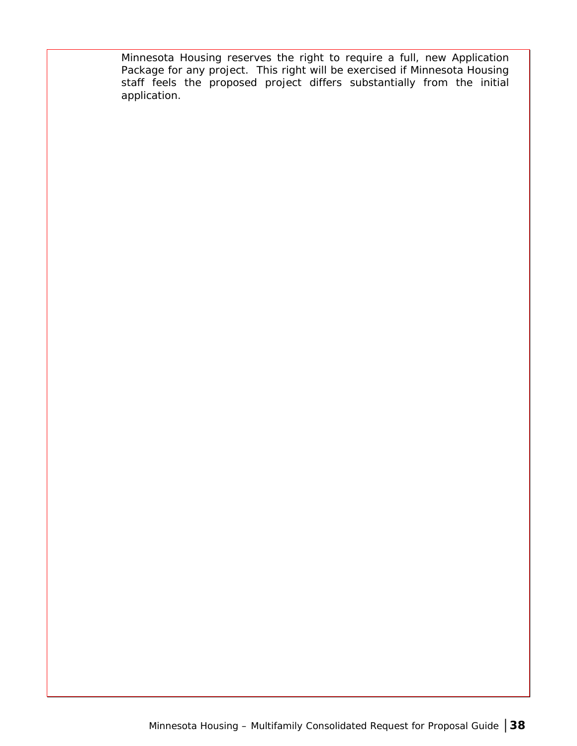Minnesota Housing reserves the right to require a full, new Application Package for any project. This right will be exercised if Minnesota Housing staff feels the proposed project differs substantially from the initial application.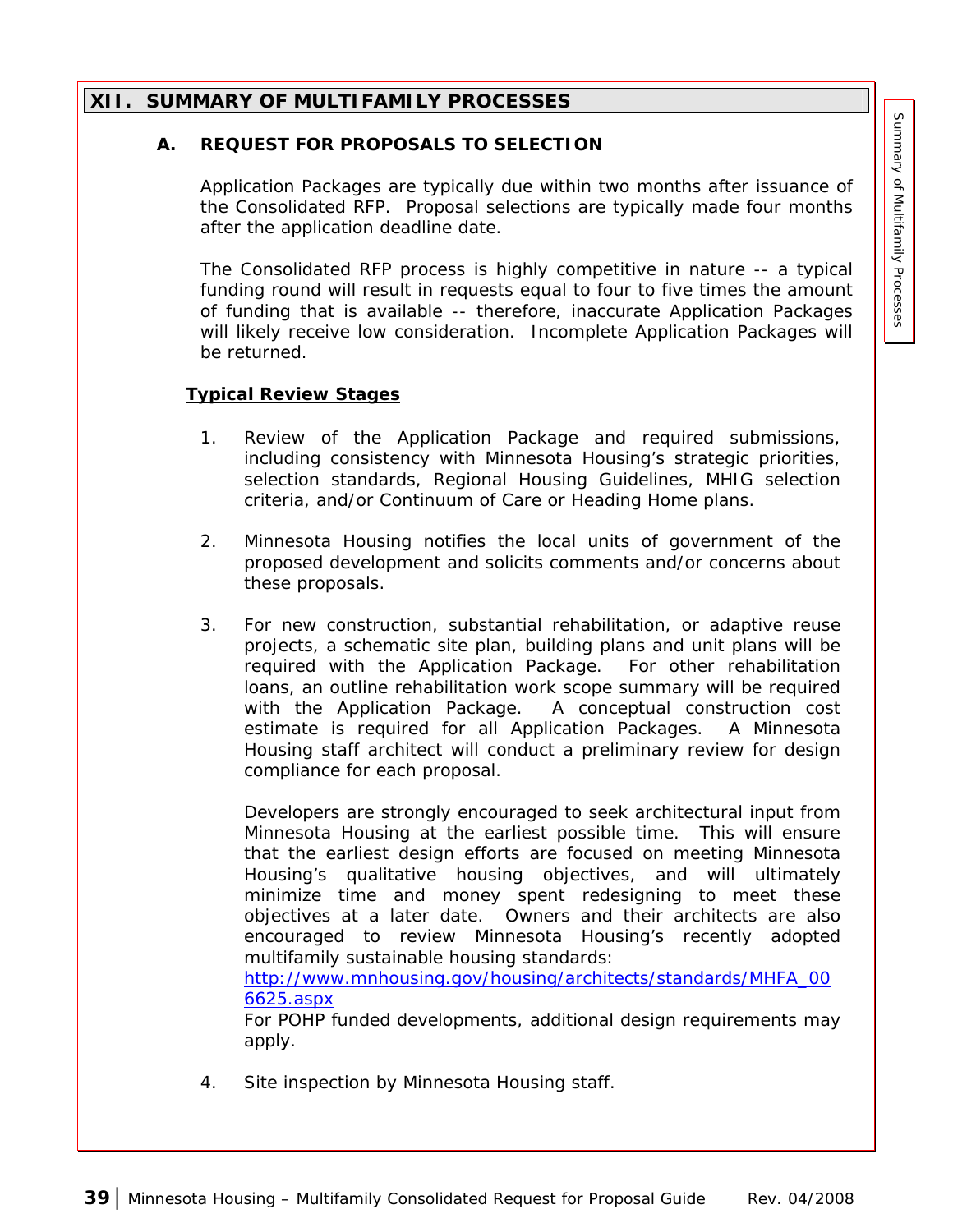## XII. SUMMARY OF MULTIFAMILY PROCESSES

### A. REQUEST FOR PROPOSALS TO SELECTION

Application Packages are typically due within two months after issuance of the Consolidated RFP. Proposal selections are typically made four months after the application deadline date.

The Consolidated RFP process is highly competitive in nature -- a typical funding round will result in requests equal to four to five times the amount of funding that is available -- therefore, inaccurate Application Packages will likely receive low consideration. Incomplete Application Packages will be returned.

**Typical Review Stages**

1. Review of the Application Package and required submissions, including consistency with Minnesota Housing's strategic priorities, selection standards, Regional Housing Guidelines, MHIG selection criteria, and/or Continuum of Care or Heading Home plans.

2. Minnesota Housing notifies the local units of government of the proposed development and solicits comments and/or concerns about these proposals.

3. For new construction, substantial rehabilitation, or adaptive reuse projects, a schematic site plan, building plans and unit plans will be required with the Application Package. For other rehabilitation loans, an outline rehabilitation work scope summary will be required with the Application Package. A conceptual construction cost estimate is required for all Application Packages. A Minnesota Housing staff architect will conduct a preliminary review for design compliance for each proposal.

   Developers are strongly encouraged to seek architectural input from Minnesota Housing at the earliest possible time. This will ensure that the earliest design efforts are focused on meeting Minnesota Housing's qualitative housing objectives, and will ultimately minimize time and money spent redesigning to meet these objectives at a later date. Owners and their architects are also encouraged to review Minnesota Housing's recently adopted multifamily sustainable housing standards: http://www.mnhousing.gov/housing/architects/standards/MHFA_006625.aspx
   For POHP funded developments, additional design requirements may apply.

4. Site inspection by Minnesota Housing staff.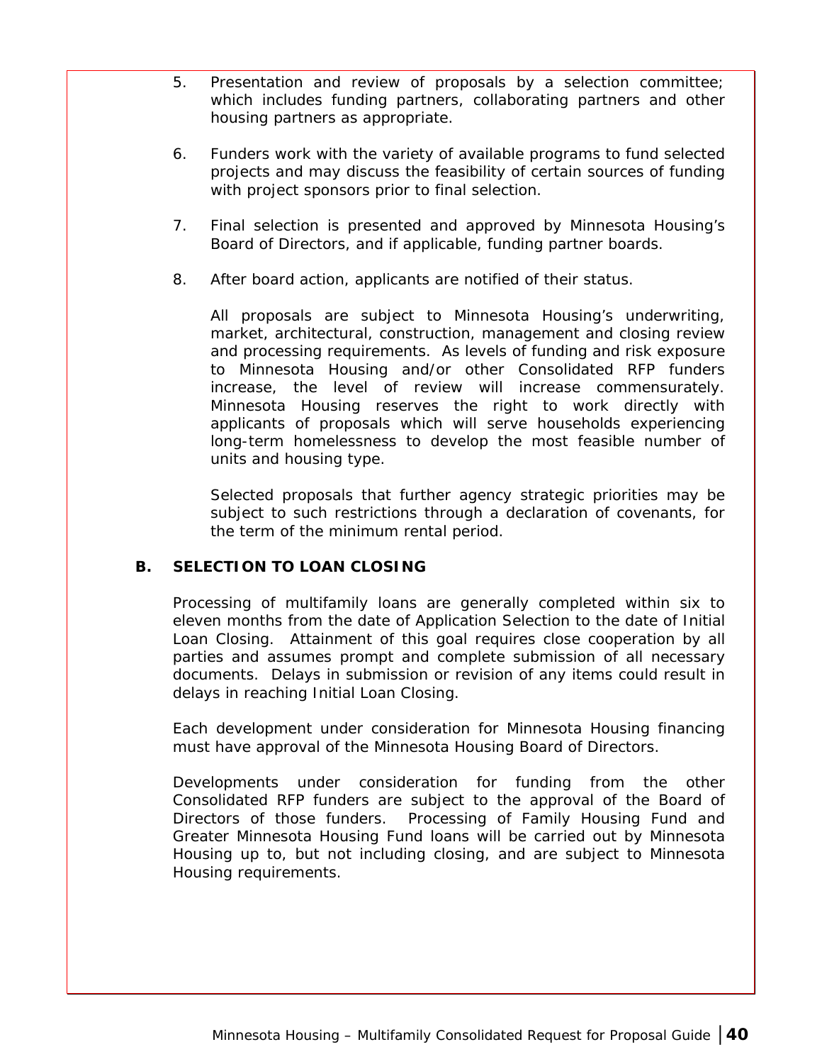5. Presentation and review of proposals by a selection committee; which includes funding partners, collaborating partners and other housing partners as appropriate.

6. Funders work with the variety of available programs to fund selected projects and may discuss the feasibility of certain sources of funding with project sponsors prior to final selection.

7. Final selection is presented and approved by Minnesota Housing's Board of Directors, and if applicable, funding partner boards.

8. After board action, applicants are notified of their status.

   All proposals are subject to Minnesota Housing's underwriting, market, architectural, construction, management and closing review and processing requirements. As levels of funding and risk exposure to Minnesota Housing and/or other Consolidated RFP funders increase, the level of review will increase commensurately. Minnesota Housing reserves the right to work directly with applicants of proposals which will serve households experiencing long-term homelessness to develop the most feasible number of units and housing type.

   Selected proposals that further agency strategic priorities may be subject to such restrictions through a declaration of covenants, for the term of the minimum rental period.

## B. SELECTION TO LOAN CLOSING

Processing of multifamily loans are generally completed within six to eleven months from the date of Application Selection to the date of Initial Loan Closing. Attainment of this goal requires close cooperation by all parties and assumes prompt and complete submission of all necessary documents. Delays in submission or revision of any items could result in delays in reaching Initial Loan Closing.

Each development under consideration for Minnesota Housing financing must have approval of the Minnesota Housing Board of Directors.

Developments under consideration for funding from the other Consolidated RFP funders are subject to the approval of the Board of Directors of those funders. Processing of Family Housing Fund and Greater Minnesota Housing Fund loans will be carried out by Minnesota Housing up to, but not including closing, and are subject to Minnesota Housing requirements.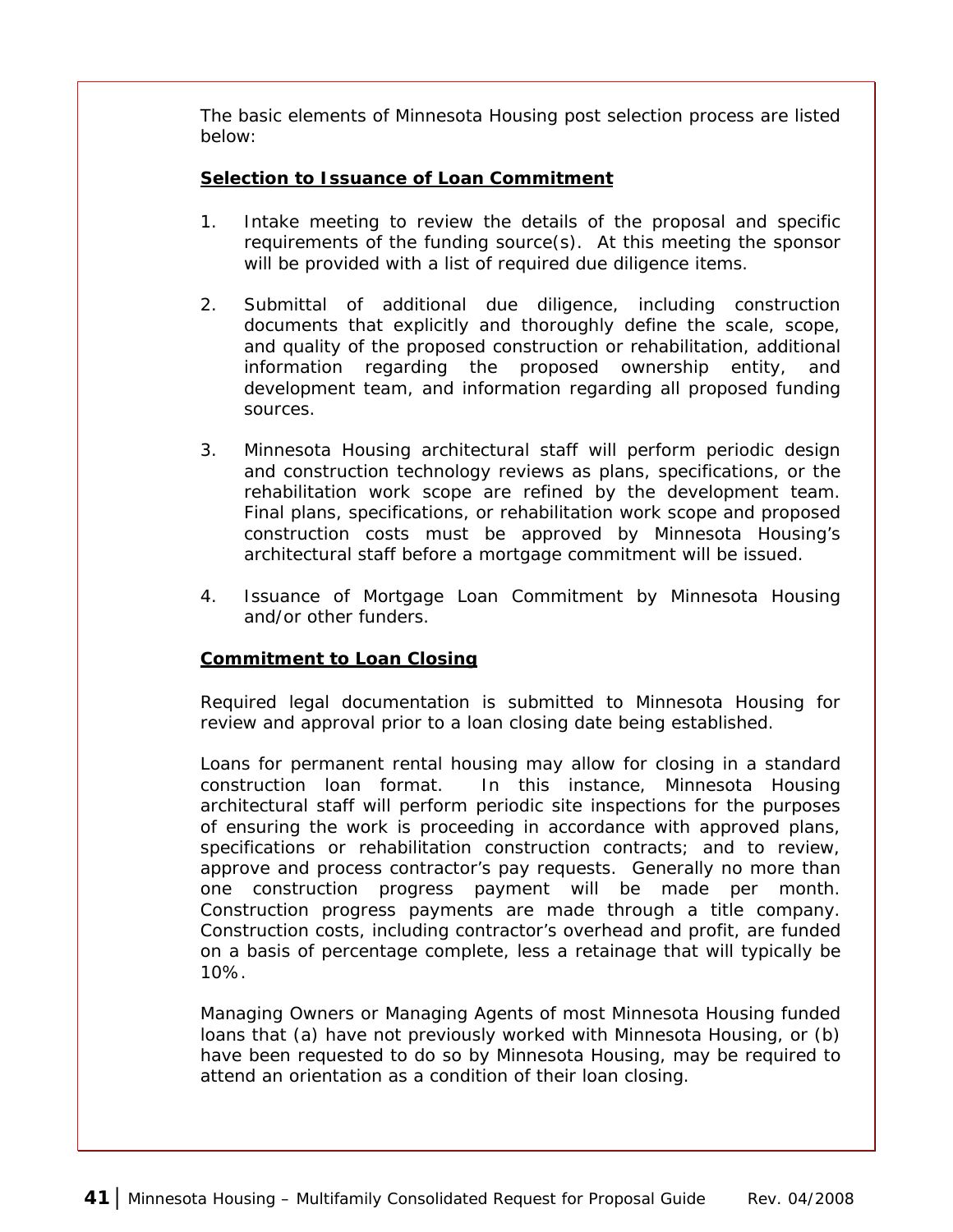The basic elements of Minnesota Housing post selection process are listed below:

**Selection to Issuance of Loan Commitment**

1. Intake meeting to review the details of the proposal and specific requirements of the funding source(s). At this meeting the sponsor will be provided with a list of required due diligence items.

2. Submittal of additional due diligence, including construction documents that explicitly and thoroughly define the scale, scope, and quality of the proposed construction or rehabilitation, additional information regarding the proposed ownership entity, and development team, and information regarding all proposed funding sources.

3. Minnesota Housing architectural staff will perform periodic design and construction technology reviews as plans, specifications, or the rehabilitation work scope are refined by the development team. Final plans, specifications, or rehabilitation work scope and proposed construction costs must be approved by Minnesota Housing's architectural staff before a mortgage commitment will be issued.

4. Issuance of Mortgage Loan Commitment by Minnesota Housing and/or other funders.

**Commitment to Loan Closing**

Required legal documentation is submitted to Minnesota Housing for review and approval prior to a loan closing date being established.

Loans for permanent rental housing may allow for closing in a standard construction loan format. In this instance, Minnesota Housing architectural staff will perform periodic site inspections for the purposes of ensuring the work is proceeding in accordance with approved plans, specifications or rehabilitation construction contracts; and to review, approve and process contractor's pay requests. Generally no more than one construction progress payment will be made per month. Construction progress payments are made through a title company. Construction costs, including contractor's overhead and profit, are funded on a basis of percentage complete, less a retainage that will typically be 10%.

Managing Owners or Managing Agents of most Minnesota Housing funded loans that (a) have not previously worked with Minnesota Housing, or (b) have been requested to do so by Minnesota Housing, may be required to attend an orientation as a condition of their loan closing.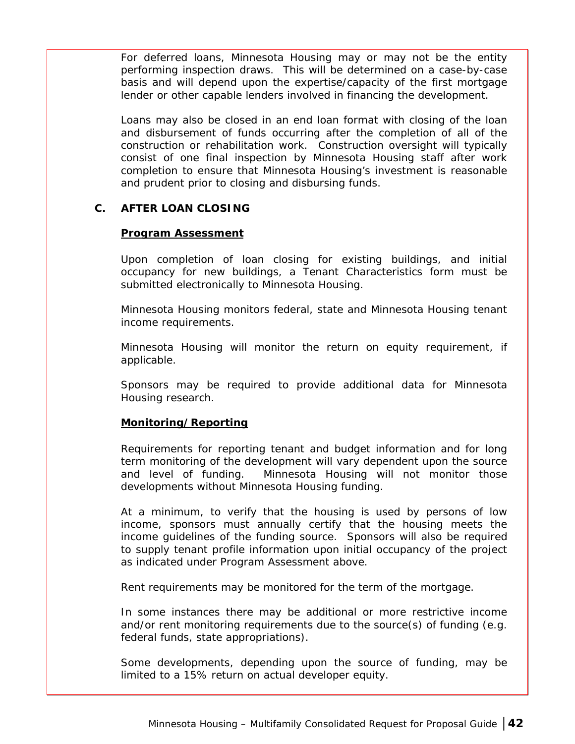For deferred loans, Minnesota Housing may or may not be the entity performing inspection draws. This will be determined on a case-by-case basis and will depend upon the expertise/capacity of the first mortgage lender or other capable lenders involved in financing the development.

Loans may also be closed in an end loan format with closing of the loan and disbursement of funds occurring after the completion of all of the construction or rehabilitation work. Construction oversight will typically consist of one final inspection by Minnesota Housing staff after work completion to ensure that Minnesota Housing's investment is reasonable and prudent prior to closing and disbursing funds.

### C. AFTER LOAN CLOSING

**Program Assessment**

Upon completion of loan closing for existing buildings, and initial occupancy for new buildings, a Tenant Characteristics form must be submitted electronically to Minnesota Housing.

Minnesota Housing monitors federal, state and Minnesota Housing tenant income requirements.

Minnesota Housing will monitor the return on equity requirement, if applicable.

Sponsors may be required to provide additional data for Minnesota Housing research.

**Monitoring/Reporting**

Requirements for reporting tenant and budget information and for long term monitoring of the development will vary dependent upon the source and level of funding. Minnesota Housing will not monitor those developments without Minnesota Housing funding.

At a minimum, to verify that the housing is used by persons of low income, sponsors must annually certify that the housing meets the income guidelines of the funding source. Sponsors will also be required to supply tenant profile information upon initial occupancy of the project as indicated under Program Assessment above.

Rent requirements may be monitored for the term of the mortgage.

In some instances there may be additional or more restrictive income and/or rent monitoring requirements due to the source(s) of funding (e.g. federal funds, state appropriations).

Some developments, depending upon the source of funding, may be limited to a 15% return on actual developer equity.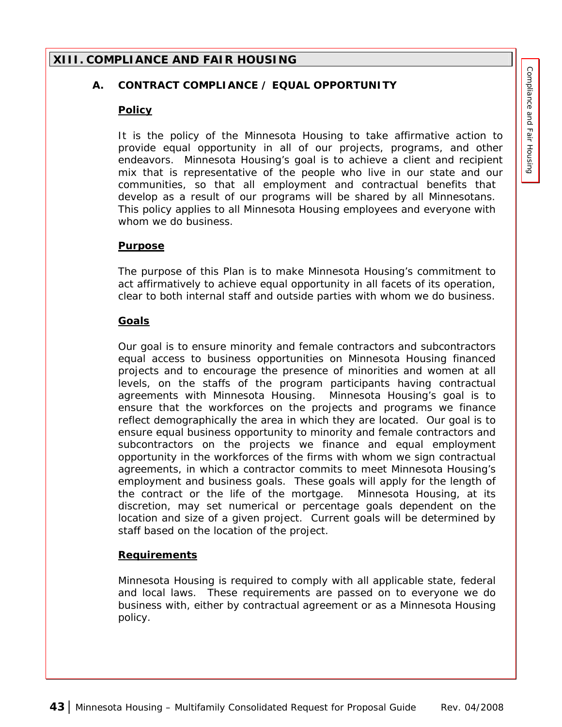## XIII. COMPLIANCE AND FAIR HOUSING

### A. CONTRACT COMPLIANCE / EQUAL OPPORTUNITY

**Policy**

It is the policy of the Minnesota Housing to take affirmative action to provide equal opportunity in all of our projects, programs, and other endeavors. Minnesota Housing's goal is to achieve a client and recipient mix that is representative of the people who live in our state and our communities, so that all employment and contractual benefits that develop as a result of our programs will be shared by all Minnesotans. This policy applies to all Minnesota Housing employees and everyone with whom we do business.

**Purpose**

The purpose of this Plan is to make Minnesota Housing's commitment to act affirmatively to achieve equal opportunity in all facets of its operation, clear to both internal staff and outside parties with whom we do business.

**Goals**

Our goal is to ensure minority and female contractors and subcontractors equal access to business opportunities on Minnesota Housing financed projects and to encourage the presence of minorities and women at all levels, on the staffs of the program participants having contractual agreements with Minnesota Housing. Minnesota Housing's goal is to ensure that the workforces on the projects and programs we finance reflect demographically the area in which they are located. Our goal is to ensure equal business opportunity to minority and female contractors and subcontractors on the projects we finance and equal employment opportunity in the workforces of the firms with whom we sign contractual agreements, in which a contractor commits to meet Minnesota Housing's employment and business goals. These goals will apply for the length of the contract or the life of the mortgage. Minnesota Housing, at its discretion, may set numerical or percentage goals dependent on the location and size of a given project. Current goals will be determined by staff based on the location of the project.

**Requirements**

Minnesota Housing is required to comply with all applicable state, federal and local laws. These requirements are passed on to everyone we do business with, either by contractual agreement or as a Minnesota Housing policy.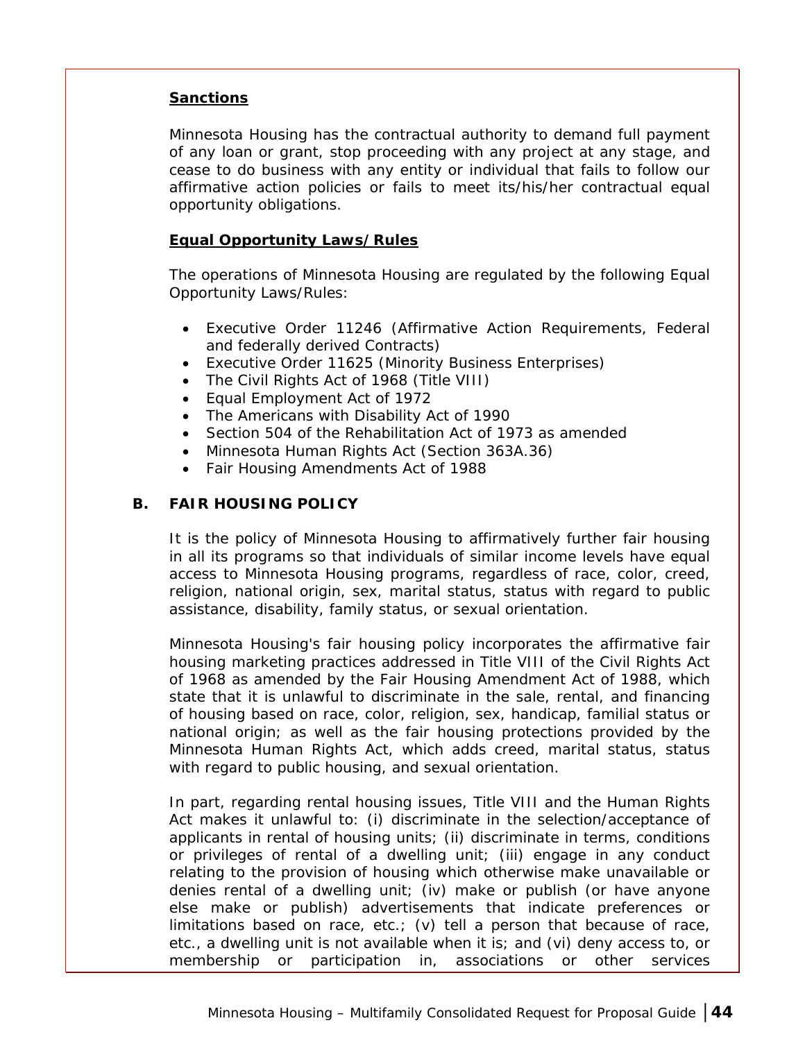**Sanctions**

Minnesota Housing has the contractual authority to demand full payment of any loan or grant, stop proceeding with any project at any stage, and cease to do business with any entity or individual that fails to follow our affirmative action policies or fails to meet its/his/her contractual equal opportunity obligations.

**Equal Opportunity Laws/Rules**

The operations of Minnesota Housing are regulated by the following Equal Opportunity Laws/Rules:

- Executive Order 11246 (Affirmative Action Requirements, Federal and federally derived Contracts)
- Executive Order 11625 (Minority Business Enterprises)
- The Civil Rights Act of 1968 (Title VIII)
- Equal Employment Act of 1972
- The Americans with Disability Act of 1990
- Section 504 of the Rehabilitation Act of 1973 as amended
- Minnesota Human Rights Act (Section 363A.36)
- Fair Housing Amendments Act of 1988

## B. FAIR HOUSING POLICY

It is the policy of Minnesota Housing to affirmatively further fair housing in all its programs so that individuals of similar income levels have equal access to Minnesota Housing programs, regardless of race, color, creed, religion, national origin, sex, marital status, status with regard to public assistance, disability, family status, or sexual orientation.

Minnesota Housing's fair housing policy incorporates the affirmative fair housing marketing practices addressed in Title VIII of the Civil Rights Act of 1968 as amended by the Fair Housing Amendment Act of 1988, which state that it is unlawful to discriminate in the sale, rental, and financing of housing based on race, color, religion, sex, handicap, familial status or national origin; as well as the fair housing protections provided by the Minnesota Human Rights Act, which adds creed, marital status, status with regard to public housing, and sexual orientation.

In part, regarding rental housing issues, Title VIII and the Human Rights Act makes it unlawful to: (i) discriminate in the selection/acceptance of applicants in rental of housing units; (ii) discriminate in terms, conditions or privileges of rental of a dwelling unit; (iii) engage in any conduct relating to the provision of housing which otherwise make unavailable or denies rental of a dwelling unit; (iv) make or publish (or have anyone else make or publish) advertisements that indicate preferences or limitations based on race, etc.; (v) tell a person that because of race, etc., a dwelling unit is not available when it is; and (vi) deny access to, or membership or participation in, associations or other services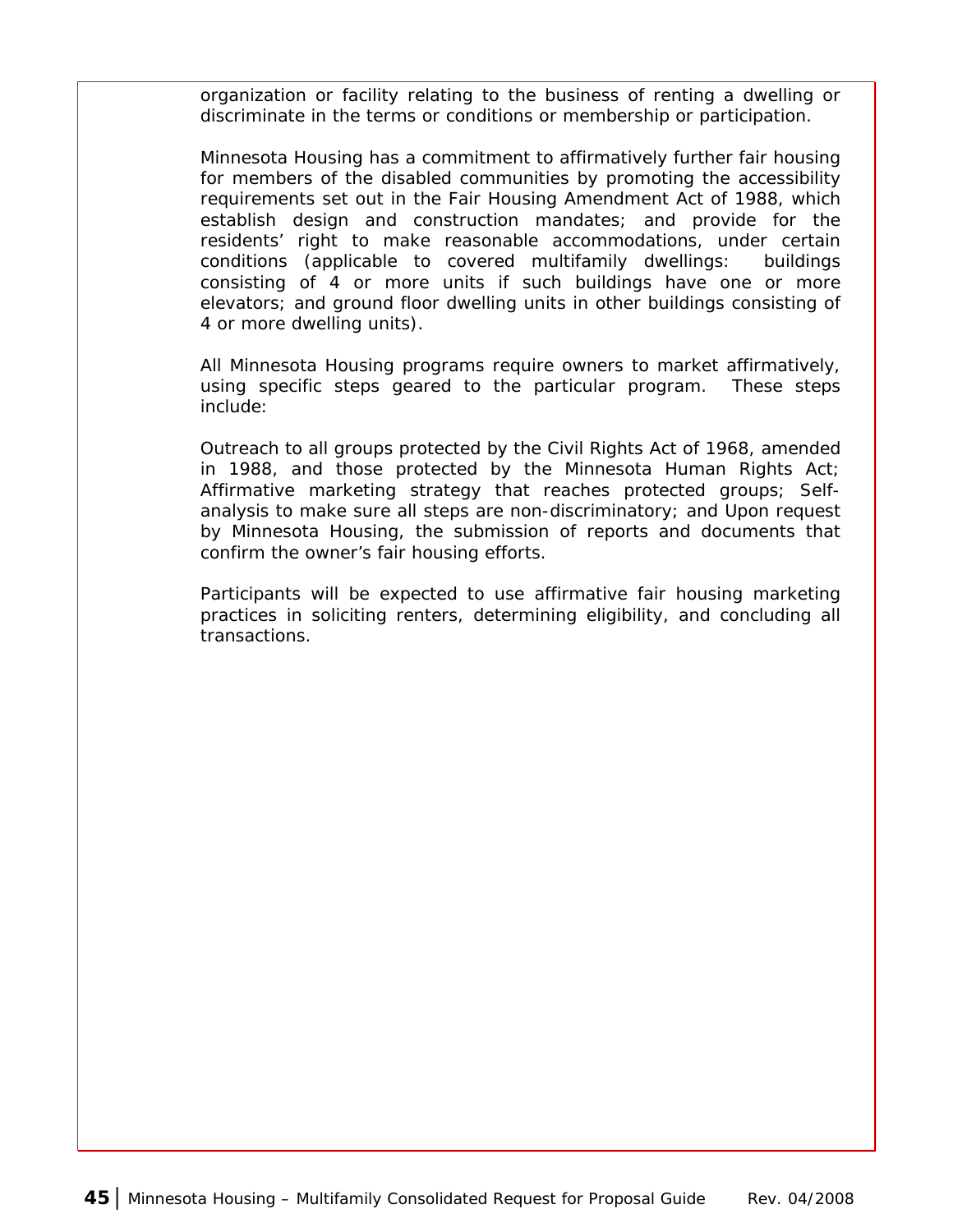organization or facility relating to the business of renting a dwelling or discriminate in the terms or conditions or membership or participation.

Minnesota Housing has a commitment to affirmatively further fair housing for members of the disabled communities by promoting the accessibility requirements set out in the Fair Housing Amendment Act of 1988, which establish design and construction mandates; and provide for the residents' right to make reasonable accommodations, under certain conditions (applicable to covered multifamily dwellings: buildings consisting of 4 or more units if such buildings have one or more elevators; and ground floor dwelling units in other buildings consisting of 4 or more dwelling units).

All Minnesota Housing programs require owners to market affirmatively, using specific steps geared to the particular program. These steps include:

Outreach to all groups protected by the Civil Rights Act of 1968, amended in 1988, and those protected by the Minnesota Human Rights Act; Affirmative marketing strategy that reaches protected groups; Self-analysis to make sure all steps are non-discriminatory; and Upon request by Minnesota Housing, the submission of reports and documents that confirm the owner's fair housing efforts.

Participants will be expected to use affirmative fair housing marketing practices in soliciting renters, determining eligibility, and concluding all transactions.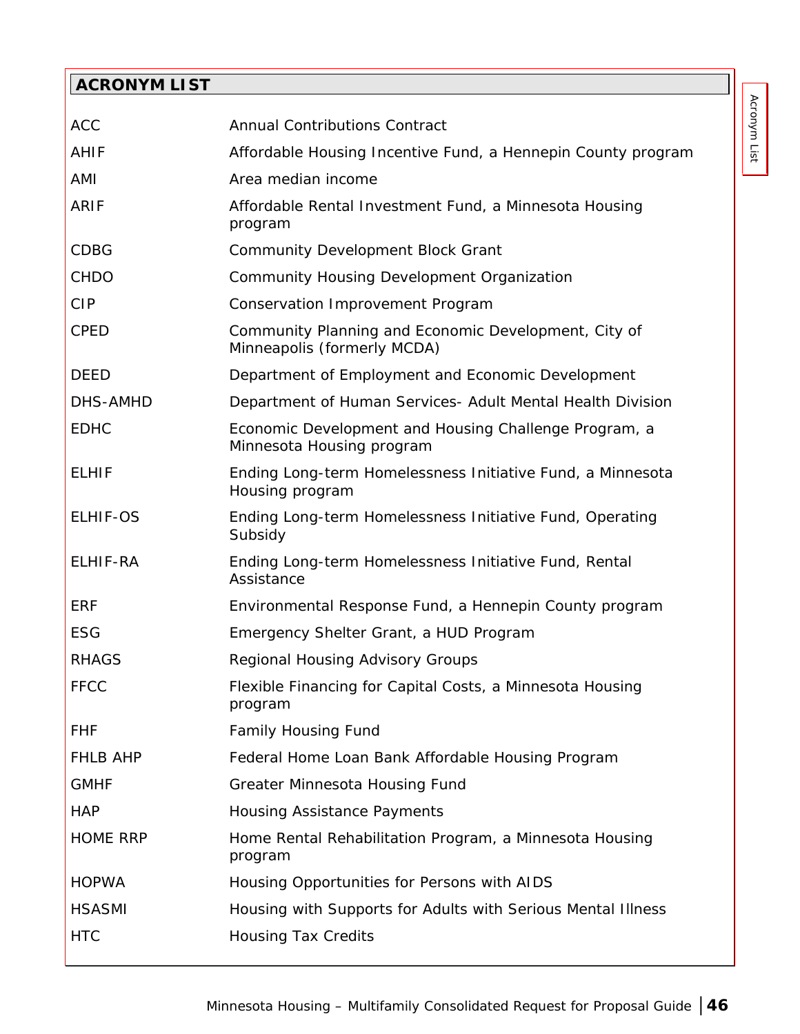## ACRONYM LIST

| | |
|---|---|
| ACC | Annual Contributions Contract |
| AHIF | Affordable Housing Incentive Fund, a Hennepin County program |
| AMI | Area median income |
| ARIF | Affordable Rental Investment Fund, a Minnesota Housing program |
| CDBG | Community Development Block Grant |
| CHDO | Community Housing Development Organization |
| CIP | Conservation Improvement Program |
| CPED | Community Planning and Economic Development, City of Minneapolis (formerly MCDA) |
| DEED | Department of Employment and Economic Development |
| DHS-AMHD | Department of Human Services- Adult Mental Health Division |
| EDHC | Economic Development and Housing Challenge Program, a Minnesota Housing program |
| ELHIF | Ending Long-term Homelessness Initiative Fund, a Minnesota Housing program |
| ELHIF-OS | Ending Long-term Homelessness Initiative Fund, Operating Subsidy |
| ELHIF-RA | Ending Long-term Homelessness Initiative Fund, Rental Assistance |
| ERF | Environmental Response Fund, a Hennepin County program |
| ESG | Emergency Shelter Grant, a HUD Program |
| RHAGS | Regional Housing Advisory Groups |
| FFCC | Flexible Financing for Capital Costs, a Minnesota Housing program |
| FHF | Family Housing Fund |
| FHLB AHP | Federal Home Loan Bank Affordable Housing Program |
| GMHF | Greater Minnesota Housing Fund |
| HAP | Housing Assistance Payments |
| HOME RRP | Home Rental Rehabilitation Program, a Minnesota Housing program |
| HOPWA | Housing Opportunities for Persons with AIDS |
| HSASMI | Housing with Supports for Adults with Serious Mental Illness |
| HTC | Housing Tax Credits |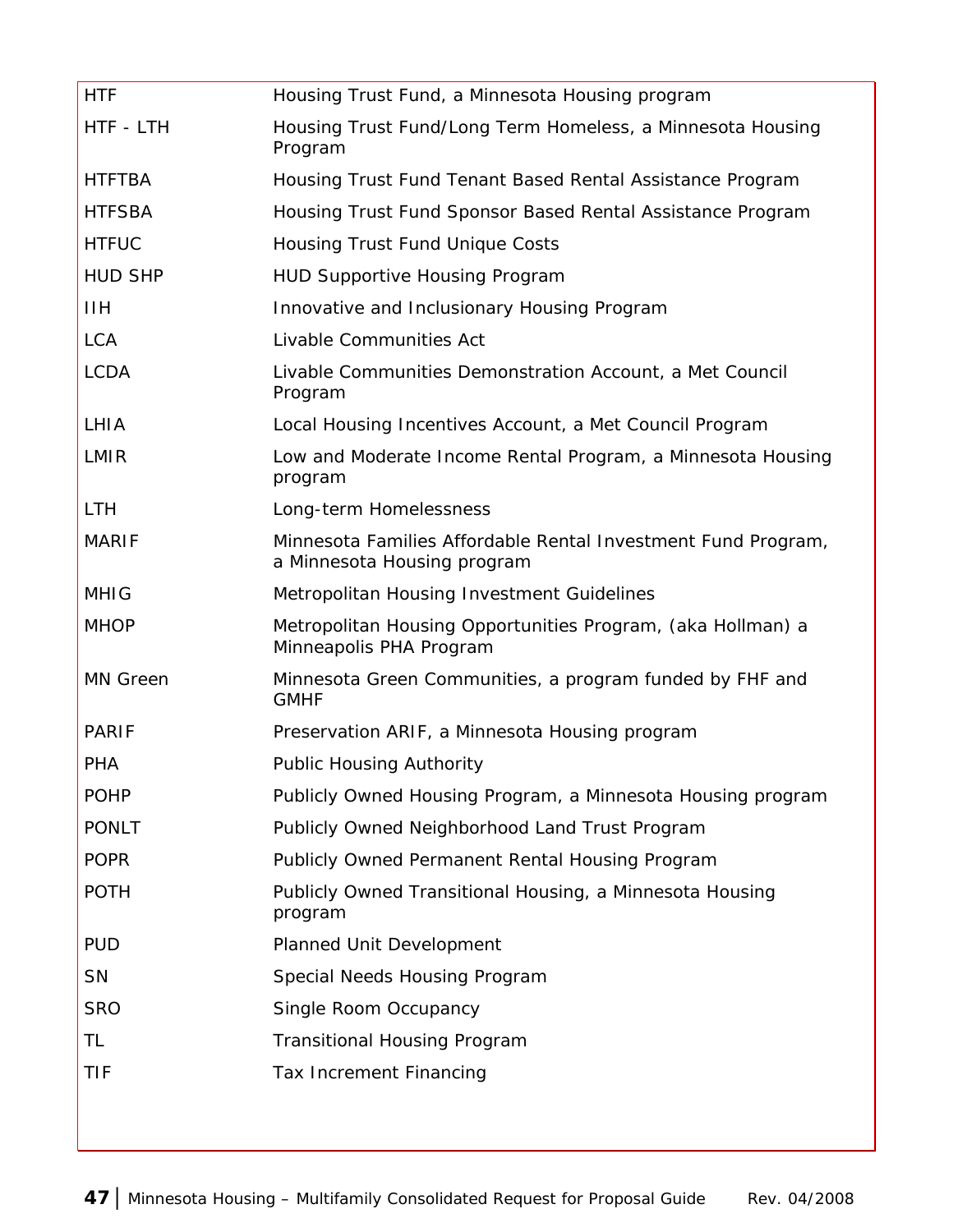| | |
|---|---|
| HTF | Housing Trust Fund, a Minnesota Housing program |
| HTF - LTH | Housing Trust Fund/Long Term Homeless, a Minnesota Housing Program |
| HTFTBA | Housing Trust Fund Tenant Based Rental Assistance Program |
| HTFSBA | Housing Trust Fund Sponsor Based Rental Assistance Program |
| HTFUC | Housing Trust Fund Unique Costs |
| HUD SHP | HUD Supportive Housing Program |
| IIH | Innovative and Inclusionary Housing Program |
| LCA | Livable Communities Act |
| LCDA | Livable Communities Demonstration Account, a Met Council Program |
| LHIA | Local Housing Incentives Account, a Met Council Program |
| LMIR | Low and Moderate Income Rental Program, a Minnesota Housing program |
| LTH | Long-term Homelessness |
| MARIF | Minnesota Families Affordable Rental Investment Fund Program, a Minnesota Housing program |
| MHIG | Metropolitan Housing Investment Guidelines |
| MHOP | Metropolitan Housing Opportunities Program, (aka Hollman) a Minneapolis PHA Program |
| MN Green | Minnesota Green Communities, a program funded by FHF and GMHF |
| PARIF | Preservation ARIF, a Minnesota Housing program |
| PHA | Public Housing Authority |
| POHP | Publicly Owned Housing Program, a Minnesota Housing program |
| PONLT | Publicly Owned Neighborhood Land Trust Program |
| POPR | Publicly Owned Permanent Rental Housing Program |
| POTH | Publicly Owned Transitional Housing, a Minnesota Housing program |
| PUD | Planned Unit Development |
| SN | Special Needs Housing Program |
| SRO | Single Room Occupancy |
| TL | Transitional Housing Program |
| TIF | Tax Increment Financing |